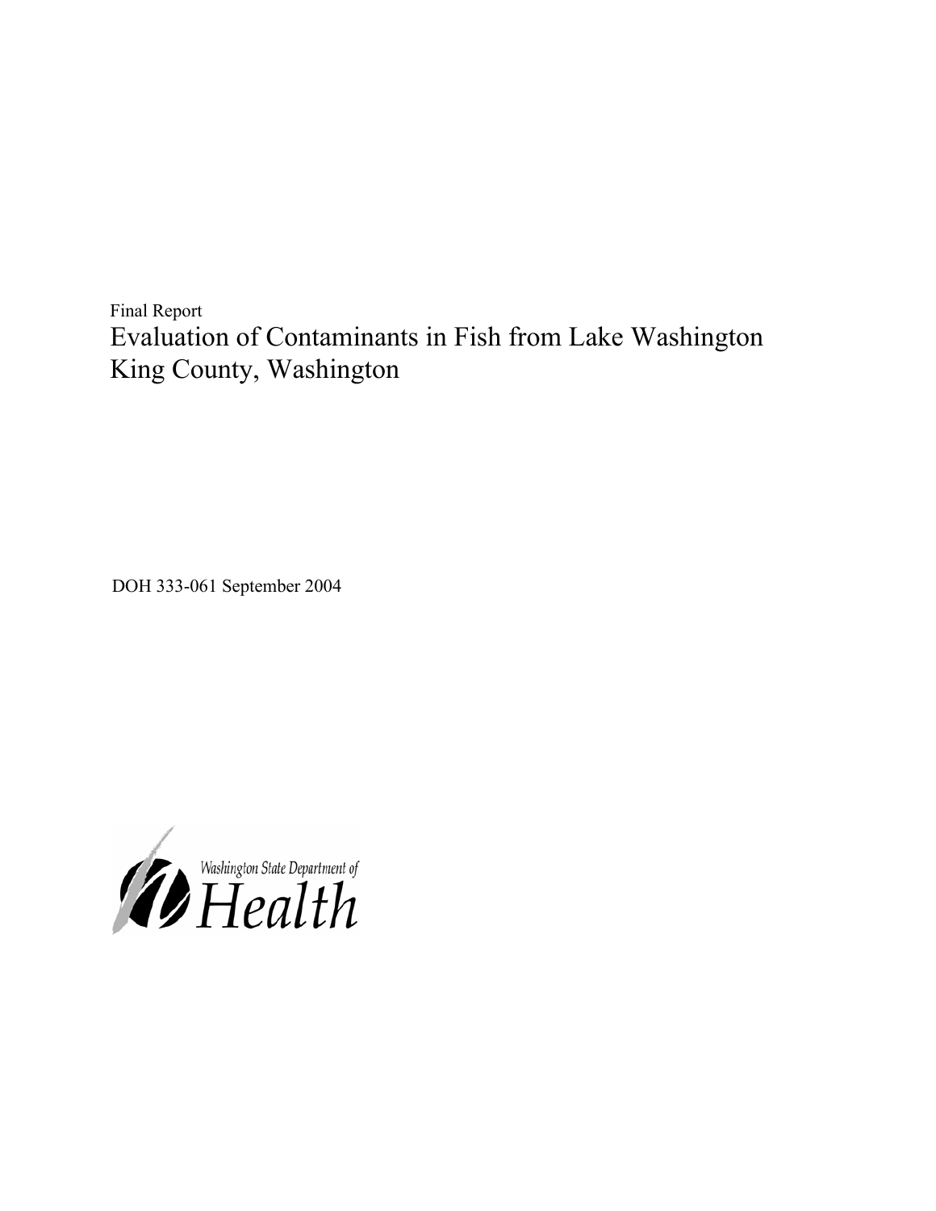Final Report

# Evaluation of Contaminants in Fish from Lake Washington King County, Washington

DOH 333-061 September 2004

Washington State Department of Health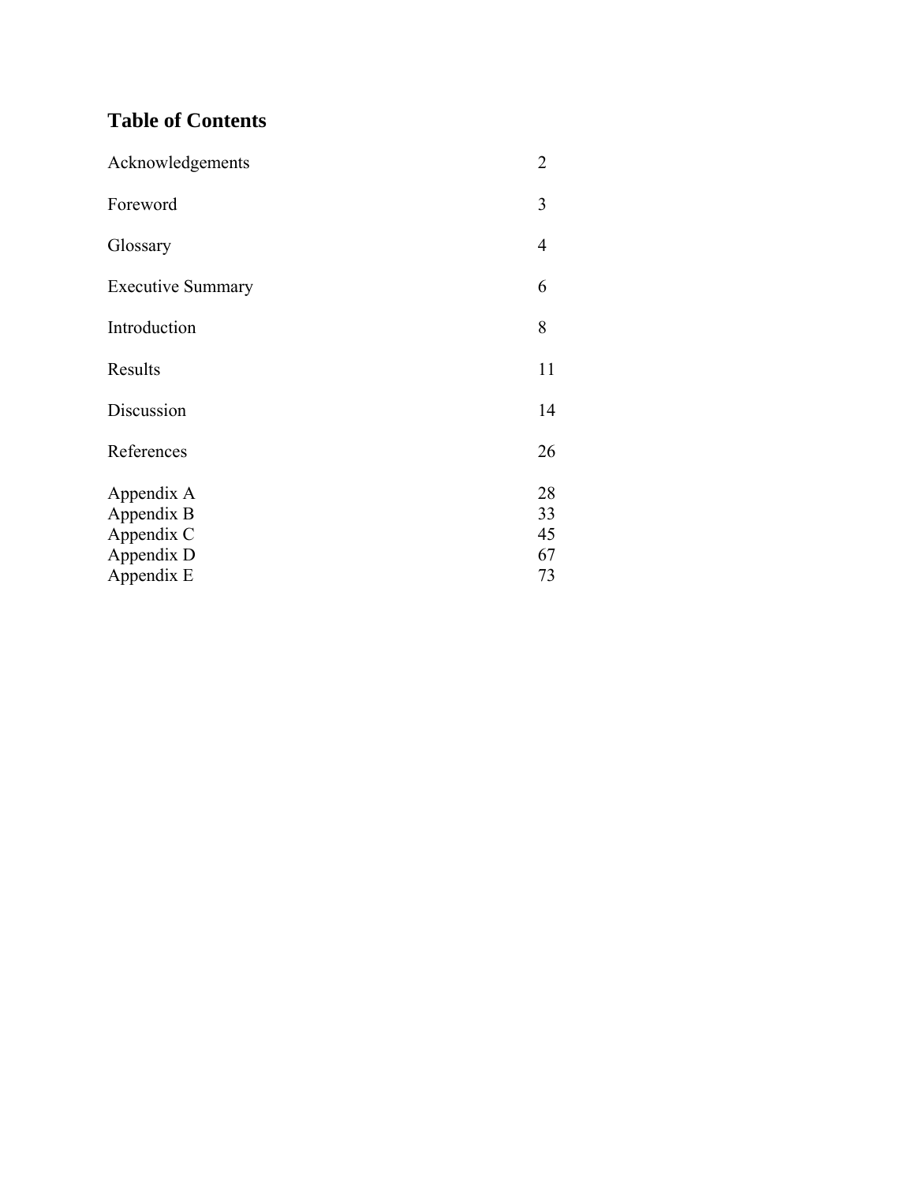## Table of Contents

| | |
|---|---|
| Acknowledgements | 2 |
| Foreword | 3 |
| Glossary | 4 |
| Executive Summary | 6 |
| Introduction | 8 |
| Results | 11 |
| Discussion | 14 |
| References | 26 |
| Appendix A | 28 |
| Appendix B | 33 |
| Appendix C | 45 |
| Appendix D | 67 |
| Appendix E | 73 |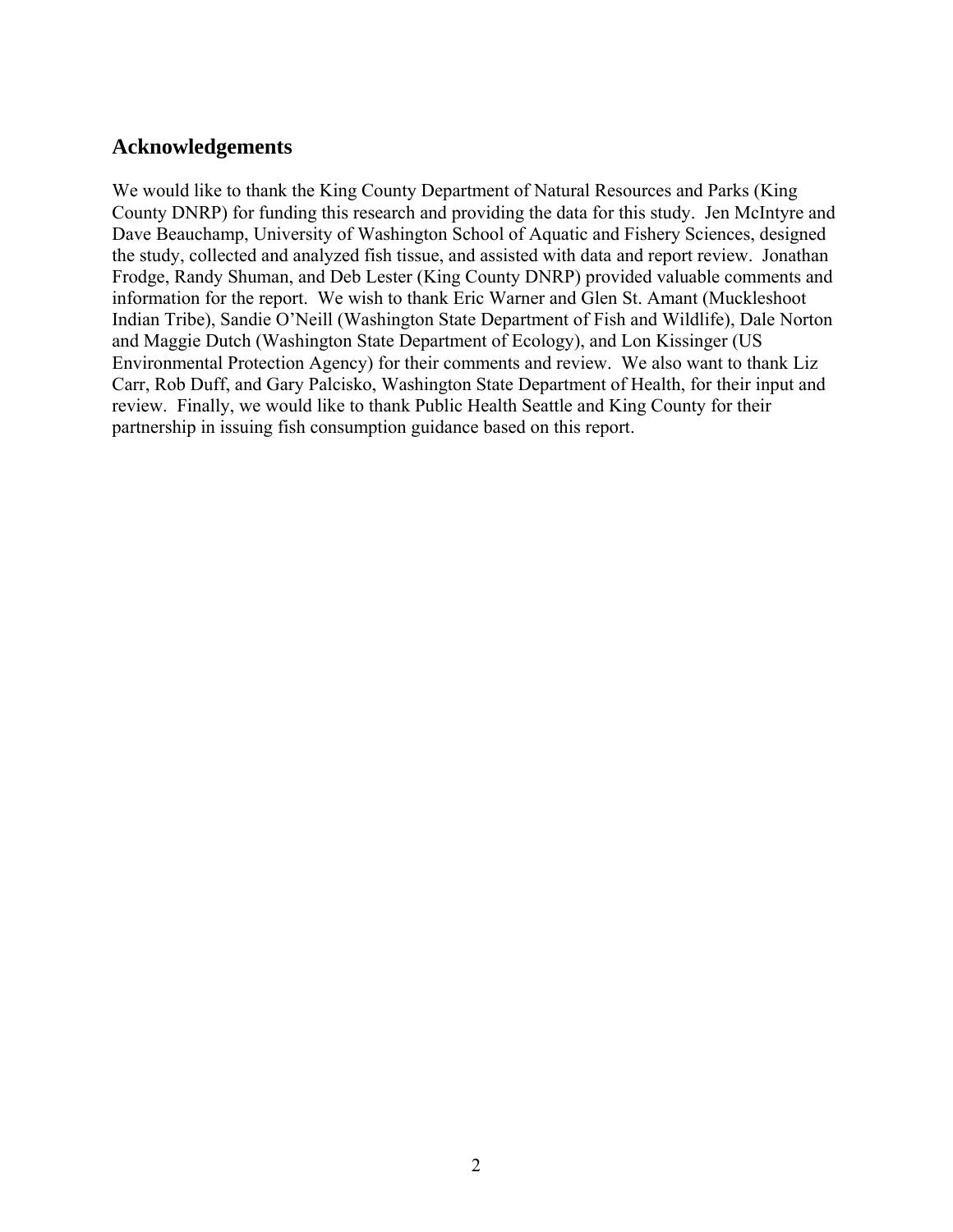## Acknowledgements

We would like to thank the King County Department of Natural Resources and Parks (King County DNRP) for funding this research and providing the data for this study. Jen McIntyre and Dave Beauchamp, University of Washington School of Aquatic and Fishery Sciences, designed the study, collected and analyzed fish tissue, and assisted with data and report review. Jonathan Frodge, Randy Shuman, and Deb Lester (King County DNRP) provided valuable comments and information for the report. We wish to thank Eric Warner and Glen St. Amant (Muckleshoot Indian Tribe), Sandie O'Neill (Washington State Department of Fish and Wildlife), Dale Norton and Maggie Dutch (Washington State Department of Ecology), and Lon Kissinger (US Environmental Protection Agency) for their comments and review. We also want to thank Liz Carr, Rob Duff, and Gary Palcisko, Washington State Department of Health, for their input and review. Finally, we would like to thank Public Health Seattle and King County for their partnership in issuing fish consumption guidance based on this report.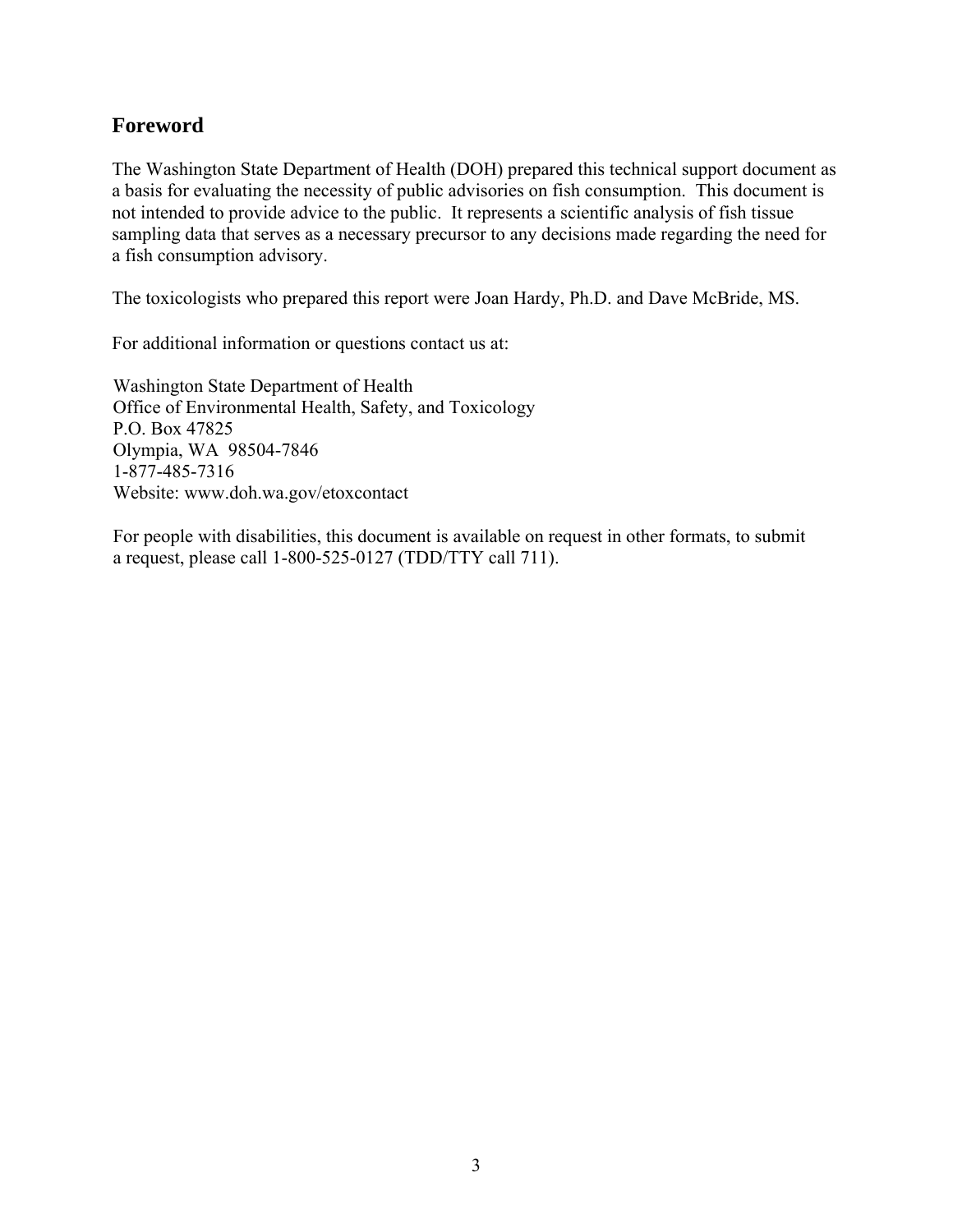## Foreword

The Washington State Department of Health (DOH) prepared this technical support document as a basis for evaluating the necessity of public advisories on fish consumption. This document is not intended to provide advice to the public. It represents a scientific analysis of fish tissue sampling data that serves as a necessary precursor to any decisions made regarding the need for a fish consumption advisory.

The toxicologists who prepared this report were Joan Hardy, Ph.D. and Dave McBride, MS.

For additional information or questions contact us at:

Washington State Department of Health
Office of Environmental Health, Safety, and Toxicology
P.O. Box 47825
Olympia, WA 98504-7846
1-877-485-7316
Website: www.doh.wa.gov/etoxcontact

For people with disabilities, this document is available on request in other formats, to submit a request, please call 1-800-525-0127 (TDD/TTY call 711).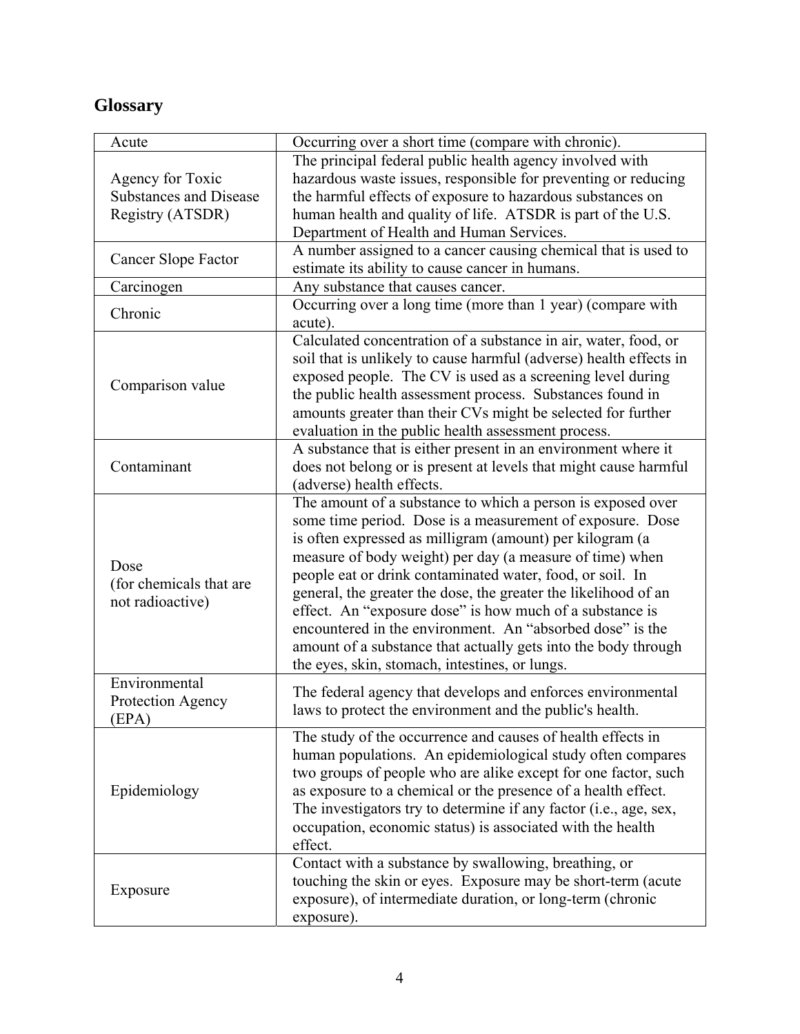## Glossary

| Term | Definition |
|---|---|
| Acute | Occurring over a short time (compare with chronic). |
| Agency for Toxic Substances and Disease Registry (ATSDR) | The principal federal public health agency involved with hazardous waste issues, responsible for preventing or reducing the harmful effects of exposure to hazardous substances on human health and quality of life. ATSDR is part of the U.S. Department of Health and Human Services. |
| Cancer Slope Factor | A number assigned to a cancer causing chemical that is used to estimate its ability to cause cancer in humans. |
| Carcinogen | Any substance that causes cancer. |
| Chronic | Occurring over a long time (more than 1 year) (compare with acute). |
| Comparison value | Calculated concentration of a substance in air, water, food, or soil that is unlikely to cause harmful (adverse) health effects in exposed people. The CV is used as a screening level during the public health assessment process. Substances found in amounts greater than their CVs might be selected for further evaluation in the public health assessment process. |
| Contaminant | A substance that is either present in an environment where it does not belong or is present at levels that might cause harmful (adverse) health effects. |
| Dose (for chemicals that are not radioactive) | The amount of a substance to which a person is exposed over some time period. Dose is a measurement of exposure. Dose is often expressed as milligram (amount) per kilogram (a measure of body weight) per day (a measure of time) when people eat or drink contaminated water, food, or soil. In general, the greater the dose, the greater the likelihood of an effect. An "exposure dose" is how much of a substance is encountered in the environment. An "absorbed dose" is the amount of a substance that actually gets into the body through the eyes, skin, stomach, intestines, or lungs. |
| Environmental Protection Agency (EPA) | The federal agency that develops and enforces environmental laws to protect the environment and the public's health. |
| Epidemiology | The study of the occurrence and causes of health effects in human populations. An epidemiological study often compares two groups of people who are alike except for one factor, such as exposure to a chemical or the presence of a health effect. The investigators try to determine if any factor (i.e., age, sex, occupation, economic status) is associated with the health effect. |
| Exposure | Contact with a substance by swallowing, breathing, or touching the skin or eyes. Exposure may be short-term (acute exposure), of intermediate duration, or long-term (chronic exposure). |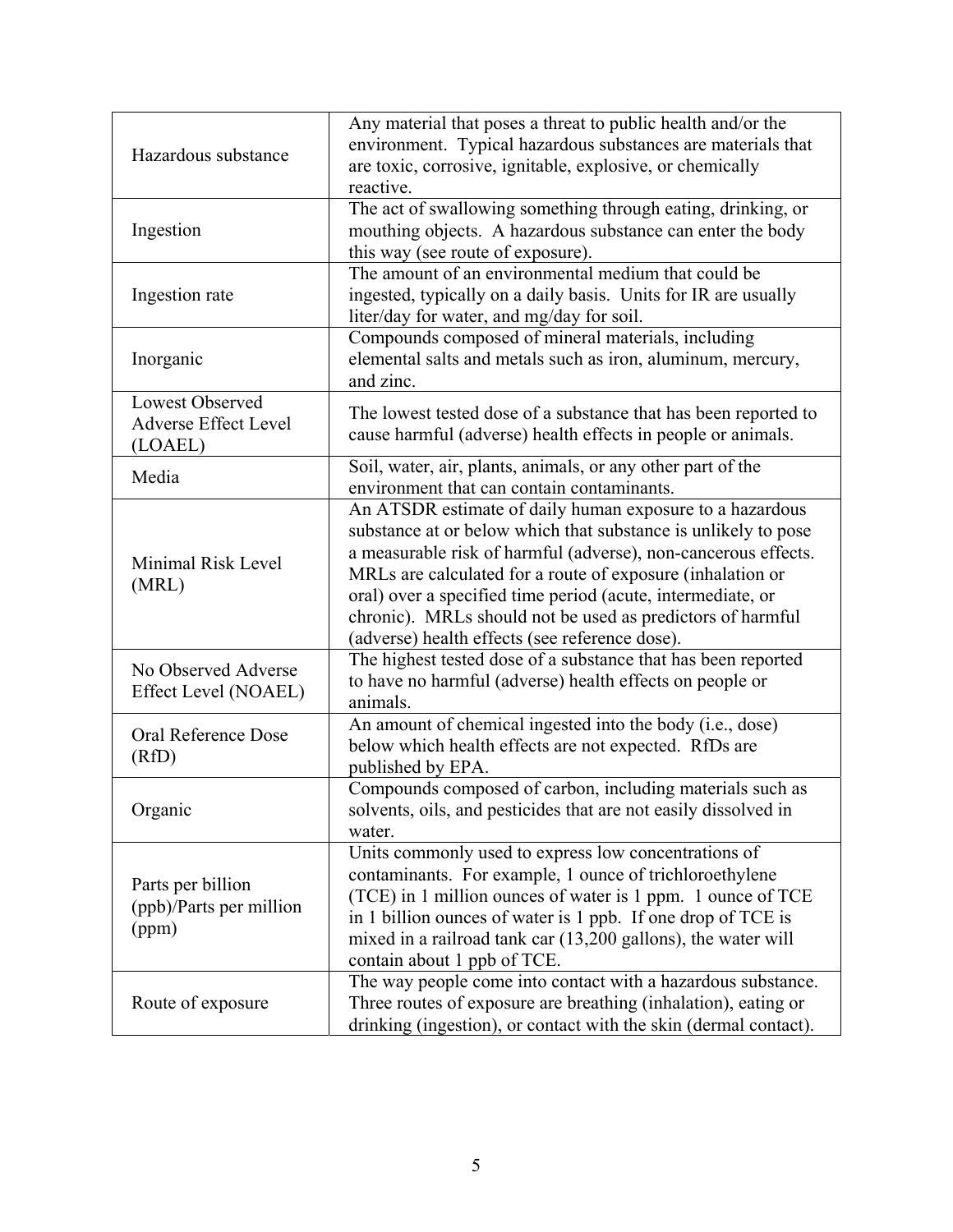| | |
|---|---|
| Hazardous substance | Any material that poses a threat to public health and/or the environment. Typical hazardous substances are materials that are toxic, corrosive, ignitable, explosive, or chemically reactive. |
| Ingestion | The act of swallowing something through eating, drinking, or mouthing objects. A hazardous substance can enter the body this way (see route of exposure). |
| Ingestion rate | The amount of an environmental medium that could be ingested, typically on a daily basis. Units for IR are usually liter/day for water, and mg/day for soil. |
| Inorganic | Compounds composed of mineral materials, including elemental salts and metals such as iron, aluminum, mercury, and zinc. |
| Lowest Observed Adverse Effect Level (LOAEL) | The lowest tested dose of a substance that has been reported to cause harmful (adverse) health effects in people or animals. |
| Media | Soil, water, air, plants, animals, or any other part of the environment that can contain contaminants. |
| Minimal Risk Level (MRL) | An ATSDR estimate of daily human exposure to a hazardous substance at or below which that substance is unlikely to pose a measurable risk of harmful (adverse), non-cancerous effects. MRLs are calculated for a route of exposure (inhalation or oral) over a specified time period (acute, intermediate, or chronic). MRLs should not be used as predictors of harmful (adverse) health effects (see reference dose). |
| No Observed Adverse Effect Level (NOAEL) | The highest tested dose of a substance that has been reported to have no harmful (adverse) health effects on people or animals. |
| Oral Reference Dose (RfD) | An amount of chemical ingested into the body (i.e., dose) below which health effects are not expected. RfDs are published by EPA. |
| Organic | Compounds composed of carbon, including materials such as solvents, oils, and pesticides that are not easily dissolved in water. |
| Parts per billion (ppb)/Parts per million (ppm) | Units commonly used to express low concentrations of contaminants. For example, 1 ounce of trichloroethylene (TCE) in 1 million ounces of water is 1 ppm. 1 ounce of TCE in 1 billion ounces of water is 1 ppb. If one drop of TCE is mixed in a railroad tank car (13,200 gallons), the water will contain about 1 ppb of TCE. |
| Route of exposure | The way people come into contact with a hazardous substance. Three routes of exposure are breathing (inhalation), eating or drinking (ingestion), or contact with the skin (dermal contact). |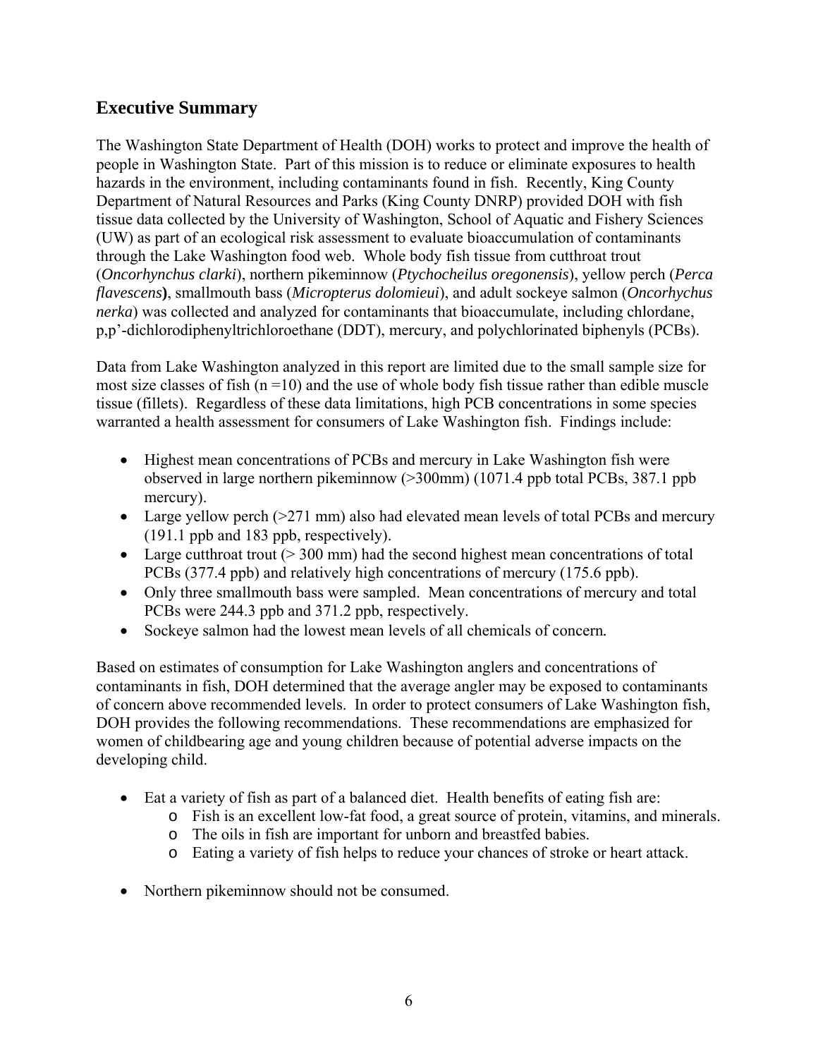## Executive Summary

The Washington State Department of Health (DOH) works to protect and improve the health of people in Washington State. Part of this mission is to reduce or eliminate exposures to health hazards in the environment, including contaminants found in fish. Recently, King County Department of Natural Resources and Parks (King County DNRP) provided DOH with fish tissue data collected by the University of Washington, School of Aquatic and Fishery Sciences (UW) as part of an ecological risk assessment to evaluate bioaccumulation of contaminants through the Lake Washington food web. Whole body fish tissue from cutthroat trout (*Oncorhynchus clarki*), northern pikeminnow (*Ptychocheilus oregonensis*), yellow perch (*Perca flavescens***)**, smallmouth bass (*Micropterus dolomieui*), and adult sockeye salmon (*Oncorhychus nerka*) was collected and analyzed for contaminants that bioaccumulate, including chlordane, p,p'-dichlorodiphenyltrichloroethane (DDT), mercury, and polychlorinated biphenyls (PCBs).

Data from Lake Washington analyzed in this report are limited due to the small sample size for most size classes of fish (n =10) and the use of whole body fish tissue rather than edible muscle tissue (fillets). Regardless of these data limitations, high PCB concentrations in some species warranted a health assessment for consumers of Lake Washington fish. Findings include:

- Highest mean concentrations of PCBs and mercury in Lake Washington fish were observed in large northern pikeminnow (>300mm) (1071.4 ppb total PCBs, 387.1 ppb mercury).
- Large yellow perch (>271 mm) also had elevated mean levels of total PCBs and mercury (191.1 ppb and 183 ppb, respectively).
- Large cutthroat trout (> 300 mm) had the second highest mean concentrations of total PCBs (377.4 ppb) and relatively high concentrations of mercury (175.6 ppb).
- Only three smallmouth bass were sampled. Mean concentrations of mercury and total PCBs were 244.3 ppb and 371.2 ppb, respectively.
- Sockeye salmon had the lowest mean levels of all chemicals of concern**.**

Based on estimates of consumption for Lake Washington anglers and concentrations of contaminants in fish, DOH determined that the average angler may be exposed to contaminants of concern above recommended levels. In order to protect consumers of Lake Washington fish, DOH provides the following recommendations. These recommendations are emphasized for women of childbearing age and young children because of potential adverse impacts on the developing child.

- Eat a variety of fish as part of a balanced diet. Health benefits of eating fish are:
  - Fish is an excellent low-fat food, a great source of protein, vitamins, and minerals.
  - The oils in fish are important for unborn and breastfed babies.
  - Eating a variety of fish helps to reduce your chances of stroke or heart attack.

- Northern pikeminnow should not be consumed.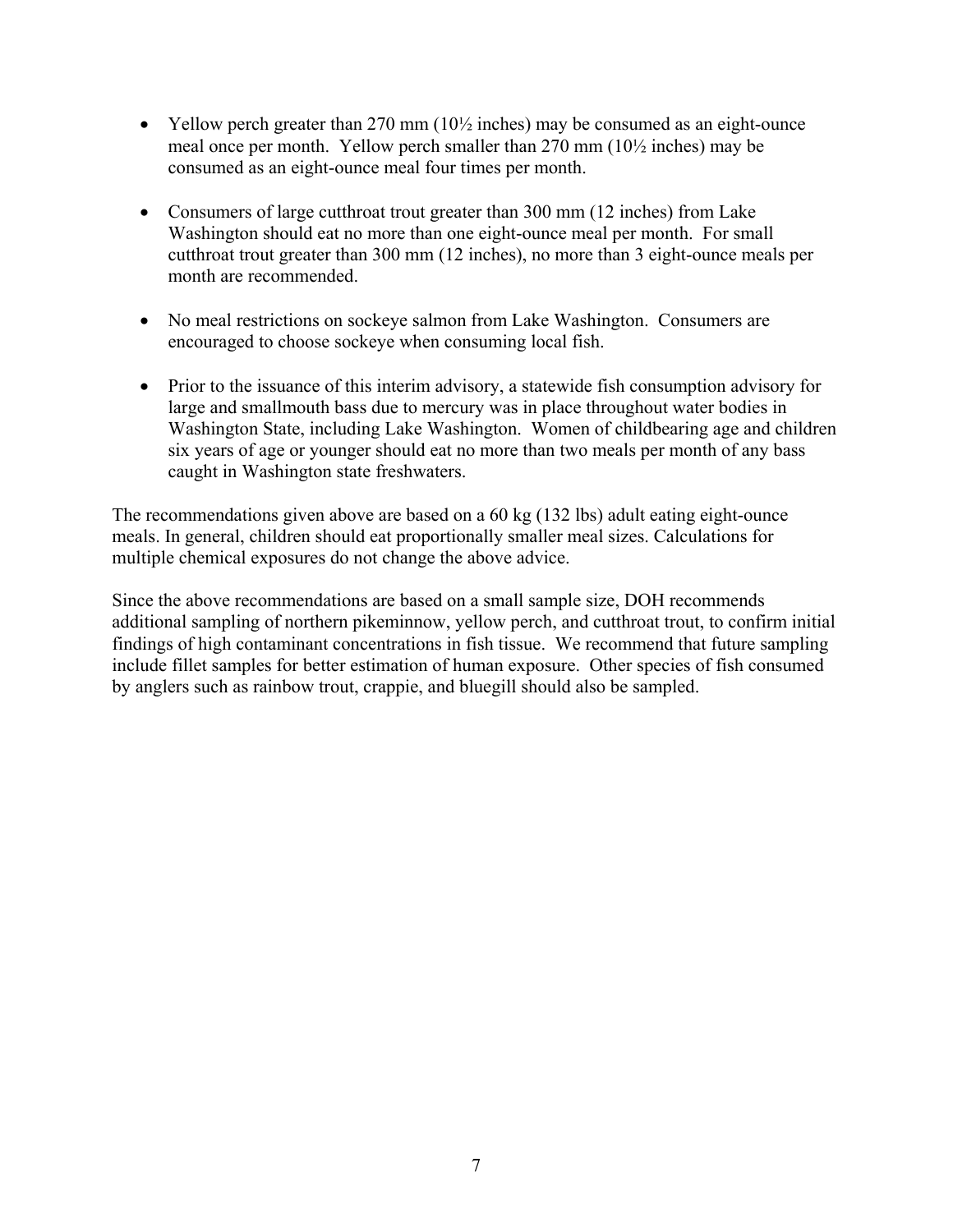- Yellow perch greater than 270 mm (10½ inches) may be consumed as an eight-ounce meal once per month. Yellow perch smaller than 270 mm (10½ inches) may be consumed as an eight-ounce meal four times per month.

- Consumers of large cutthroat trout greater than 300 mm (12 inches) from Lake Washington should eat no more than one eight-ounce meal per month. For small cutthroat trout greater than 300 mm (12 inches), no more than 3 eight-ounce meals per month are recommended.

- No meal restrictions on sockeye salmon from Lake Washington. Consumers are encouraged to choose sockeye when consuming local fish.

- Prior to the issuance of this interim advisory, a statewide fish consumption advisory for large and smallmouth bass due to mercury was in place throughout water bodies in Washington State, including Lake Washington. Women of childbearing age and children six years of age or younger should eat no more than two meals per month of any bass caught in Washington state freshwaters.

The recommendations given above are based on a 60 kg (132 lbs) adult eating eight-ounce meals. In general, children should eat proportionally smaller meal sizes. Calculations for multiple chemical exposures do not change the above advice.

Since the above recommendations are based on a small sample size, DOH recommends additional sampling of northern pikeminnow, yellow perch, and cutthroat trout, to confirm initial findings of high contaminant concentrations in fish tissue. We recommend that future sampling include fillet samples for better estimation of human exposure. Other species of fish consumed by anglers such as rainbow trout, crappie, and bluegill should also be sampled.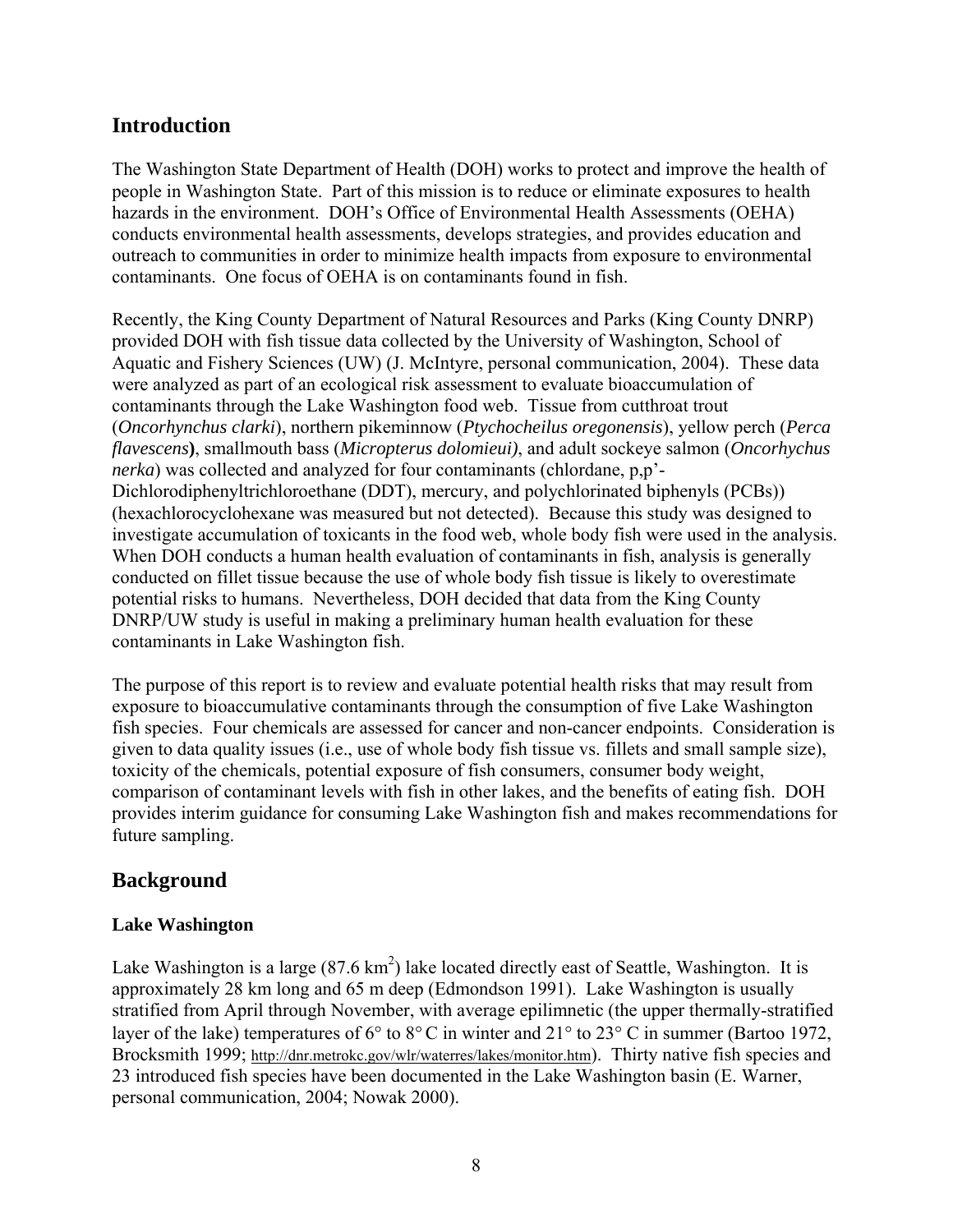## Introduction

The Washington State Department of Health (DOH) works to protect and improve the health of people in Washington State. Part of this mission is to reduce or eliminate exposures to health hazards in the environment. DOH's Office of Environmental Health Assessments (OEHA) conducts environmental health assessments, develops strategies, and provides education and outreach to communities in order to minimize health impacts from exposure to environmental contaminants. One focus of OEHA is on contaminants found in fish.

Recently, the King County Department of Natural Resources and Parks (King County DNRP) provided DOH with fish tissue data collected by the University of Washington, School of Aquatic and Fishery Sciences (UW) (J. McIntyre, personal communication, 2004). These data were analyzed as part of an ecological risk assessment to evaluate bioaccumulation of contaminants through the Lake Washington food web. Tissue from cutthroat trout (*Oncorhynchus clarki*), northern pikeminnow (*Ptychocheilus oregonensis*), yellow perch (*Perca flavescens*), smallmouth bass (*Micropterus dolomieui)*, and adult sockeye salmon (*Oncorhychus nerka*) was collected and analyzed for four contaminants (chlordane, p,p'-Dichlorodiphenyltrichloroethane (DDT), mercury, and polychlorinated biphenyls (PCBs)) (hexachlorocyclohexane was measured but not detected). Because this study was designed to investigate accumulation of toxicants in the food web, whole body fish were used in the analysis. When DOH conducts a human health evaluation of contaminants in fish, analysis is generally conducted on fillet tissue because the use of whole body fish tissue is likely to overestimate potential risks to humans. Nevertheless, DOH decided that data from the King County DNRP/UW study is useful in making a preliminary human health evaluation for these contaminants in Lake Washington fish.

The purpose of this report is to review and evaluate potential health risks that may result from exposure to bioaccumulative contaminants through the consumption of five Lake Washington fish species. Four chemicals are assessed for cancer and non-cancer endpoints. Consideration is given to data quality issues (i.e., use of whole body fish tissue vs. fillets and small sample size), toxicity of the chemicals, potential exposure of fish consumers, consumer body weight, comparison of contaminant levels with fish in other lakes, and the benefits of eating fish. DOH provides interim guidance for consuming Lake Washington fish and makes recommendations for future sampling.

## Background

### Lake Washington

Lake Washington is a large (87.6 $km^2$) lake located directly east of Seattle, Washington. It is approximately 28 km long and 65 m deep (Edmondson 1991). Lake Washington is usually stratified from April through November, with average epilimnetic (the upper thermally-stratified layer of the lake) temperatures of 6° to 8° C in winter and 21° to 23° C in summer (Bartoo 1972, Brocksmith 1999; http://dnr.metrokc.gov/wlr/waterres/lakes/monitor.htm). Thirty native fish species and 23 introduced fish species have been documented in the Lake Washington basin (E. Warner, personal communication, 2004; Nowak 2000).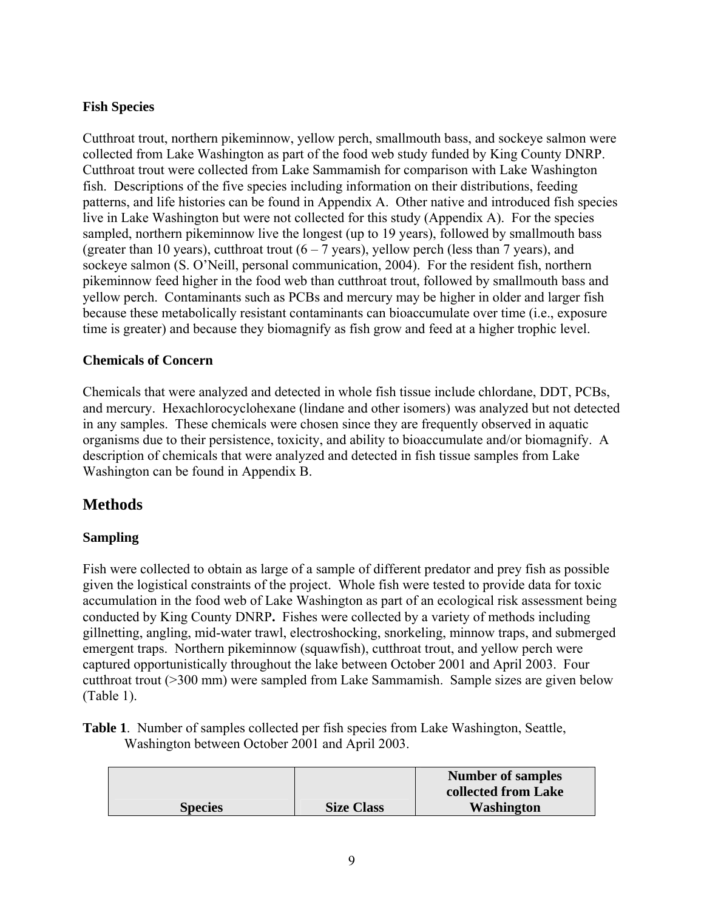### Fish Species

Cutthroat trout, northern pikeminnow, yellow perch, smallmouth bass, and sockeye salmon were collected from Lake Washington as part of the food web study funded by King County DNRP. Cutthroat trout were collected from Lake Sammamish for comparison with Lake Washington fish. Descriptions of the five species including information on their distributions, feeding patterns, and life histories can be found in Appendix A. Other native and introduced fish species live in Lake Washington but were not collected for this study (Appendix A). For the species sampled, northern pikeminnow live the longest (up to 19 years), followed by smallmouth bass (greater than 10 years), cutthroat trout (6 – 7 years), yellow perch (less than 7 years), and sockeye salmon (S. O'Neill, personal communication, 2004). For the resident fish, northern pikeminnow feed higher in the food web than cutthroat trout, followed by smallmouth bass and yellow perch. Contaminants such as PCBs and mercury may be higher in older and larger fish because these metabolically resistant contaminants can bioaccumulate over time (i.e., exposure time is greater) and because they biomagnify as fish grow and feed at a higher trophic level.

### Chemicals of Concern

Chemicals that were analyzed and detected in whole fish tissue include chlordane, DDT, PCBs, and mercury. Hexachlorocyclohexane (lindane and other isomers) was analyzed but not detected in any samples. These chemicals were chosen since they are frequently observed in aquatic organisms due to their persistence, toxicity, and ability to bioaccumulate and/or biomagnify. A description of chemicals that were analyzed and detected in fish tissue samples from Lake Washington can be found in Appendix B.

## Methods

### Sampling

Fish were collected to obtain as large of a sample of different predator and prey fish as possible given the logistical constraints of the project. Whole fish were tested to provide data for toxic accumulation in the food web of Lake Washington as part of an ecological risk assessment being conducted by King County DNRP**.** Fishes were collected by a variety of methods including gillnetting, angling, mid-water trawl, electroshocking, snorkeling, minnow traps, and submerged emergent traps. Northern pikeminnow (squawfish), cutthroat trout, and yellow perch were captured opportunistically throughout the lake between October 2001 and April 2003. Four cutthroat trout (>300 mm) were sampled from Lake Sammamish. Sample sizes are given below (Table 1).

**Table 1**. Number of samples collected per fish species from Lake Washington, Seattle, Washington between October 2001 and April 2003.

| Species | Size Class | Number of samples collected from Lake Washington |
|---|---|---|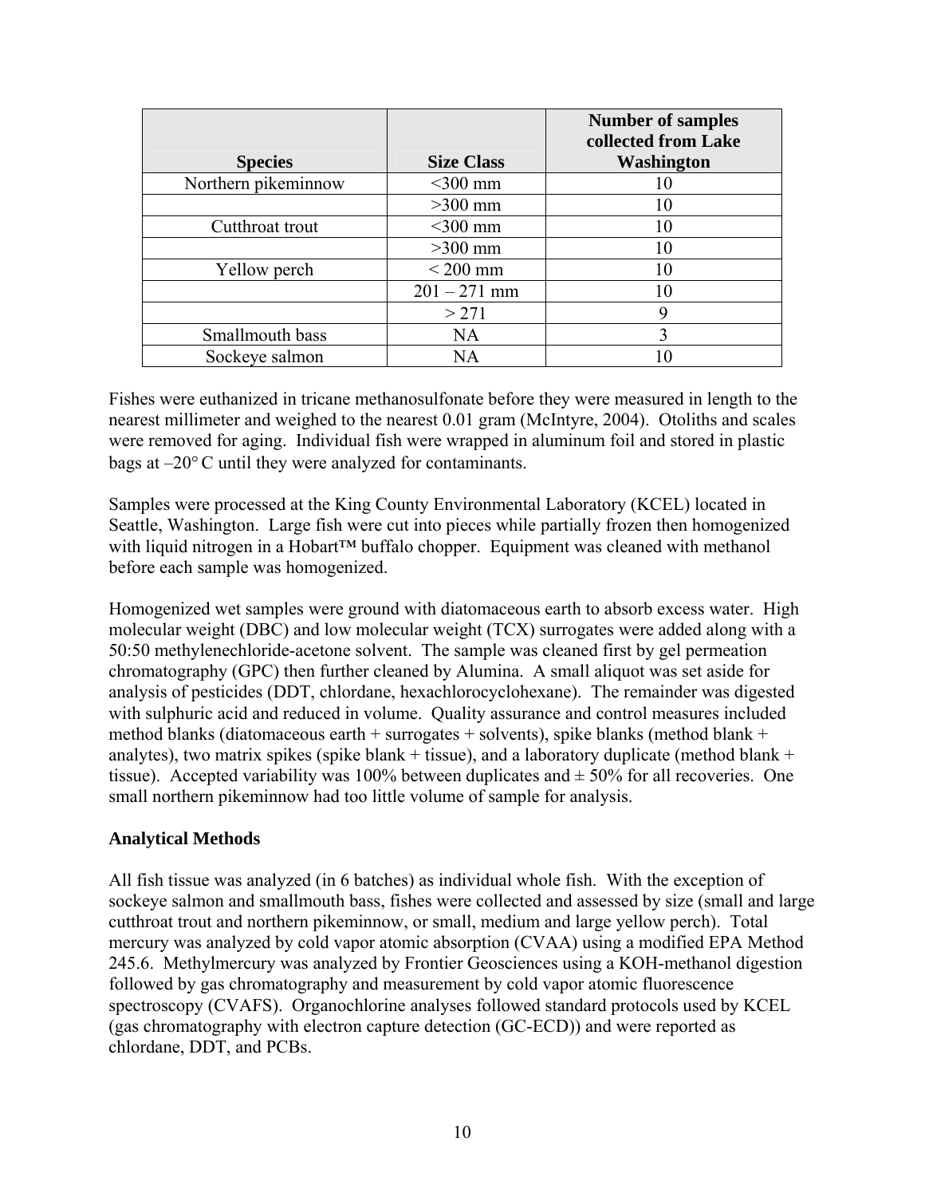| Species | Size Class | Number of samples collected from Lake Washington |
|---|---|---|
| Northern pikeminnow | <300 mm | 10 |
| | >300 mm | 10 |
| Cutthroat trout | <300 mm | 10 |
| | >300 mm | 10 |
| Yellow perch | < 200 mm | 10 |
| | 201 – 271 mm | 10 |
| | > 271 | 9 |
| Smallmouth bass | NA | 3 |
| Sockeye salmon | NA | 10 |

Fishes were euthanized in tricane methanosulfonate before they were measured in length to the nearest millimeter and weighed to the nearest 0.01 gram (McIntyre, 2004). Otoliths and scales were removed for aging. Individual fish were wrapped in aluminum foil and stored in plastic bags at –20° C until they were analyzed for contaminants.

Samples were processed at the King County Environmental Laboratory (KCEL) located in Seattle, Washington. Large fish were cut into pieces while partially frozen then homogenized with liquid nitrogen in a Hobart™ buffalo chopper. Equipment was cleaned with methanol before each sample was homogenized.

Homogenized wet samples were ground with diatomaceous earth to absorb excess water. High molecular weight (DBC) and low molecular weight (TCX) surrogates were added along with a 50:50 methylenechloride-acetone solvent. The sample was cleaned first by gel permeation chromatography (GPC) then further cleaned by Alumina. A small aliquot was set aside for analysis of pesticides (DDT, chlordane, hexachlorocyclohexane). The remainder was digested with sulphuric acid and reduced in volume. Quality assurance and control measures included method blanks (diatomaceous earth + surrogates + solvents), spike blanks (method blank + analytes), two matrix spikes (spike blank + tissue), and a laboratory duplicate (method blank + tissue). Accepted variability was 100% between duplicates and ± 50% for all recoveries. One small northern pikeminnow had too little volume of sample for analysis.

**Analytical Methods**

All fish tissue was analyzed (in 6 batches) as individual whole fish. With the exception of sockeye salmon and smallmouth bass, fishes were collected and assessed by size (small and large cutthroat trout and northern pikeminnow, or small, medium and large yellow perch). Total mercury was analyzed by cold vapor atomic absorption (CVAA) using a modified EPA Method 245.6. Methylmercury was analyzed by Frontier Geosciences using a KOH-methanol digestion followed by gas chromatography and measurement by cold vapor atomic fluorescence spectroscopy (CVAFS). Organochlorine analyses followed standard protocols used by KCEL (gas chromatography with electron capture detection (GC-ECD)) and were reported as chlordane, DDT, and PCBs.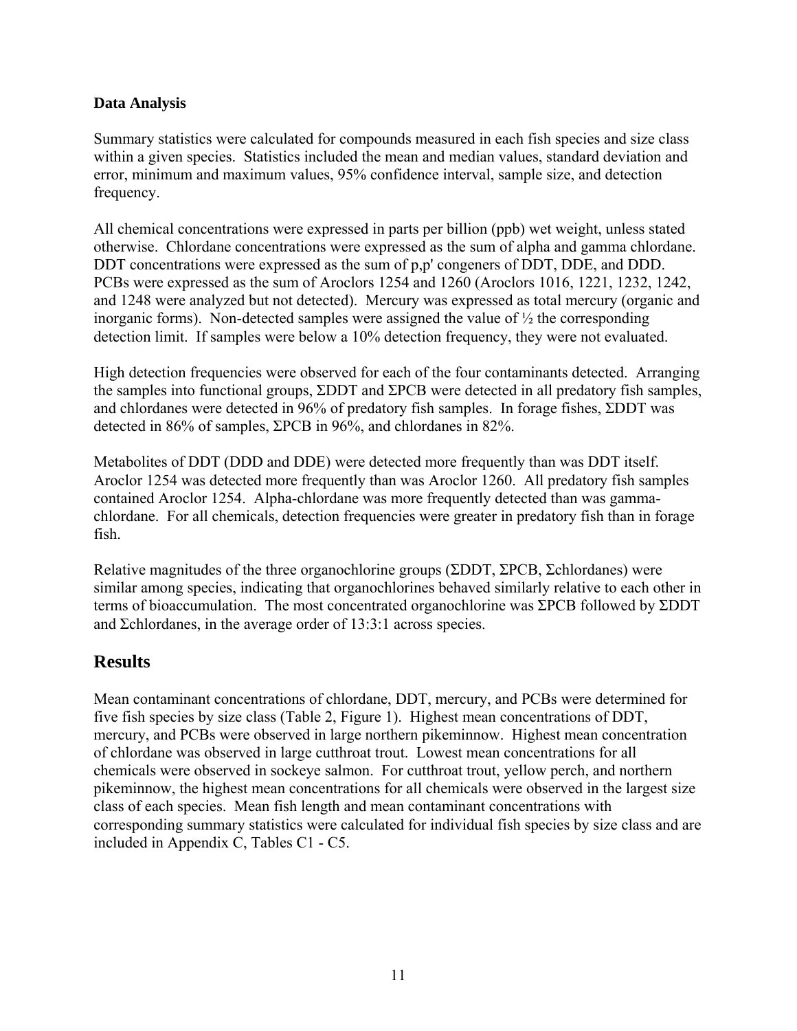### Data Analysis

Summary statistics were calculated for compounds measured in each fish species and size class within a given species. Statistics included the mean and median values, standard deviation and error, minimum and maximum values, 95% confidence interval, sample size, and detection frequency.

All chemical concentrations were expressed in parts per billion (ppb) wet weight, unless stated otherwise. Chlordane concentrations were expressed as the sum of alpha and gamma chlordane. DDT concentrations were expressed as the sum of p,p' congeners of DDT, DDE, and DDD. PCBs were expressed as the sum of Aroclors 1254 and 1260 (Aroclors 1016, 1221, 1232, 1242, and 1248 were analyzed but not detected). Mercury was expressed as total mercury (organic and inorganic forms). Non-detected samples were assigned the value of ½ the corresponding detection limit. If samples were below a 10% detection frequency, they were not evaluated.

High detection frequencies were observed for each of the four contaminants detected. Arranging the samples into functional groups, ΣDDT and ΣPCB were detected in all predatory fish samples, and chlordanes were detected in 96% of predatory fish samples. In forage fishes, ΣDDT was detected in 86% of samples, ΣPCB in 96%, and chlordanes in 82%.

Metabolites of DDT (DDD and DDE) were detected more frequently than was DDT itself. Aroclor 1254 was detected more frequently than was Aroclor 1260. All predatory fish samples contained Aroclor 1254. Alpha-chlordane was more frequently detected than was gamma-chlordane. For all chemicals, detection frequencies were greater in predatory fish than in forage fish.

Relative magnitudes of the three organochlorine groups (ΣDDT, ΣPCB, Σchlordanes) were similar among species, indicating that organochlorines behaved similarly relative to each other in terms of bioaccumulation. The most concentrated organochlorine was ΣPCB followed by ΣDDT and Σchlordanes, in the average order of 13:3:1 across species.

## Results

Mean contaminant concentrations of chlordane, DDT, mercury, and PCBs were determined for five fish species by size class (Table 2, Figure 1). Highest mean concentrations of DDT, mercury, and PCBs were observed in large northern pikeminnow. Highest mean concentration of chlordane was observed in large cutthroat trout. Lowest mean concentrations for all chemicals were observed in sockeye salmon. For cutthroat trout, yellow perch, and northern pikeminnow, the highest mean concentrations for all chemicals were observed in the largest size class of each species. Mean fish length and mean contaminant concentrations with corresponding summary statistics were calculated for individual fish species by size class and are included in Appendix C, Tables C1 - C5.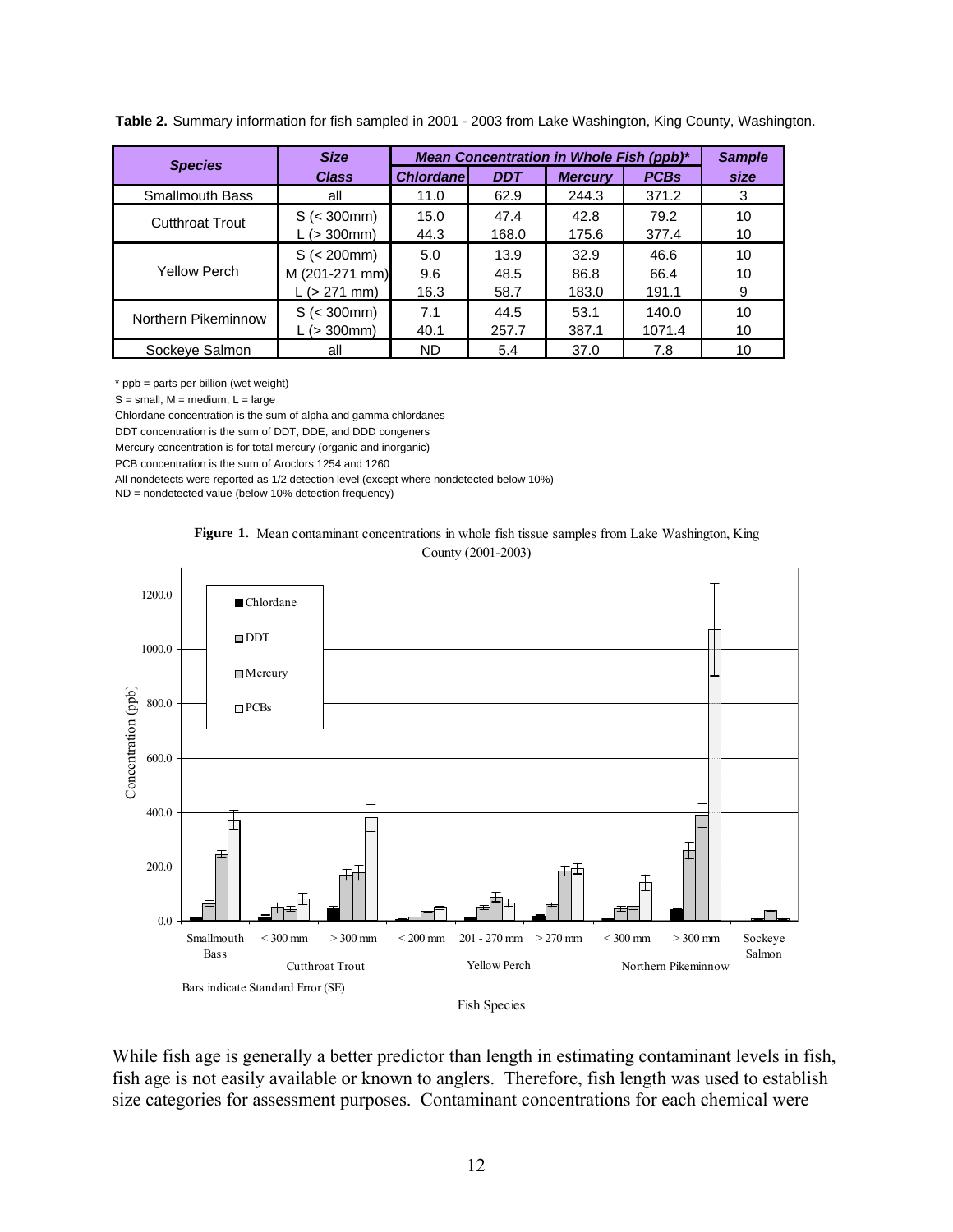**Table 2.** Summary information for fish sampled in 2001 - 2003 from Lake Washington, King County, Washington.

| *Species* | *Size Class* | *Mean Concentration in Whole Fish (ppb)** | | | | *Sample size* |
|---|---|---|---|---|---|---|
| | | *Chlordane* | *DDT* | *Mercury* | *PCBs* | |
| Smallmouth Bass | all | 11.0 | 62.9 | 244.3 | 371.2 | 3 |
| Cutthroat Trout | S (< 300mm) | 15.0 | 47.4 | 42.8 | 79.2 | 10 |
| | L (> 300mm) | 44.3 | 168.0 | 175.6 | 377.4 | 10 |
| Yellow Perch | S (< 200mm) | 5.0 | 13.9 | 32.9 | 46.6 | 10 |
| | M (201-271 mm) | 9.6 | 48.5 | 86.8 | 66.4 | 10 |
| | L (> 271 mm) | 16.3 | 58.7 | 183.0 | 191.1 | 9 |
| Northern Pikeminnow | S (< 300mm) | 7.1 | 44.5 | 53.1 | 140.0 | 10 |
| | L (> 300mm) | 40.1 | 257.7 | 387.1 | 1071.4 | 10 |
| Sockeye Salmon | all | ND | 5.4 | 37.0 | 7.8 | 10 |

* ppb = parts per billion (wet weight)
S = small, M = medium, L = large
Chlordane concentration is the sum of alpha and gamma chlordanes
DDT concentration is the sum of DDT, DDE, and DDD congeners
Mercury concentration is for total mercury (organic and inorganic)
PCB concentration is the sum of Aroclors 1254 and 1260
All nondetects were reported as 1/2 detection level (except where nondetected below 10%)
ND = nondetected value (below 10% detection frequency)

**Figure 1.** Mean contaminant concentrations in whole fish tissue samples from Lake Washington, King County (2001-2003)

Bars indicate Standard Error (SE)

While fish age is generally a better predictor than length in estimating contaminant levels in fish, fish age is not easily available or known to anglers. Therefore, fish length was used to establish size categories for assessment purposes. Contaminant concentrations for each chemical were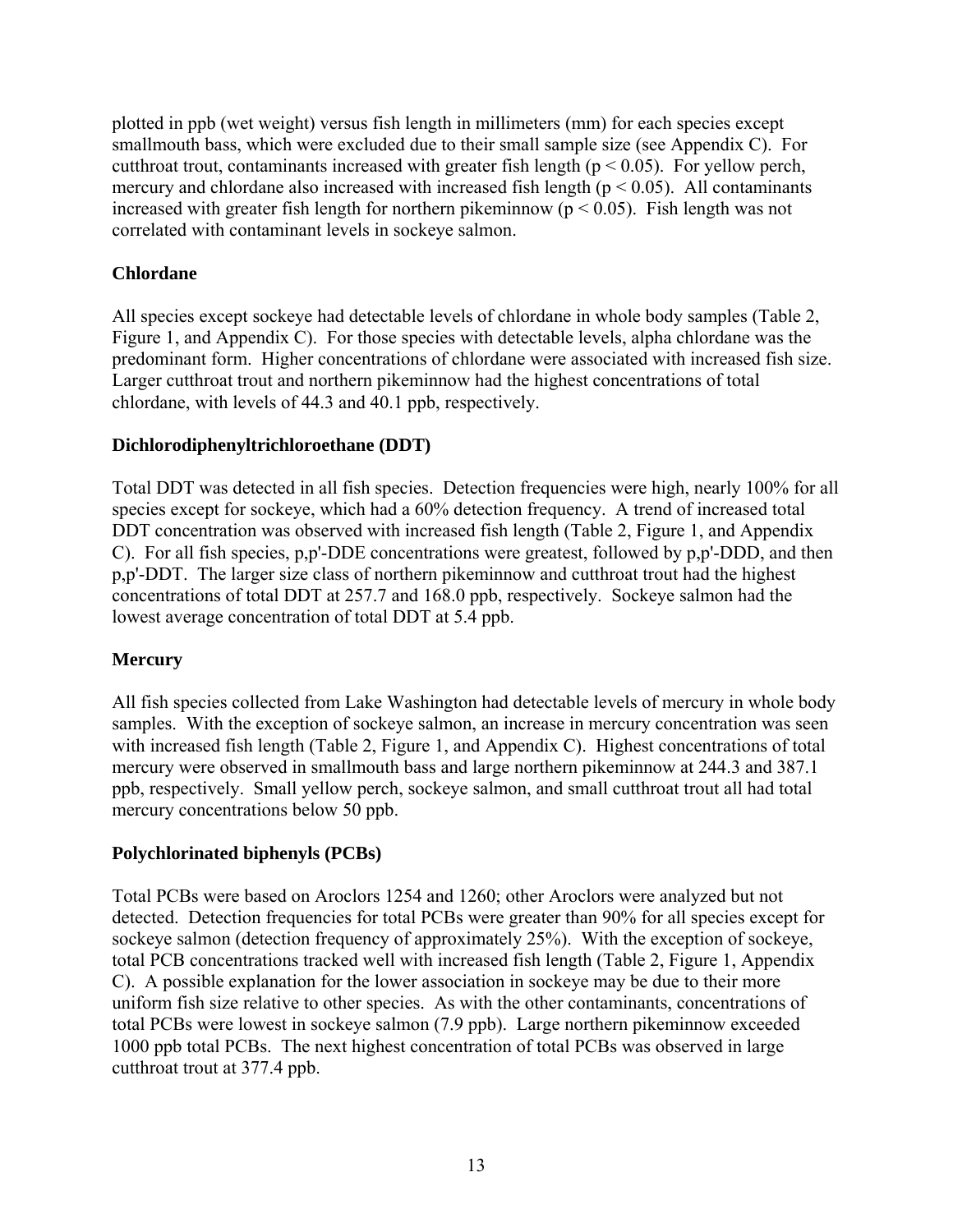plotted in ppb (wet weight) versus fish length in millimeters (mm) for each species except smallmouth bass, which were excluded due to their small sample size (see Appendix C). For cutthroat trout, contaminants increased with greater fish length ($p < 0.05$). For yellow perch, mercury and chlordane also increased with increased fish length ($p < 0.05$). All contaminants increased with greater fish length for northern pikeminnow ($p < 0.05$). Fish length was not correlated with contaminant levels in sockeye salmon.

### Chlordane

All species except sockeye had detectable levels of chlordane in whole body samples (Table 2, Figure 1, and Appendix C). For those species with detectable levels, alpha chlordane was the predominant form. Higher concentrations of chlordane were associated with increased fish size. Larger cutthroat trout and northern pikeminnow had the highest concentrations of total chlordane, with levels of 44.3 and 40.1 ppb, respectively.

### Dichlorodiphenyltrichloroethane (DDT)

Total DDT was detected in all fish species. Detection frequencies were high, nearly 100% for all species except for sockeye, which had a 60% detection frequency. A trend of increased total DDT concentration was observed with increased fish length (Table 2, Figure 1, and Appendix C). For all fish species, p,p'-DDE concentrations were greatest, followed by p,p'-DDD, and then p,p'-DDT. The larger size class of northern pikeminnow and cutthroat trout had the highest concentrations of total DDT at 257.7 and 168.0 ppb, respectively. Sockeye salmon had the lowest average concentration of total DDT at 5.4 ppb.

### Mercury

All fish species collected from Lake Washington had detectable levels of mercury in whole body samples. With the exception of sockeye salmon, an increase in mercury concentration was seen with increased fish length (Table 2, Figure 1, and Appendix C). Highest concentrations of total mercury were observed in smallmouth bass and large northern pikeminnow at 244.3 and 387.1 ppb, respectively. Small yellow perch, sockeye salmon, and small cutthroat trout all had total mercury concentrations below 50 ppb.

### Polychlorinated biphenyls (PCBs)

Total PCBs were based on Aroclors 1254 and 1260; other Aroclors were analyzed but not detected. Detection frequencies for total PCBs were greater than 90% for all species except for sockeye salmon (detection frequency of approximately 25%). With the exception of sockeye, total PCB concentrations tracked well with increased fish length (Table 2, Figure 1, Appendix C). A possible explanation for the lower association in sockeye may be due to their more uniform fish size relative to other species. As with the other contaminants, concentrations of total PCBs were lowest in sockeye salmon (7.9 ppb). Large northern pikeminnow exceeded 1000 ppb total PCBs. The next highest concentration of total PCBs was observed in large cutthroat trout at 377.4 ppb.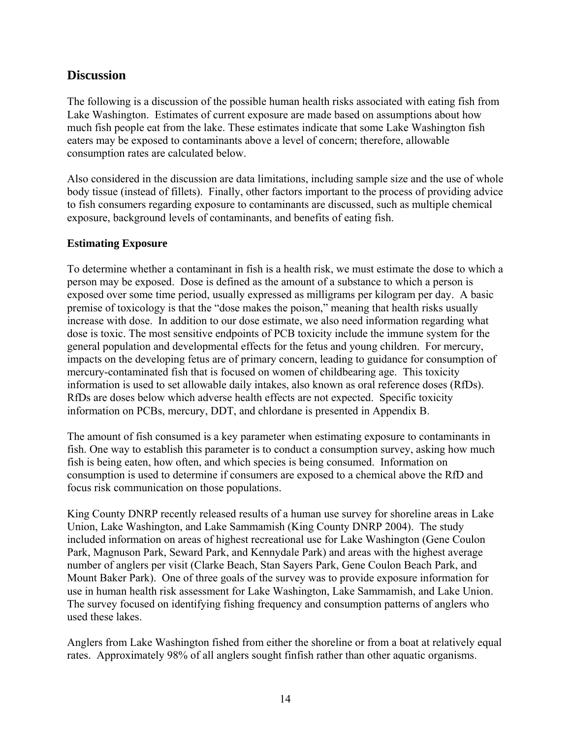## Discussion

The following is a discussion of the possible human health risks associated with eating fish from Lake Washington. Estimates of current exposure are made based on assumptions about how much fish people eat from the lake. These estimates indicate that some Lake Washington fish eaters may be exposed to contaminants above a level of concern; therefore, allowable consumption rates are calculated below.

Also considered in the discussion are data limitations, including sample size and the use of whole body tissue (instead of fillets). Finally, other factors important to the process of providing advice to fish consumers regarding exposure to contaminants are discussed, such as multiple chemical exposure, background levels of contaminants, and benefits of eating fish.

### Estimating Exposure

To determine whether a contaminant in fish is a health risk, we must estimate the dose to which a person may be exposed. Dose is defined as the amount of a substance to which a person is exposed over some time period, usually expressed as milligrams per kilogram per day. A basic premise of toxicology is that the "dose makes the poison," meaning that health risks usually increase with dose. In addition to our dose estimate, we also need information regarding what dose is toxic. The most sensitive endpoints of PCB toxicity include the immune system for the general population and developmental effects for the fetus and young children. For mercury, impacts on the developing fetus are of primary concern, leading to guidance for consumption of mercury-contaminated fish that is focused on women of childbearing age. This toxicity information is used to set allowable daily intakes, also known as oral reference doses (RfDs). RfDs are doses below which adverse health effects are not expected. Specific toxicity information on PCBs, mercury, DDT, and chlordane is presented in Appendix B.

The amount of fish consumed is a key parameter when estimating exposure to contaminants in fish. One way to establish this parameter is to conduct a consumption survey, asking how much fish is being eaten, how often, and which species is being consumed. Information on consumption is used to determine if consumers are exposed to a chemical above the RfD and focus risk communication on those populations.

King County DNRP recently released results of a human use survey for shoreline areas in Lake Union, Lake Washington, and Lake Sammamish (King County DNRP 2004). The study included information on areas of highest recreational use for Lake Washington (Gene Coulon Park, Magnuson Park, Seward Park, and Kennydale Park) and areas with the highest average number of anglers per visit (Clarke Beach, Stan Sayers Park, Gene Coulon Beach Park, and Mount Baker Park). One of three goals of the survey was to provide exposure information for use in human health risk assessment for Lake Washington, Lake Sammamish, and Lake Union. The survey focused on identifying fishing frequency and consumption patterns of anglers who used these lakes.

Anglers from Lake Washington fished from either the shoreline or from a boat at relatively equal rates. Approximately 98% of all anglers sought finfish rather than other aquatic organisms.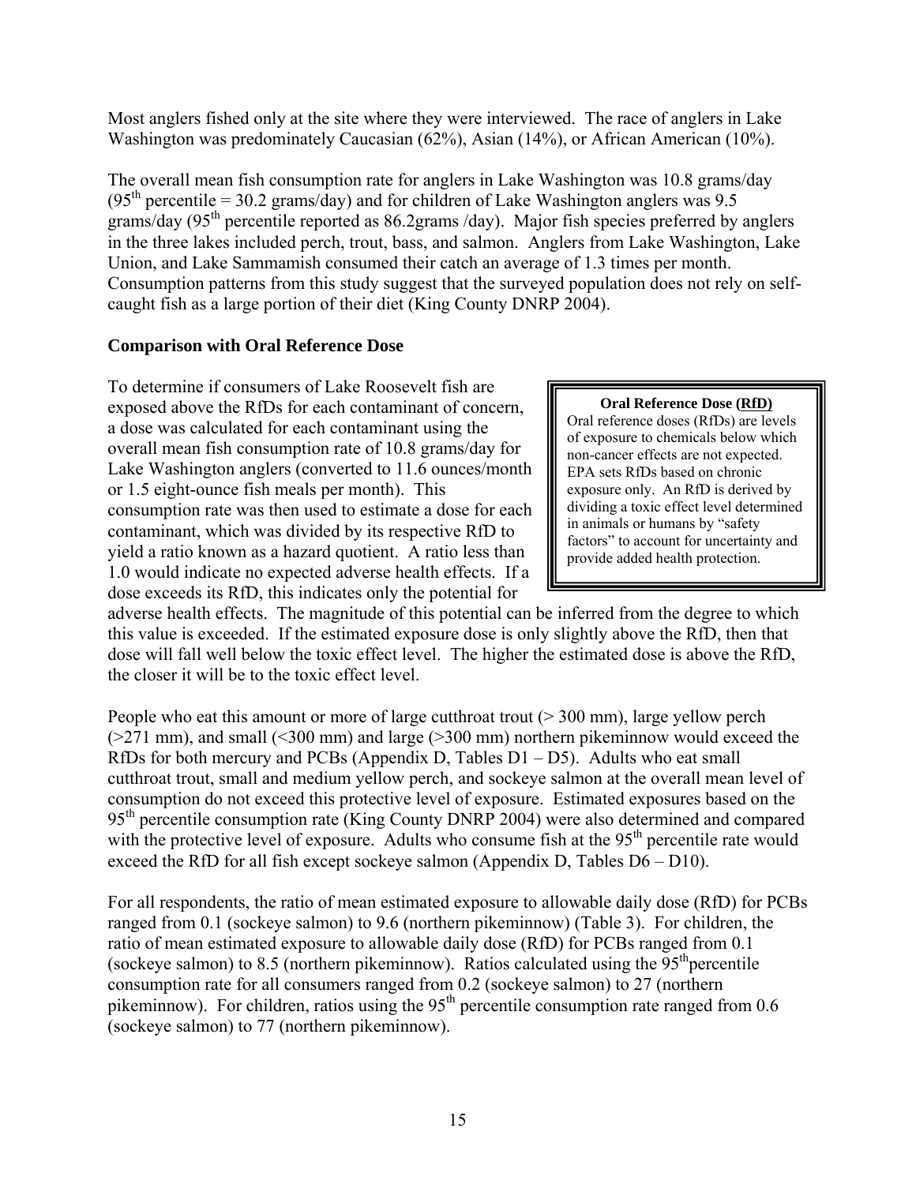Most anglers fished only at the site where they were interviewed. The race of anglers in Lake Washington was predominately Caucasian (62%), Asian (14%), or African American (10%).

The overall mean fish consumption rate for anglers in Lake Washington was 10.8 grams/day ($95^{th}$ percentile = 30.2 grams/day) and for children of Lake Washington anglers was 9.5 grams/day ($95^{th}$ percentile reported as 86.2grams /day). Major fish species preferred by anglers in the three lakes included perch, trout, bass, and salmon. Anglers from Lake Washington, Lake Union, and Lake Sammamish consumed their catch an average of 1.3 times per month. Consumption patterns from this study suggest that the surveyed population does not rely on self-caught fish as a large portion of their diet (King County DNRP 2004).

### Comparison with Oral Reference Dose

> **Oral Reference Dose (RfD)**
> Oral reference doses (RfDs) are levels of exposure to chemicals below which non-cancer effects are not expected. EPA sets RfDs based on chronic exposure only. An RfD is derived by dividing a toxic effect level determined in animals or humans by "safety factors" to account for uncertainty and provide added health protection.

To determine if consumers of Lake Roosevelt fish are exposed above the RfDs for each contaminant of concern, a dose was calculated for each contaminant using the overall mean fish consumption rate of 10.8 grams/day for Lake Washington anglers (converted to 11.6 ounces/month or 1.5 eight-ounce fish meals per month). This consumption rate was then used to estimate a dose for each contaminant, which was divided by its respective RfD to yield a ratio known as a hazard quotient. A ratio less than 1.0 would indicate no expected adverse health effects. If a dose exceeds its RfD, this indicates only the potential for adverse health effects. The magnitude of this potential can be inferred from the degree to which this value is exceeded. If the estimated exposure dose is only slightly above the RfD, then that dose will fall well below the toxic effect level. The higher the estimated dose is above the RfD, the closer it will be to the toxic effect level.

People who eat this amount or more of large cutthroat trout (> 300 mm), large yellow perch (>271 mm), and small (<300 mm) and large (>300 mm) northern pikeminnow would exceed the RfDs for both mercury and PCBs (Appendix D, Tables D1 – D5). Adults who eat small cutthroat trout, small and medium yellow perch, and sockeye salmon at the overall mean level of consumption do not exceed this protective level of exposure. Estimated exposures based on the $95^{th}$ percentile consumption rate (King County DNRP 2004) were also determined and compared with the protective level of exposure. Adults who consume fish at the $95^{th}$ percentile rate would exceed the RfD for all fish except sockeye salmon (Appendix D, Tables D6 – D10).

For all respondents, the ratio of mean estimated exposure to allowable daily dose (RfD) for PCBs ranged from 0.1 (sockeye salmon) to 9.6 (northern pikeminnow) (Table 3). For children, the ratio of mean estimated exposure to allowable daily dose (RfD) for PCBs ranged from 0.1 (sockeye salmon) to 8.5 (northern pikeminnow). Ratios calculated using the $95^{th}$percentile consumption rate for all consumers ranged from 0.2 (sockeye salmon) to 27 (northern pikeminnow). For children, ratios using the $95^{th}$ percentile consumption rate ranged from 0.6 (sockeye salmon) to 77 (northern pikeminnow).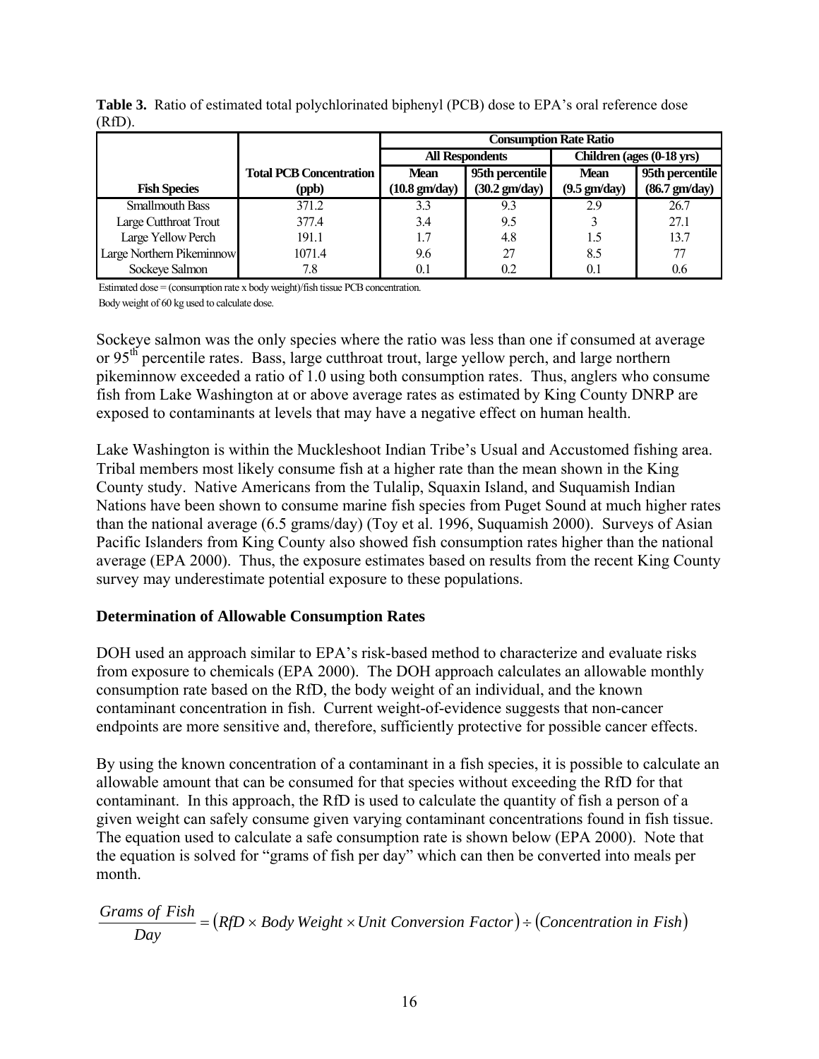**Table 3.** Ratio of estimated total polychlorinated biphenyl (PCB) dose to EPA's oral reference dose (RfD).

| | | Consumption Rate Ratio | | | |
|---|---|---|---|---|---|
| | | All Respondents | | Children (ages (0-18 yrs) | |
| Fish Species | Total PCB Concentration (ppb) | Mean (10.8 gm/day) | 95th percentile (30.2 gm/day) | Mean (9.5 gm/day) | 95th percentile (86.7 gm/day) |
| Smallmouth Bass | 371.2 | 3.3 | 9.3 | 2.9 | 26.7 |
| Large Cutthroat Trout | 377.4 | 3.4 | 9.5 | 3 | 27.1 |
| Large Yellow Perch | 191.1 | 1.7 | 4.8 | 1.5 | 13.7 |
| Large Northern Pikeminnow | 1071.4 | 9.6 | 27 | 8.5 | 77 |
| Sockeye Salmon | 7.8 | 0.1 | 0.2 | 0.1 | 0.6 |

Estimated dose = (consumption rate x body weight)/fish tissue PCB concentration.
Body weight of 60 kg used to calculate dose.

Sockeye salmon was the only species where the ratio was less than one if consumed at average or 95th percentile rates. Bass, large cutthroat trout, large yellow perch, and large northern pikeminnow exceeded a ratio of 1.0 using both consumption rates. Thus, anglers who consume fish from Lake Washington at or above average rates as estimated by King County DNRP are exposed to contaminants at levels that may have a negative effect on human health.

Lake Washington is within the Muckleshoot Indian Tribe's Usual and Accustomed fishing area. Tribal members most likely consume fish at a higher rate than the mean shown in the King County study. Native Americans from the Tulalip, Squaxin Island, and Suquamish Indian Nations have been shown to consume marine fish species from Puget Sound at much higher rates than the national average (6.5 grams/day) (Toy et al. 1996, Suquamish 2000). Surveys of Asian Pacific Islanders from King County also showed fish consumption rates higher than the national average (EPA 2000). Thus, the exposure estimates based on results from the recent King County survey may underestimate potential exposure to these populations.

### Determination of Allowable Consumption Rates

DOH used an approach similar to EPA's risk-based method to characterize and evaluate risks from exposure to chemicals (EPA 2000). The DOH approach calculates an allowable monthly consumption rate based on the RfD, the body weight of an individual, and the known contaminant concentration in fish. Current weight-of-evidence suggests that non-cancer endpoints are more sensitive and, therefore, sufficiently protective for possible cancer effects.

By using the known concentration of a contaminant in a fish species, it is possible to calculate an allowable amount that can be consumed for that species without exceeding the RfD for that contaminant. In this approach, the RfD is used to calculate the quantity of fish a person of a given weight can safely consume given varying contaminant concentrations found in fish tissue. The equation used to calculate a safe consumption rate is shown below (EPA 2000). Note that the equation is solved for "grams of fish per day" which can then be converted into meals per month.

$$\frac{Grams\ of\ Fish}{Day} = \left(RfD \times Body\ Weight \times Unit\ Conversion\ Factor\right) \div \left(Concentration\ in\ Fish\right)$$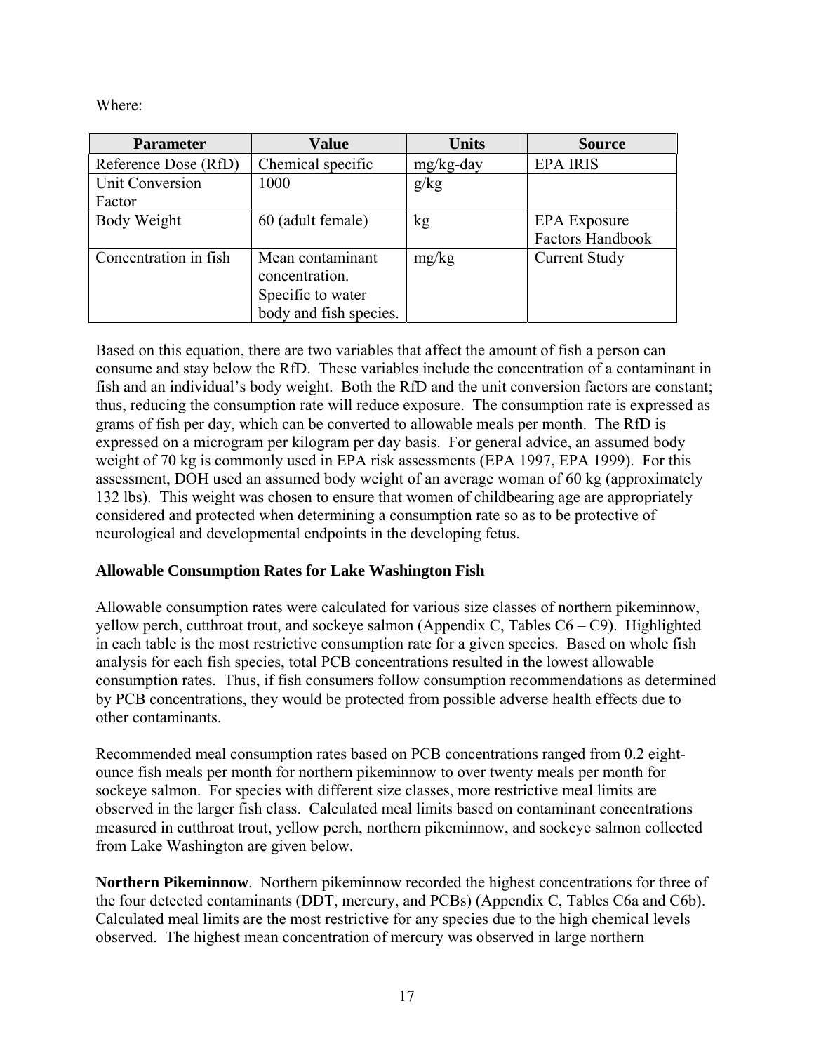Where:

| Parameter | Value | Units | Source |
|---|---|---|---|
| Reference Dose (RfD) | Chemical specific | mg/kg-day | EPA IRIS |
| Unit Conversion Factor | 1000 | g/kg | |
| Body Weight | 60 (adult female) | kg | EPA Exposure Factors Handbook |
| Concentration in fish | Mean contaminant concentration. Specific to water body and fish species. | mg/kg | Current Study |

Based on this equation, there are two variables that affect the amount of fish a person can consume and stay below the RfD. These variables include the concentration of a contaminant in fish and an individual's body weight. Both the RfD and the unit conversion factors are constant; thus, reducing the consumption rate will reduce exposure. The consumption rate is expressed as grams of fish per day, which can be converted to allowable meals per month. The RfD is expressed on a microgram per kilogram per day basis. For general advice, an assumed body weight of 70 kg is commonly used in EPA risk assessments (EPA 1997, EPA 1999). For this assessment, DOH used an assumed body weight of an average woman of 60 kg (approximately 132 lbs). This weight was chosen to ensure that women of childbearing age are appropriately considered and protected when determining a consumption rate so as to be protective of neurological and developmental endpoints in the developing fetus.

**Allowable Consumption Rates for Lake Washington Fish**

Allowable consumption rates were calculated for various size classes of northern pikeminnow, yellow perch, cutthroat trout, and sockeye salmon (Appendix C, Tables C6 – C9). Highlighted in each table is the most restrictive consumption rate for a given species. Based on whole fish analysis for each fish species, total PCB concentrations resulted in the lowest allowable consumption rates. Thus, if fish consumers follow consumption recommendations as determined by PCB concentrations, they would be protected from possible adverse health effects due to other contaminants.

Recommended meal consumption rates based on PCB concentrations ranged from 0.2 eight-ounce fish meals per month for northern pikeminnow to over twenty meals per month for sockeye salmon. For species with different size classes, more restrictive meal limits are observed in the larger fish class. Calculated meal limits based on contaminant concentrations measured in cutthroat trout, yellow perch, northern pikeminnow, and sockeye salmon collected from Lake Washington are given below.

**Northern Pikeminnow**. Northern pikeminnow recorded the highest concentrations for three of the four detected contaminants (DDT, mercury, and PCBs) (Appendix C, Tables C6a and C6b). Calculated meal limits are the most restrictive for any species due to the high chemical levels observed. The highest mean concentration of mercury was observed in large northern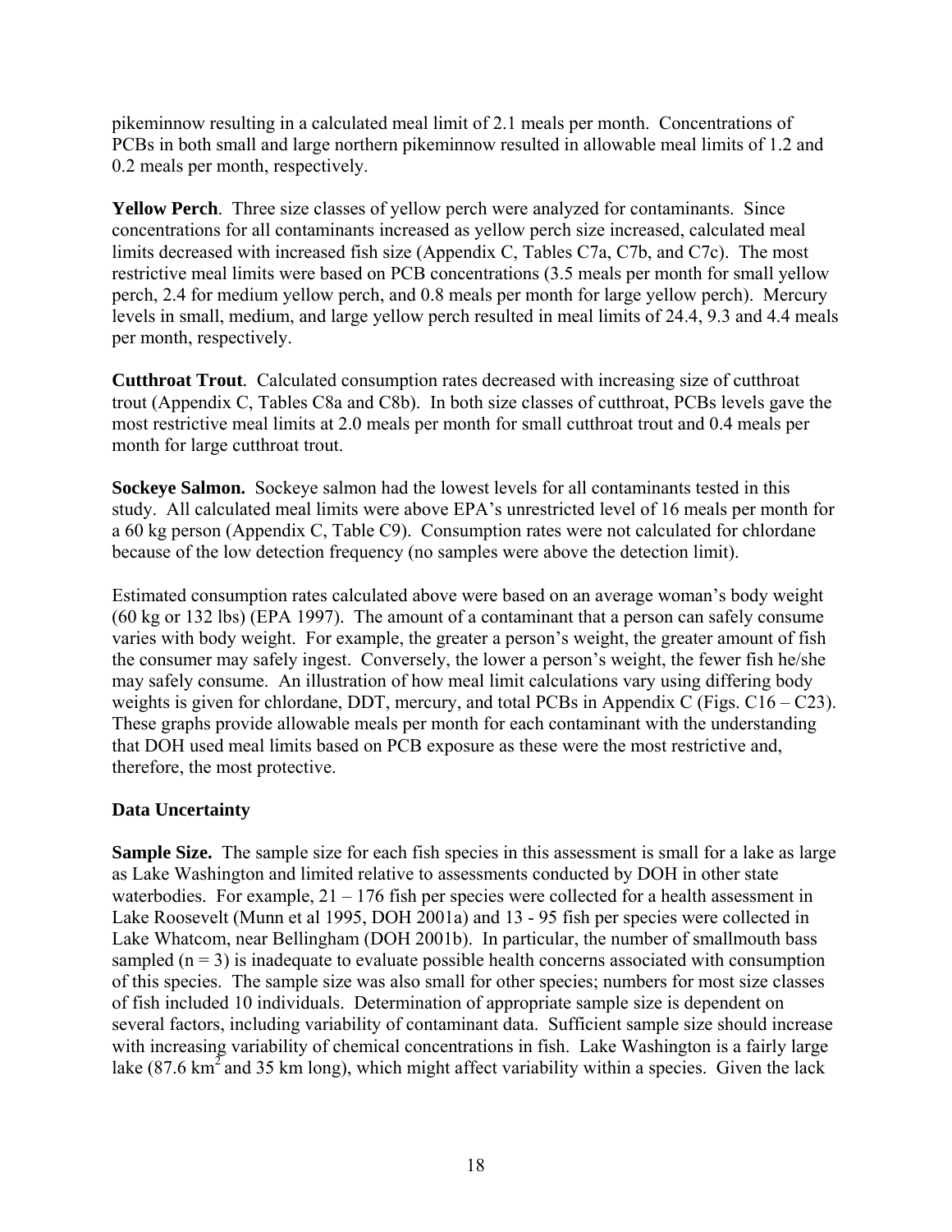pikeminnow resulting in a calculated meal limit of 2.1 meals per month. Concentrations of PCBs in both small and large northern pikeminnow resulted in allowable meal limits of 1.2 and 0.2 meals per month, respectively.

**Yellow Perch**. Three size classes of yellow perch were analyzed for contaminants. Since concentrations for all contaminants increased as yellow perch size increased, calculated meal limits decreased with increased fish size (Appendix C, Tables C7a, C7b, and C7c). The most restrictive meal limits were based on PCB concentrations (3.5 meals per month for small yellow perch, 2.4 for medium yellow perch, and 0.8 meals per month for large yellow perch). Mercury levels in small, medium, and large yellow perch resulted in meal limits of 24.4, 9.3 and 4.4 meals per month, respectively.

**Cutthroat Trout**. Calculated consumption rates decreased with increasing size of cutthroat trout (Appendix C, Tables C8a and C8b). In both size classes of cutthroat, PCBs levels gave the most restrictive meal limits at 2.0 meals per month for small cutthroat trout and 0.4 meals per month for large cutthroat trout.

**Sockeye Salmon.** Sockeye salmon had the lowest levels for all contaminants tested in this study. All calculated meal limits were above EPA's unrestricted level of 16 meals per month for a 60 kg person (Appendix C, Table C9). Consumption rates were not calculated for chlordane because of the low detection frequency (no samples were above the detection limit).

Estimated consumption rates calculated above were based on an average woman's body weight (60 kg or 132 lbs) (EPA 1997). The amount of a contaminant that a person can safely consume varies with body weight. For example, the greater a person's weight, the greater amount of fish the consumer may safely ingest. Conversely, the lower a person's weight, the fewer fish he/she may safely consume. An illustration of how meal limit calculations vary using differing body weights is given for chlordane, DDT, mercury, and total PCBs in Appendix C (Figs. C16 – C23). These graphs provide allowable meals per month for each contaminant with the understanding that DOH used meal limits based on PCB exposure as these were the most restrictive and, therefore, the most protective.

### Data Uncertainty

**Sample Size.** The sample size for each fish species in this assessment is small for a lake as large as Lake Washington and limited relative to assessments conducted by DOH in other state waterbodies. For example, 21 – 176 fish per species were collected for a health assessment in Lake Roosevelt (Munn et al 1995, DOH 2001a) and 13 - 95 fish per species were collected in Lake Whatcom, near Bellingham (DOH 2001b). In particular, the number of smallmouth bass sampled ($n = 3$) is inadequate to evaluate possible health concerns associated with consumption of this species. The sample size was also small for other species; numbers for most size classes of fish included 10 individuals. Determination of appropriate sample size is dependent on several factors, including variability of contaminant data. Sufficient sample size should increase with increasing variability of chemical concentrations in fish. Lake Washington is a fairly large lake (87.6 $km^2$ and 35 km long), which might affect variability within a species. Given the lack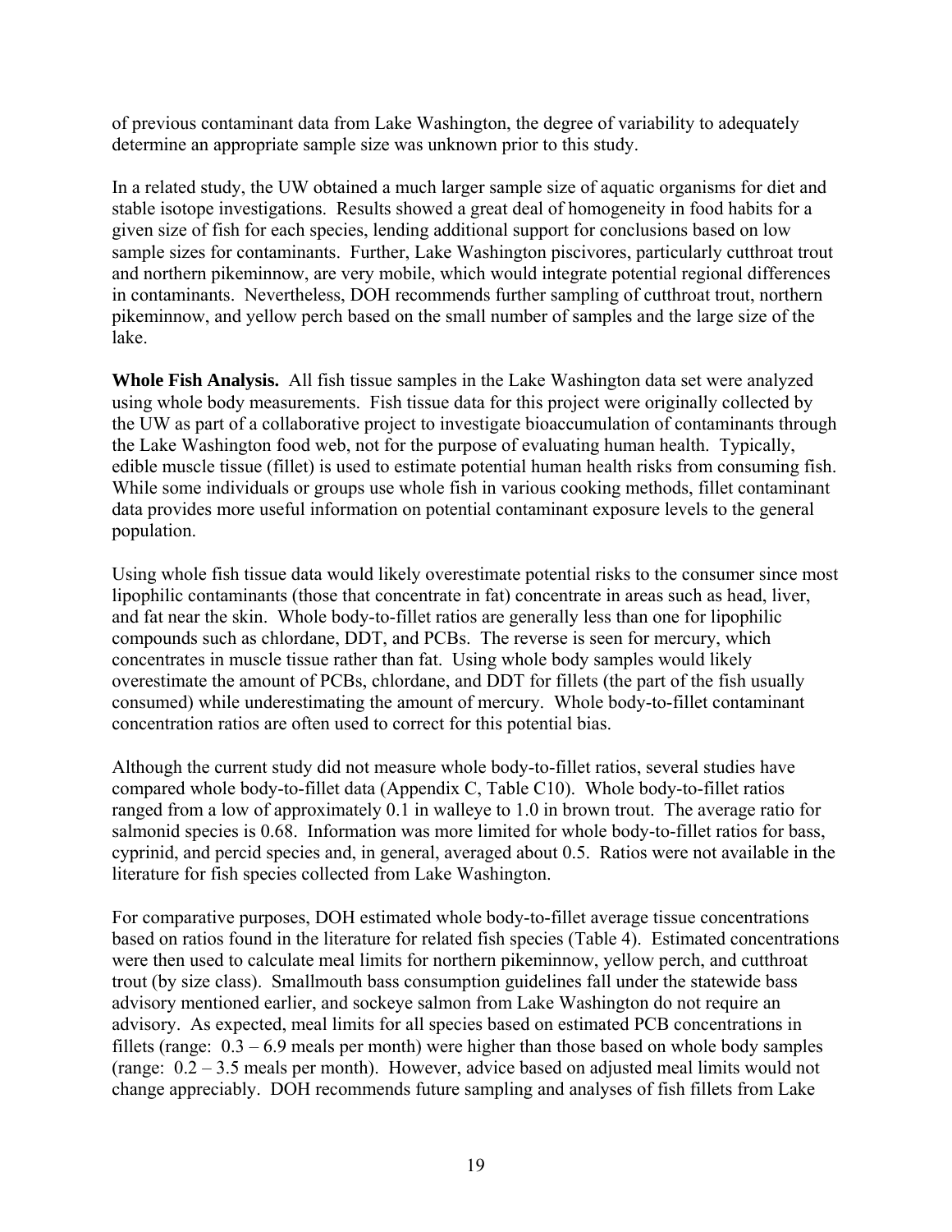of previous contaminant data from Lake Washington, the degree of variability to adequately determine an appropriate sample size was unknown prior to this study.

In a related study, the UW obtained a much larger sample size of aquatic organisms for diet and stable isotope investigations. Results showed a great deal of homogeneity in food habits for a given size of fish for each species, lending additional support for conclusions based on low sample sizes for contaminants. Further, Lake Washington piscivores, particularly cutthroat trout and northern pikeminnow, are very mobile, which would integrate potential regional differences in contaminants. Nevertheless, DOH recommends further sampling of cutthroat trout, northern pikeminnow, and yellow perch based on the small number of samples and the large size of the lake.

**Whole Fish Analysis.** All fish tissue samples in the Lake Washington data set were analyzed using whole body measurements. Fish tissue data for this project were originally collected by the UW as part of a collaborative project to investigate bioaccumulation of contaminants through the Lake Washington food web, not for the purpose of evaluating human health. Typically, edible muscle tissue (fillet) is used to estimate potential human health risks from consuming fish. While some individuals or groups use whole fish in various cooking methods, fillet contaminant data provides more useful information on potential contaminant exposure levels to the general population.

Using whole fish tissue data would likely overestimate potential risks to the consumer since most lipophilic contaminants (those that concentrate in fat) concentrate in areas such as head, liver, and fat near the skin. Whole body-to-fillet ratios are generally less than one for lipophilic compounds such as chlordane, DDT, and PCBs. The reverse is seen for mercury, which concentrates in muscle tissue rather than fat. Using whole body samples would likely overestimate the amount of PCBs, chlordane, and DDT for fillets (the part of the fish usually consumed) while underestimating the amount of mercury. Whole body-to-fillet contaminant concentration ratios are often used to correct for this potential bias.

Although the current study did not measure whole body-to-fillet ratios, several studies have compared whole body-to-fillet data (Appendix C, Table C10). Whole body-to-fillet ratios ranged from a low of approximately 0.1 in walleye to 1.0 in brown trout. The average ratio for salmonid species is 0.68. Information was more limited for whole body-to-fillet ratios for bass, cyprinid, and percid species and, in general, averaged about 0.5. Ratios were not available in the literature for fish species collected from Lake Washington.

For comparative purposes, DOH estimated whole body-to-fillet average tissue concentrations based on ratios found in the literature for related fish species (Table 4). Estimated concentrations were then used to calculate meal limits for northern pikeminnow, yellow perch, and cutthroat trout (by size class). Smallmouth bass consumption guidelines fall under the statewide bass advisory mentioned earlier, and sockeye salmon from Lake Washington do not require an advisory. As expected, meal limits for all species based on estimated PCB concentrations in fillets (range: 0.3 – 6.9 meals per month) were higher than those based on whole body samples (range: 0.2 – 3.5 meals per month). However, advice based on adjusted meal limits would not change appreciably. DOH recommends future sampling and analyses of fish fillets from Lake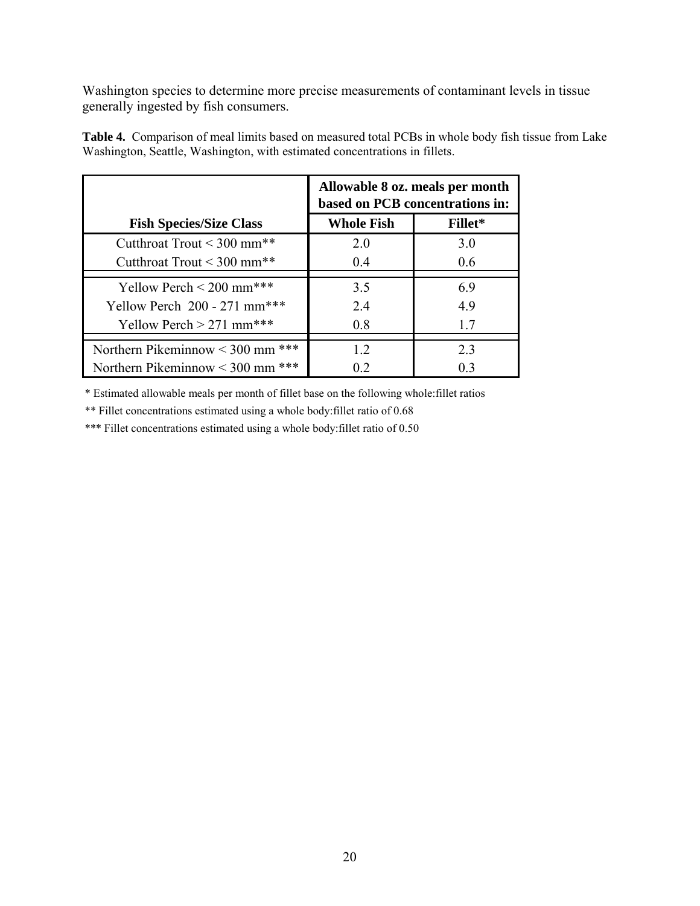Washington species to determine more precise measurements of contaminant levels in tissue generally ingested by fish consumers.

**Table 4.** Comparison of meal limits based on measured total PCBs in whole body fish tissue from Lake Washington, Seattle, Washington, with estimated concentrations in fillets.

| | Allowable 8 oz. meals per month based on PCB concentrations in: | |
|---|---|---|
| **Fish Species/Size Class** | **Whole Fish** | **Fillet*** |
| Cutthroat Trout < 300 mm** | 2.0 | 3.0 |
| Cutthroat Trout < 300 mm** | 0.4 | 0.6 |
| Yellow Perch < 200 mm*** | 3.5 | 6.9 |
| Yellow Perch 200 - 271 mm*** | 2.4 | 4.9 |
| Yellow Perch > 271 mm*** | 0.8 | 1.7 |
| Northern Pikeminnow < 300 mm *** | 1.2 | 2.3 |
| Northern Pikeminnow < 300 mm *** | 0.2 | 0.3 |

* Estimated allowable meals per month of fillet base on the following whole:fillet ratios

** Fillet concentrations estimated using a whole body:fillet ratio of 0.68

*** Fillet concentrations estimated using a whole body:fillet ratio of 0.50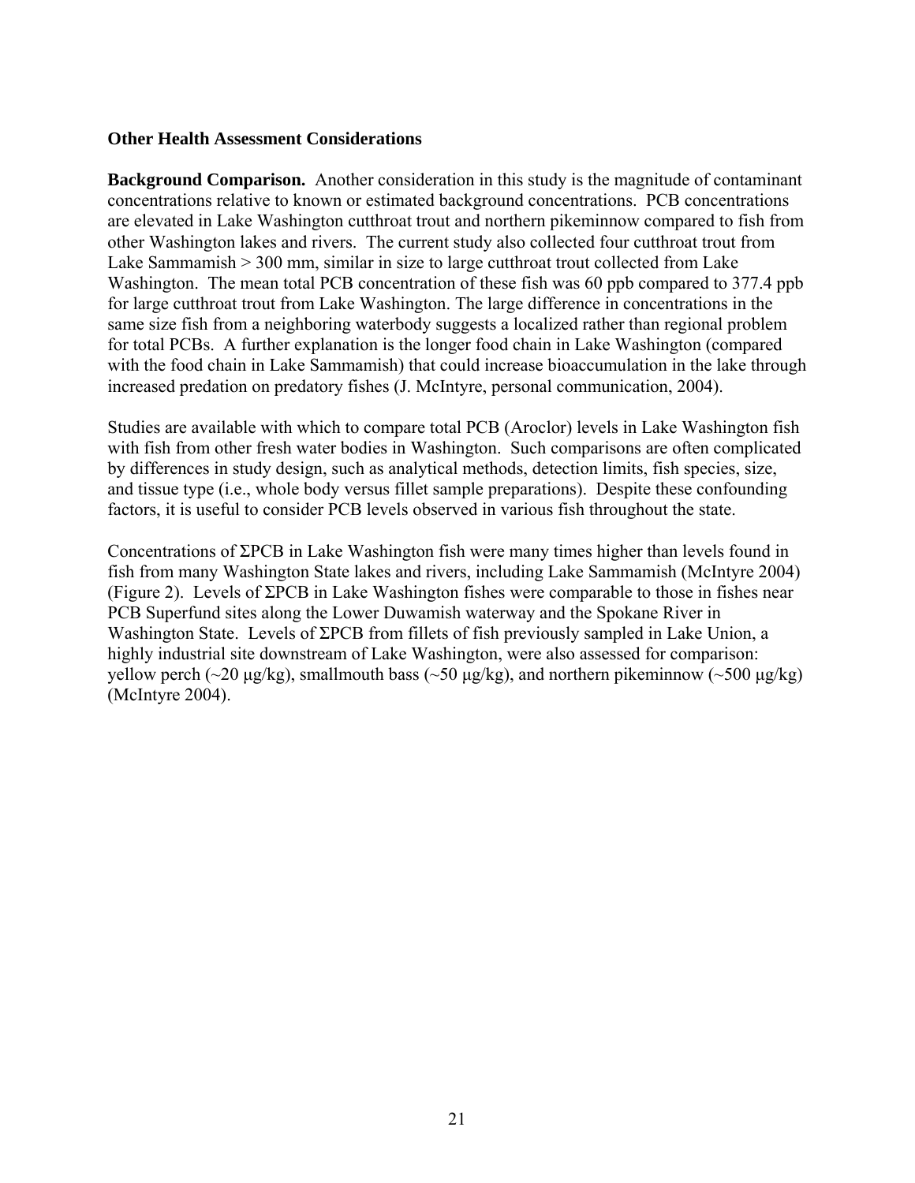### Other Health Assessment Considerations

**Background Comparison.** Another consideration in this study is the magnitude of contaminant concentrations relative to known or estimated background concentrations. PCB concentrations are elevated in Lake Washington cutthroat trout and northern pikeminnow compared to fish from other Washington lakes and rivers. The current study also collected four cutthroat trout from Lake Sammamish > 300 mm, similar in size to large cutthroat trout collected from Lake Washington. The mean total PCB concentration of these fish was 60 ppb compared to 377.4 ppb for large cutthroat trout from Lake Washington. The large difference in concentrations in the same size fish from a neighboring waterbody suggests a localized rather than regional problem for total PCBs. A further explanation is the longer food chain in Lake Washington (compared with the food chain in Lake Sammamish) that could increase bioaccumulation in the lake through increased predation on predatory fishes (J. McIntyre, personal communication, 2004).

Studies are available with which to compare total PCB (Aroclor) levels in Lake Washington fish with fish from other fresh water bodies in Washington. Such comparisons are often complicated by differences in study design, such as analytical methods, detection limits, fish species, size, and tissue type (i.e., whole body versus fillet sample preparations). Despite these confounding factors, it is useful to consider PCB levels observed in various fish throughout the state.

Concentrations of ΣPCB in Lake Washington fish were many times higher than levels found in fish from many Washington State lakes and rivers, including Lake Sammamish (McIntyre 2004) (Figure 2). Levels of ΣPCB in Lake Washington fishes were comparable to those in fishes near PCB Superfund sites along the Lower Duwamish waterway and the Spokane River in Washington State. Levels of ΣPCB from fillets of fish previously sampled in Lake Union, a highly industrial site downstream of Lake Washington, were also assessed for comparison: yellow perch (~20 μg/kg), smallmouth bass (~50 μg/kg), and northern pikeminnow (~500 μg/kg) (McIntyre 2004).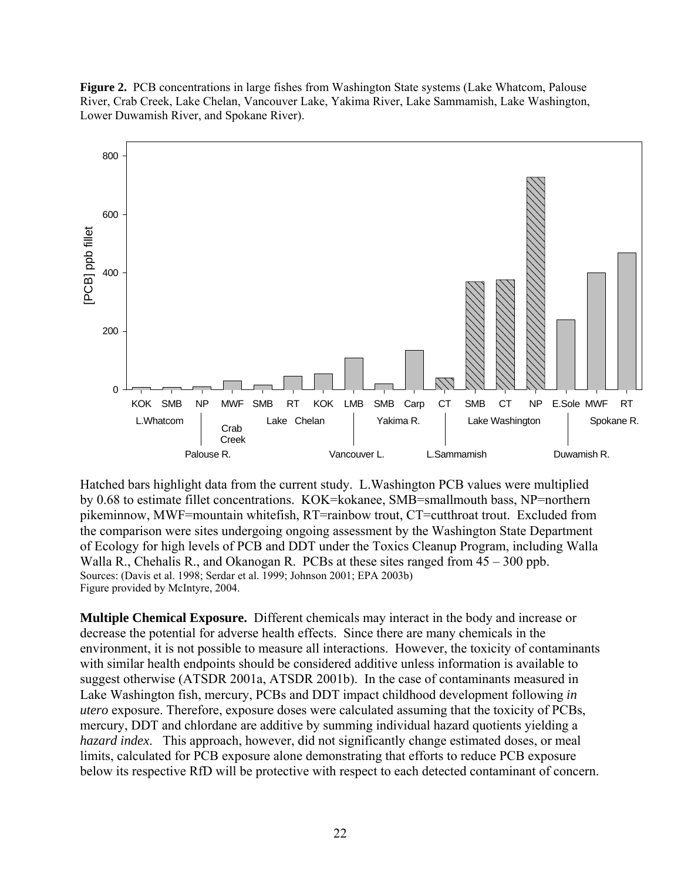**Figure 2.** PCB concentrations in large fishes from Washington State systems (Lake Whatcom, Palouse River, Crab Creek, Lake Chelan, Vancouver Lake, Yakima River, Lake Sammamish, Lake Washington, Lower Duwamish River, and Spokane River).

Hatched bars highlight data from the current study. L.Washington PCB values were multiplied by 0.68 to estimate fillet concentrations. KOK=kokanee, SMB=smallmouth bass, NP=northern pikeminnow, MWF=mountain whitefish, RT=rainbow trout, CT=cutthroat trout. Excluded from the comparison were sites undergoing ongoing assessment by the Washington State Department of Ecology for high levels of PCB and DDT under the Toxics Cleanup Program, including Walla Walla R., Chehalis R., and Okanogan R. PCBs at these sites ranged from 45 – 300 ppb.
Sources: (Davis et al. 1998; Serdar et al. 1999; Johnson 2001; EPA 2003b)
Figure provided by McIntyre, 2004.

**Multiple Chemical Exposure.** Different chemicals may interact in the body and increase or decrease the potential for adverse health effects. Since there are many chemicals in the environment, it is not possible to measure all interactions. However, the toxicity of contaminants with similar health endpoints should be considered additive unless information is available to suggest otherwise (ATSDR 2001a, ATSDR 2001b). In the case of contaminants measured in Lake Washington fish, mercury, PCBs and DDT impact childhood development following *in utero* exposure. Therefore, exposure doses were calculated assuming that the toxicity of PCBs, mercury, DDT and chlordane are additive by summing individual hazard quotients yielding a *hazard index*. This approach, however, did not significantly change estimated doses, or meal limits, calculated for PCB exposure alone demonstrating that efforts to reduce PCB exposure below its respective RfD will be protective with respect to each detected contaminant of concern.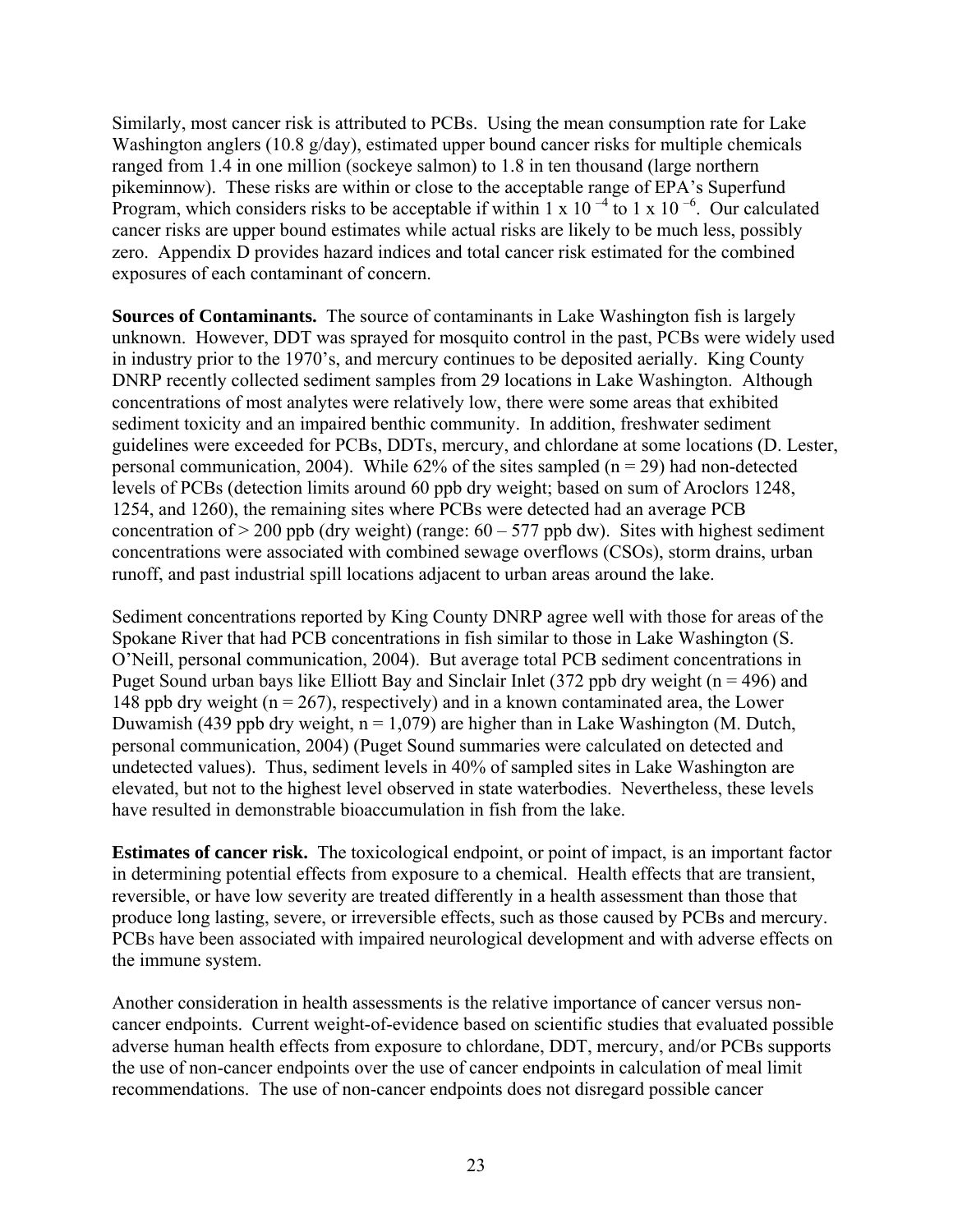Similarly, most cancer risk is attributed to PCBs. Using the mean consumption rate for Lake Washington anglers (10.8 g/day), estimated upper bound cancer risks for multiple chemicals ranged from 1.4 in one million (sockeye salmon) to 1.8 in ten thousand (large northern pikeminnow). These risks are within or close to the acceptable range of EPA's Superfund Program, which considers risks to be acceptable if within $1 \times 10^{-4}$ to $1 \times 10^{-6}$. Our calculated cancer risks are upper bound estimates while actual risks are likely to be much less, possibly zero. Appendix D provides hazard indices and total cancer risk estimated for the combined exposures of each contaminant of concern.

**Sources of Contaminants.** The source of contaminants in Lake Washington fish is largely unknown. However, DDT was sprayed for mosquito control in the past, PCBs were widely used in industry prior to the 1970's, and mercury continues to be deposited aerially. King County DNRP recently collected sediment samples from 29 locations in Lake Washington. Although concentrations of most analytes were relatively low, there were some areas that exhibited sediment toxicity and an impaired benthic community. In addition, freshwater sediment guidelines were exceeded for PCBs, DDTs, mercury, and chlordane at some locations (D. Lester, personal communication, 2004). While 62% of the sites sampled (n = 29) had non-detected levels of PCBs (detection limits around 60 ppb dry weight; based on sum of Aroclors 1248, 1254, and 1260), the remaining sites where PCBs were detected had an average PCB concentration of > 200 ppb (dry weight) (range: 60 – 577 ppb dw). Sites with highest sediment concentrations were associated with combined sewage overflows (CSOs), storm drains, urban runoff, and past industrial spill locations adjacent to urban areas around the lake.

Sediment concentrations reported by King County DNRP agree well with those for areas of the Spokane River that had PCB concentrations in fish similar to those in Lake Washington (S. O'Neill, personal communication, 2004). But average total PCB sediment concentrations in Puget Sound urban bays like Elliott Bay and Sinclair Inlet (372 ppb dry weight (n = 496) and 148 ppb dry weight (n = 267), respectively) and in a known contaminated area, the Lower Duwamish (439 ppb dry weight, n = 1,079) are higher than in Lake Washington (M. Dutch, personal communication, 2004) (Puget Sound summaries were calculated on detected and undetected values). Thus, sediment levels in 40% of sampled sites in Lake Washington are elevated, but not to the highest level observed in state waterbodies. Nevertheless, these levels have resulted in demonstrable bioaccumulation in fish from the lake.

**Estimates of cancer risk.** The toxicological endpoint, or point of impact, is an important factor in determining potential effects from exposure to a chemical. Health effects that are transient, reversible, or have low severity are treated differently in a health assessment than those that produce long lasting, severe, or irreversible effects, such as those caused by PCBs and mercury. PCBs have been associated with impaired neurological development and with adverse effects on the immune system.

Another consideration in health assessments is the relative importance of cancer versus non-cancer endpoints. Current weight-of-evidence based on scientific studies that evaluated possible adverse human health effects from exposure to chlordane, DDT, mercury, and/or PCBs supports the use of non-cancer endpoints over the use of cancer endpoints in calculation of meal limit recommendations. The use of non-cancer endpoints does not disregard possible cancer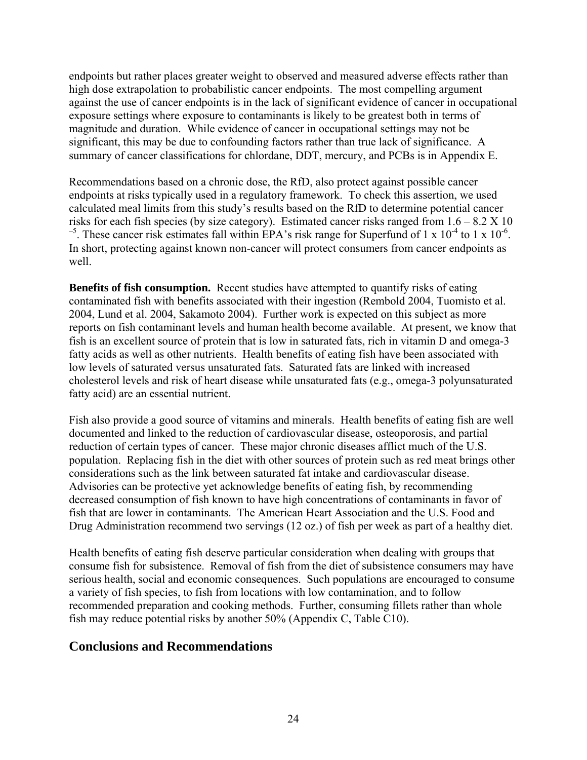endpoints but rather places greater weight to observed and measured adverse effects rather than high dose extrapolation to probabilistic cancer endpoints. The most compelling argument against the use of cancer endpoints is in the lack of significant evidence of cancer in occupational exposure settings where exposure to contaminants is likely to be greatest both in terms of magnitude and duration. While evidence of cancer in occupational settings may not be significant, this may be due to confounding factors rather than true lack of significance. A summary of cancer classifications for chlordane, DDT, mercury, and PCBs is in Appendix E.

Recommendations based on a chronic dose, the RfD, also protect against possible cancer endpoints at risks typically used in a regulatory framework. To check this assertion, we used calculated meal limits from this study's results based on the RfD to determine potential cancer risks for each fish species (by size category). Estimated cancer risks ranged from $1.6 - 8.2 \times 10^{-5}$. These cancer risk estimates fall within EPA's risk range for Superfund of $1 \times 10^{-4}$ to $1 \times 10^{-6}$. In short, protecting against known non-cancer will protect consumers from cancer endpoints as well.

**Benefits of fish consumption.** Recent studies have attempted to quantify risks of eating contaminated fish with benefits associated with their ingestion (Rembold 2004, Tuomisto et al. 2004, Lund et al. 2004, Sakamoto 2004). Further work is expected on this subject as more reports on fish contaminant levels and human health become available. At present, we know that fish is an excellent source of protein that is low in saturated fats, rich in vitamin D and omega-3 fatty acids as well as other nutrients. Health benefits of eating fish have been associated with low levels of saturated versus unsaturated fats. Saturated fats are linked with increased cholesterol levels and risk of heart disease while unsaturated fats (e.g., omega-3 polyunsaturated fatty acid) are an essential nutrient.

Fish also provide a good source of vitamins and minerals. Health benefits of eating fish are well documented and linked to the reduction of cardiovascular disease, osteoporosis, and partial reduction of certain types of cancer. These major chronic diseases afflict much of the U.S. population. Replacing fish in the diet with other sources of protein such as red meat brings other considerations such as the link between saturated fat intake and cardiovascular disease. Advisories can be protective yet acknowledge benefits of eating fish, by recommending decreased consumption of fish known to have high concentrations of contaminants in favor of fish that are lower in contaminants. The American Heart Association and the U.S. Food and Drug Administration recommend two servings (12 oz.) of fish per week as part of a healthy diet.

Health benefits of eating fish deserve particular consideration when dealing with groups that consume fish for subsistence. Removal of fish from the diet of subsistence consumers may have serious health, social and economic consequences. Such populations are encouraged to consume a variety of fish species, to fish from locations with low contamination, and to follow recommended preparation and cooking methods. Further, consuming fillets rather than whole fish may reduce potential risks by another 50% (Appendix C, Table C10).

## Conclusions and Recommendations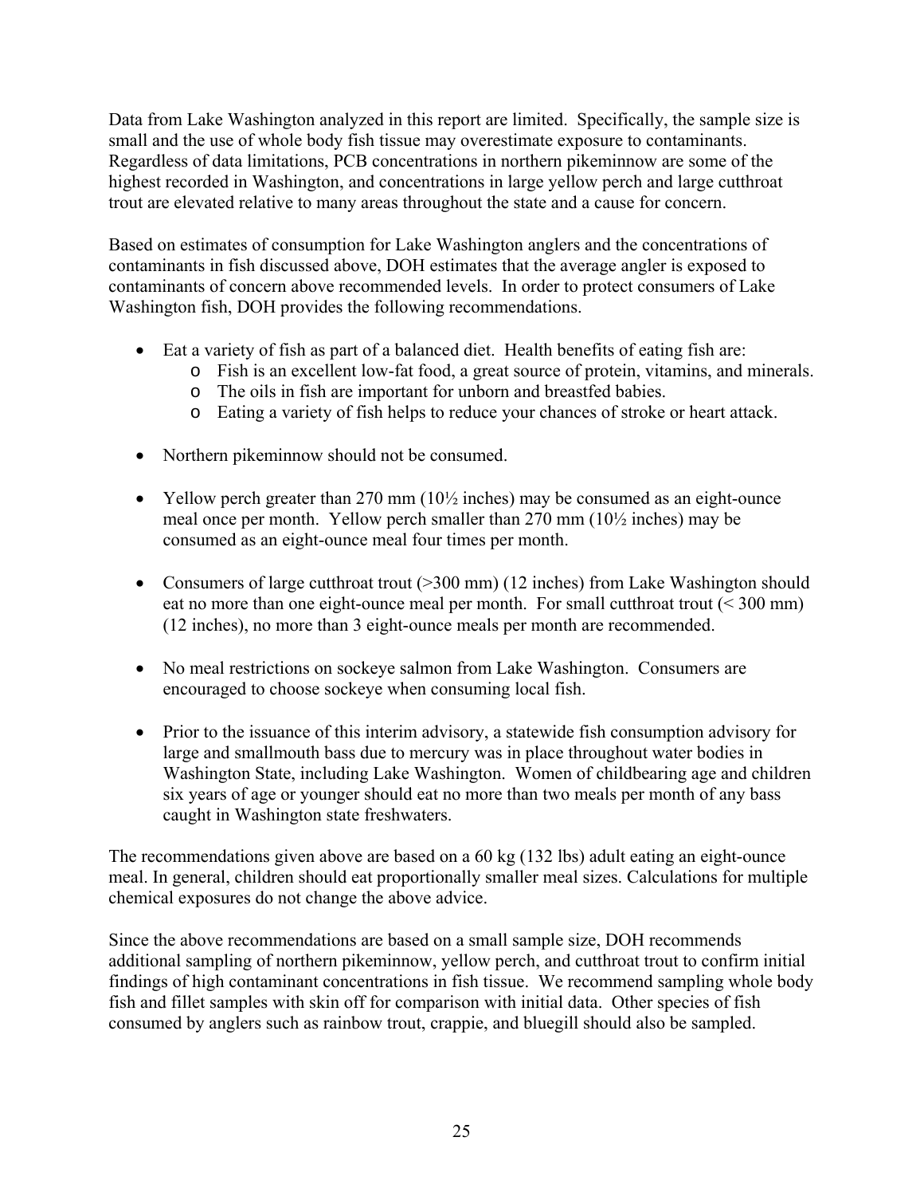Data from Lake Washington analyzed in this report are limited. Specifically, the sample size is small and the use of whole body fish tissue may overestimate exposure to contaminants. Regardless of data limitations, PCB concentrations in northern pikeminnow are some of the highest recorded in Washington, and concentrations in large yellow perch and large cutthroat trout are elevated relative to many areas throughout the state and a cause for concern.

Based on estimates of consumption for Lake Washington anglers and the concentrations of contaminants in fish discussed above, DOH estimates that the average angler is exposed to contaminants of concern above recommended levels. In order to protect consumers of Lake Washington fish, DOH provides the following recommendations.

- Eat a variety of fish as part of a balanced diet. Health benefits of eating fish are:
  - Fish is an excellent low-fat food, a great source of protein, vitamins, and minerals.
  - The oils in fish are important for unborn and breastfed babies.
  - Eating a variety of fish helps to reduce your chances of stroke or heart attack.

- Northern pikeminnow should not be consumed.

- Yellow perch greater than 270 mm (10½ inches) may be consumed as an eight-ounce meal once per month. Yellow perch smaller than 270 mm (10½ inches) may be consumed as an eight-ounce meal four times per month.

- Consumers of large cutthroat trout (>300 mm) (12 inches) from Lake Washington should eat no more than one eight-ounce meal per month. For small cutthroat trout (< 300 mm) (12 inches), no more than 3 eight-ounce meals per month are recommended.

- No meal restrictions on sockeye salmon from Lake Washington. Consumers are encouraged to choose sockeye when consuming local fish.

- Prior to the issuance of this interim advisory, a statewide fish consumption advisory for large and smallmouth bass due to mercury was in place throughout water bodies in Washington State, including Lake Washington. Women of childbearing age and children six years of age or younger should eat no more than two meals per month of any bass caught in Washington state freshwaters.

The recommendations given above are based on a 60 kg (132 lbs) adult eating an eight-ounce meal. In general, children should eat proportionally smaller meal sizes. Calculations for multiple chemical exposures do not change the above advice.

Since the above recommendations are based on a small sample size, DOH recommends additional sampling of northern pikeminnow, yellow perch, and cutthroat trout to confirm initial findings of high contaminant concentrations in fish tissue. We recommend sampling whole body fish and fillet samples with skin off for comparison with initial data. Other species of fish consumed by anglers such as rainbow trout, crappie, and bluegill should also be sampled.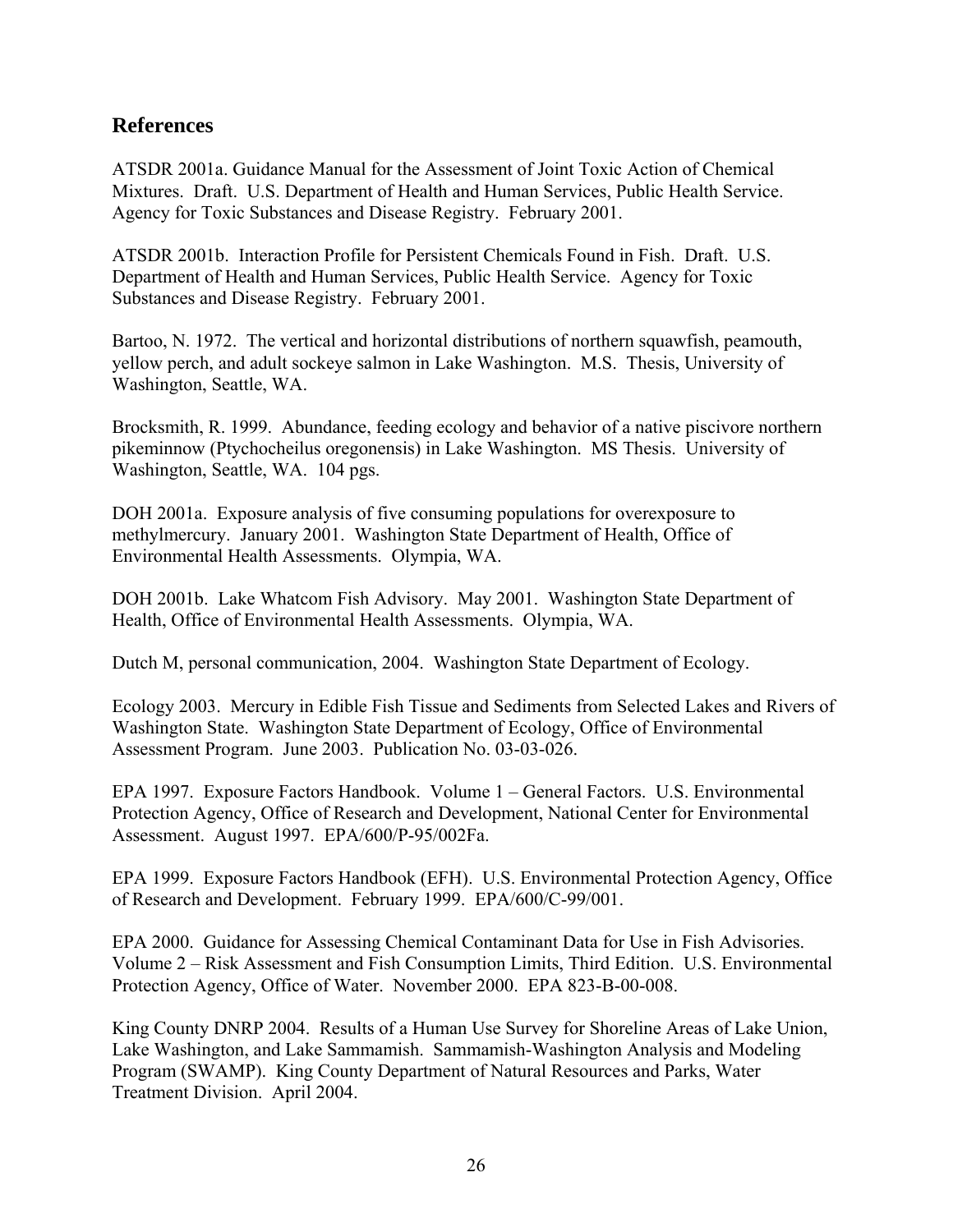## References

ATSDR 2001a. Guidance Manual for the Assessment of Joint Toxic Action of Chemical Mixtures. Draft. U.S. Department of Health and Human Services, Public Health Service. Agency for Toxic Substances and Disease Registry. February 2001.

ATSDR 2001b. Interaction Profile for Persistent Chemicals Found in Fish. Draft. U.S. Department of Health and Human Services, Public Health Service. Agency for Toxic Substances and Disease Registry. February 2001.

Bartoo, N. 1972. The vertical and horizontal distributions of northern squawfish, peamouth, yellow perch, and adult sockeye salmon in Lake Washington. M.S. Thesis, University of Washington, Seattle, WA.

Brocksmith, R. 1999. Abundance, feeding ecology and behavior of a native piscivore northern pikeminnow (Ptychocheilus oregonensis) in Lake Washington. MS Thesis. University of Washington, Seattle, WA. 104 pgs.

DOH 2001a. Exposure analysis of five consuming populations for overexposure to methylmercury. January 2001. Washington State Department of Health, Office of Environmental Health Assessments. Olympia, WA.

DOH 2001b. Lake Whatcom Fish Advisory. May 2001. Washington State Department of Health, Office of Environmental Health Assessments. Olympia, WA.

Dutch M, personal communication, 2004. Washington State Department of Ecology.

Ecology 2003. Mercury in Edible Fish Tissue and Sediments from Selected Lakes and Rivers of Washington State. Washington State Department of Ecology, Office of Environmental Assessment Program. June 2003. Publication No. 03-03-026.

EPA 1997. Exposure Factors Handbook. Volume 1 – General Factors. U.S. Environmental Protection Agency, Office of Research and Development, National Center for Environmental Assessment. August 1997. EPA/600/P-95/002Fa.

EPA 1999. Exposure Factors Handbook (EFH). U.S. Environmental Protection Agency, Office of Research and Development. February 1999. EPA/600/C-99/001.

EPA 2000. Guidance for Assessing Chemical Contaminant Data for Use in Fish Advisories. Volume 2 – Risk Assessment and Fish Consumption Limits, Third Edition. U.S. Environmental Protection Agency, Office of Water. November 2000. EPA 823-B-00-008.

King County DNRP 2004. Results of a Human Use Survey for Shoreline Areas of Lake Union, Lake Washington, and Lake Sammamish. Sammamish-Washington Analysis and Modeling Program (SWAMP). King County Department of Natural Resources and Parks, Water Treatment Division. April 2004.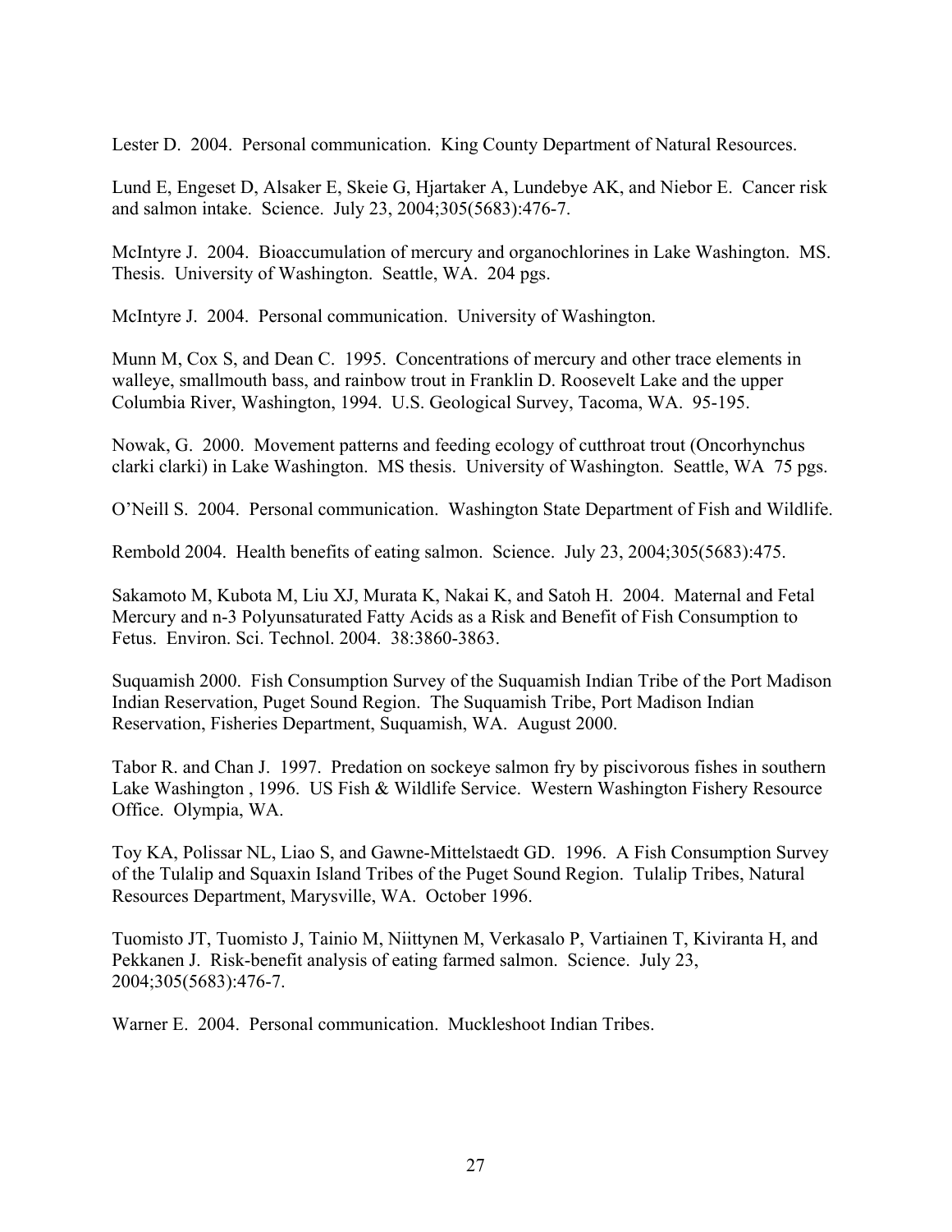Lester D. 2004. Personal communication. King County Department of Natural Resources.

Lund E, Engeset D, Alsaker E, Skeie G, Hjartaker A, Lundebye AK, and Niebor E. Cancer risk and salmon intake. Science. July 23, 2004;305(5683):476-7.

McIntyre J. 2004. Bioaccumulation of mercury and organochlorines in Lake Washington. MS. Thesis. University of Washington. Seattle, WA. 204 pgs.

McIntyre J. 2004. Personal communication. University of Washington.

Munn M, Cox S, and Dean C. 1995. Concentrations of mercury and other trace elements in walleye, smallmouth bass, and rainbow trout in Franklin D. Roosevelt Lake and the upper Columbia River, Washington, 1994. U.S. Geological Survey, Tacoma, WA. 95-195.

Nowak, G. 2000. Movement patterns and feeding ecology of cutthroat trout (Oncorhynchus clarki clarki) in Lake Washington. MS thesis. University of Washington. Seattle, WA 75 pgs.

O'Neill S. 2004. Personal communication. Washington State Department of Fish and Wildlife.

Rembold 2004. Health benefits of eating salmon. Science. July 23, 2004;305(5683):475.

Sakamoto M, Kubota M, Liu XJ, Murata K, Nakai K, and Satoh H. 2004. Maternal and Fetal Mercury and n-3 Polyunsaturated Fatty Acids as a Risk and Benefit of Fish Consumption to Fetus. Environ. Sci. Technol. 2004. 38:3860-3863.

Suquamish 2000. Fish Consumption Survey of the Suquamish Indian Tribe of the Port Madison Indian Reservation, Puget Sound Region. The Suquamish Tribe, Port Madison Indian Reservation, Fisheries Department, Suquamish, WA. August 2000.

Tabor R. and Chan J. 1997. Predation on sockeye salmon fry by piscivorous fishes in southern Lake Washington , 1996. US Fish & Wildlife Service. Western Washington Fishery Resource Office. Olympia, WA.

Toy KA, Polissar NL, Liao S, and Gawne-Mittelstaedt GD. 1996. A Fish Consumption Survey of the Tulalip and Squaxin Island Tribes of the Puget Sound Region. Tulalip Tribes, Natural Resources Department, Marysville, WA. October 1996.

Tuomisto JT, Tuomisto J, Tainio M, Niittynen M, Verkasalo P, Vartiainen T, Kiviranta H, and Pekkanen J. Risk-benefit analysis of eating farmed salmon. Science. July 23, 2004;305(5683):476-7.

Warner E. 2004. Personal communication. Muckleshoot Indian Tribes.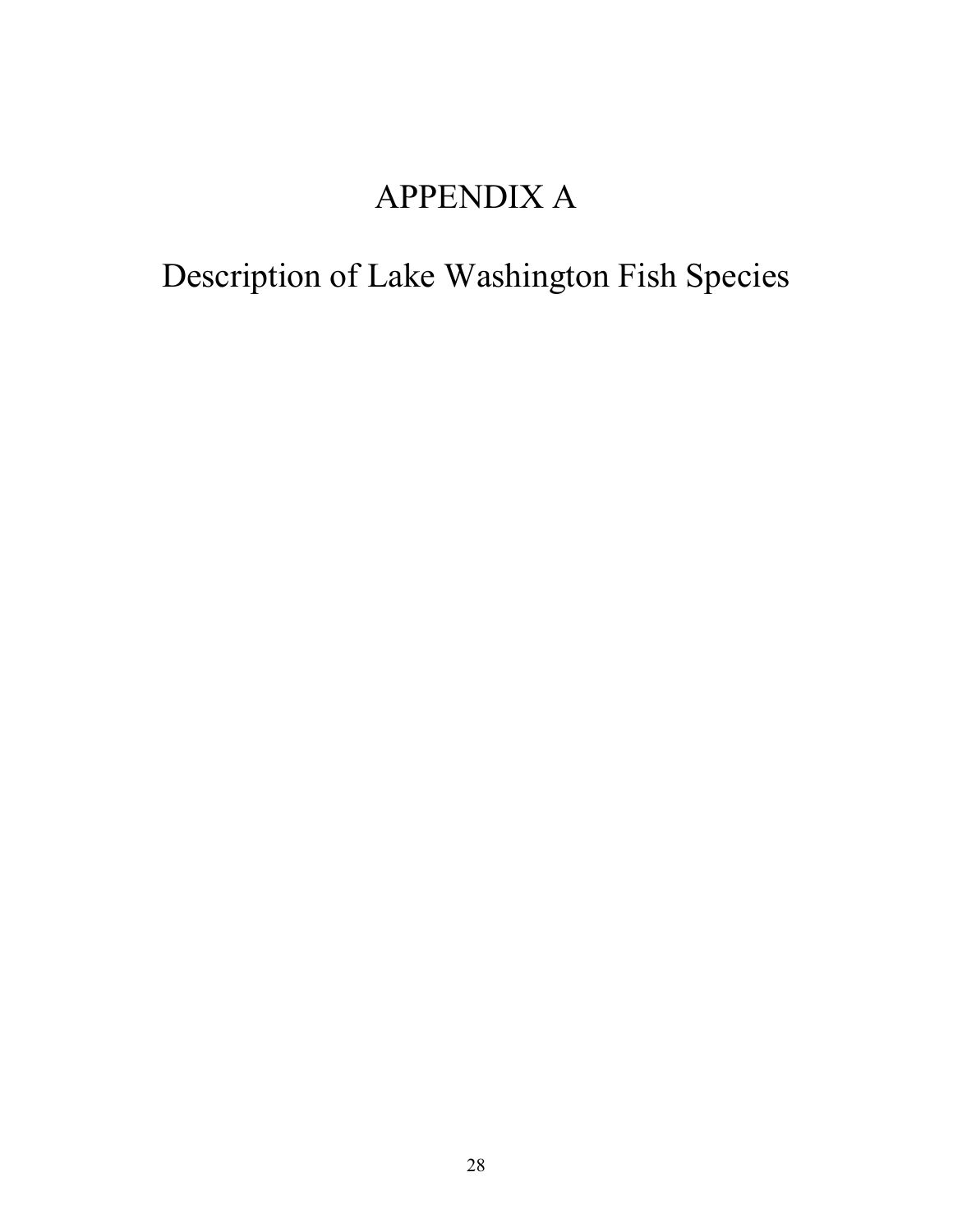# APPENDIX A

# Description of Lake Washington Fish Species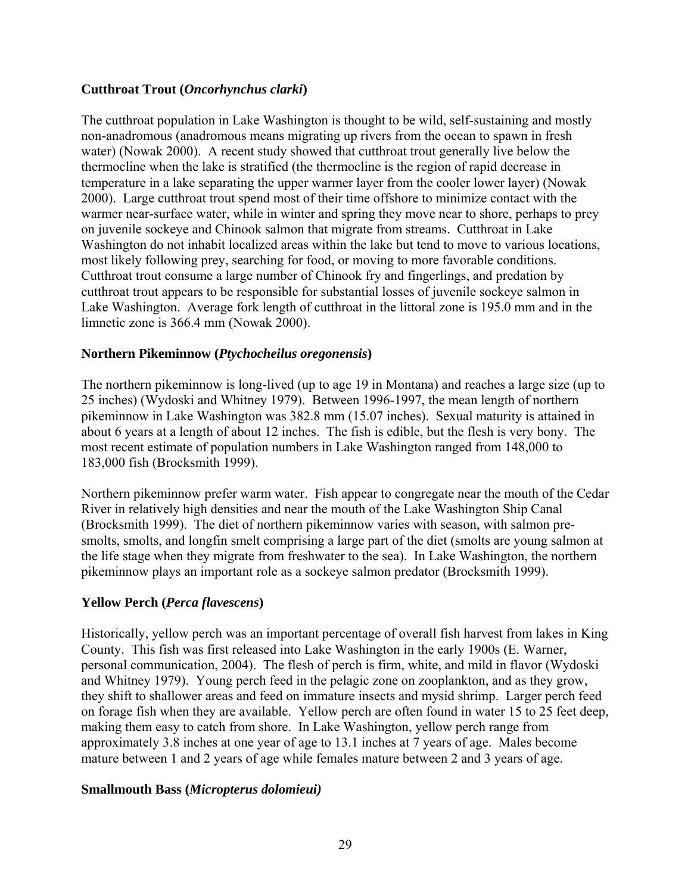### Cutthroat Trout (*Oncorhynchus clarki*)

The cutthroat population in Lake Washington is thought to be wild, self-sustaining and mostly non-anadromous (anadromous means migrating up rivers from the ocean to spawn in fresh water) (Nowak 2000). A recent study showed that cutthroat trout generally live below the thermocline when the lake is stratified (the thermocline is the region of rapid decrease in temperature in a lake separating the upper warmer layer from the cooler lower layer) (Nowak 2000). Large cutthroat trout spend most of their time offshore to minimize contact with the warmer near-surface water, while in winter and spring they move near to shore, perhaps to prey on juvenile sockeye and Chinook salmon that migrate from streams. Cutthroat in Lake Washington do not inhabit localized areas within the lake but tend to move to various locations, most likely following prey, searching for food, or moving to more favorable conditions. Cutthroat trout consume a large number of Chinook fry and fingerlings, and predation by cutthroat trout appears to be responsible for substantial losses of juvenile sockeye salmon in Lake Washington. Average fork length of cutthroat in the littoral zone is 195.0 mm and in the limnetic zone is 366.4 mm (Nowak 2000).

### Northern Pikeminnow (*Ptychocheilus oregonensis*)

The northern pikeminnow is long-lived (up to age 19 in Montana) and reaches a large size (up to 25 inches) (Wydoski and Whitney 1979). Between 1996-1997, the mean length of northern pikeminnow in Lake Washington was 382.8 mm (15.07 inches). Sexual maturity is attained in about 6 years at a length of about 12 inches. The fish is edible, but the flesh is very bony. The most recent estimate of population numbers in Lake Washington ranged from 148,000 to 183,000 fish (Brocksmith 1999).

Northern pikeminnow prefer warm water. Fish appear to congregate near the mouth of the Cedar River in relatively high densities and near the mouth of the Lake Washington Ship Canal (Brocksmith 1999). The diet of northern pikeminnow varies with season, with salmon pre-smolts, smolts, and longfin smelt comprising a large part of the diet (smolts are young salmon at the life stage when they migrate from freshwater to the sea). In Lake Washington, the northern pikeminnow plays an important role as a sockeye salmon predator (Brocksmith 1999).

### Yellow Perch (*Perca flavescens*)

Historically, yellow perch was an important percentage of overall fish harvest from lakes in King County. This fish was first released into Lake Washington in the early 1900s (E. Warner, personal communication, 2004). The flesh of perch is firm, white, and mild in flavor (Wydoski and Whitney 1979). Young perch feed in the pelagic zone on zooplankton, and as they grow, they shift to shallower areas and feed on immature insects and mysid shrimp. Larger perch feed on forage fish when they are available. Yellow perch are often found in water 15 to 25 feet deep, making them easy to catch from shore. In Lake Washington, yellow perch range from approximately 3.8 inches at one year of age to 13.1 inches at 7 years of age. Males become mature between 1 and 2 years of age while females mature between 2 and 3 years of age.

### Smallmouth Bass (*Micropterus dolomieui)*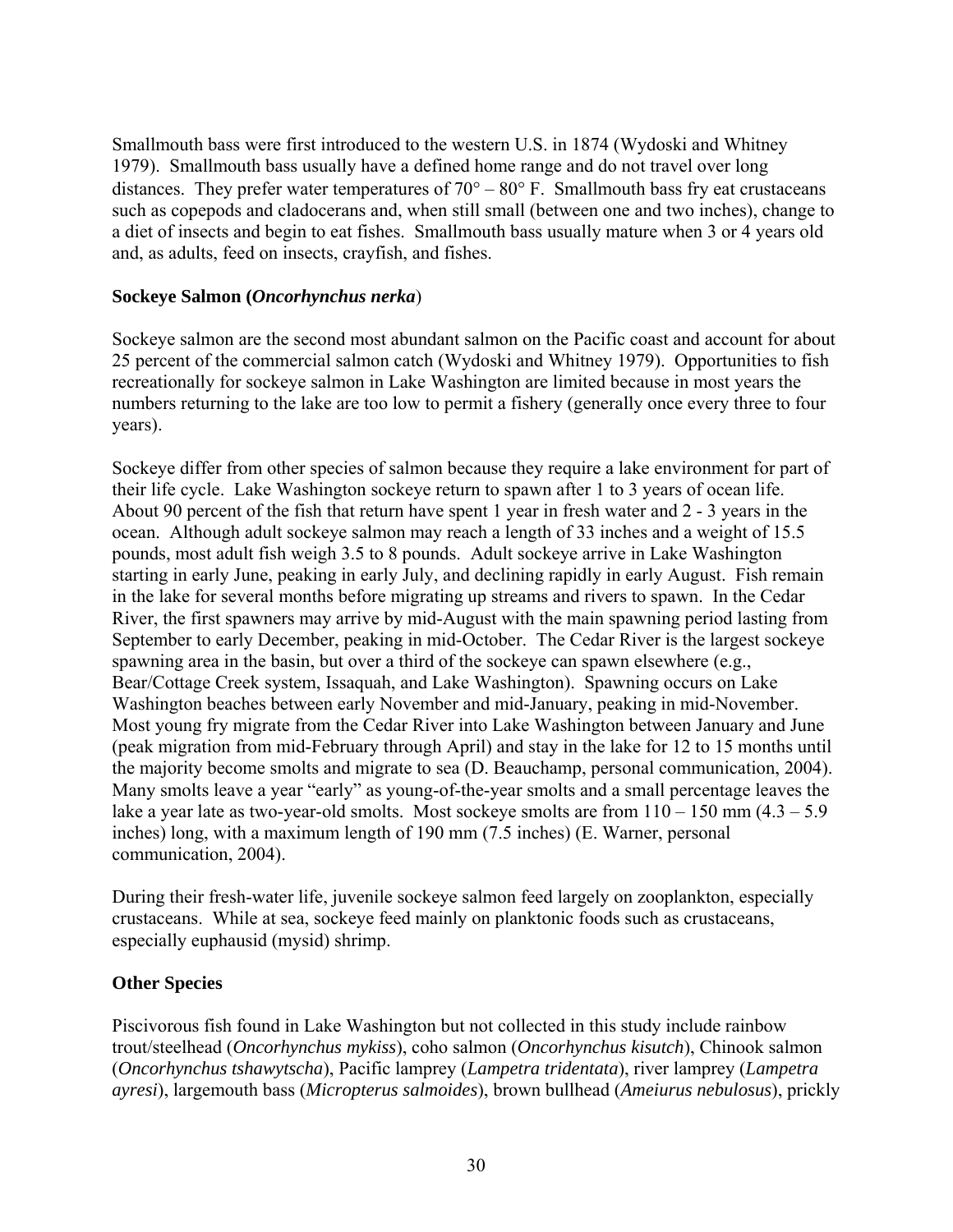Smallmouth bass were first introduced to the western U.S. in 1874 (Wydoski and Whitney 1979). Smallmouth bass usually have a defined home range and do not travel over long distances. They prefer water temperatures of 70° – 80° F. Smallmouth bass fry eat crustaceans such as copepods and cladocerans and, when still small (between one and two inches), change to a diet of insects and begin to eat fishes. Smallmouth bass usually mature when 3 or 4 years old and, as adults, feed on insects, crayfish, and fishes.

### Sockeye Salmon (*Oncorhynchus nerka*)

Sockeye salmon are the second most abundant salmon on the Pacific coast and account for about 25 percent of the commercial salmon catch (Wydoski and Whitney 1979). Opportunities to fish recreationally for sockeye salmon in Lake Washington are limited because in most years the numbers returning to the lake are too low to permit a fishery (generally once every three to four years).

Sockeye differ from other species of salmon because they require a lake environment for part of their life cycle. Lake Washington sockeye return to spawn after 1 to 3 years of ocean life. About 90 percent of the fish that return have spent 1 year in fresh water and 2 - 3 years in the ocean. Although adult sockeye salmon may reach a length of 33 inches and a weight of 15.5 pounds, most adult fish weigh 3.5 to 8 pounds. Adult sockeye arrive in Lake Washington starting in early June, peaking in early July, and declining rapidly in early August. Fish remain in the lake for several months before migrating up streams and rivers to spawn. In the Cedar River, the first spawners may arrive by mid-August with the main spawning period lasting from September to early December, peaking in mid-October. The Cedar River is the largest sockeye spawning area in the basin, but over a third of the sockeye can spawn elsewhere (e.g., Bear/Cottage Creek system, Issaquah, and Lake Washington). Spawning occurs on Lake Washington beaches between early November and mid-January, peaking in mid-November. Most young fry migrate from the Cedar River into Lake Washington between January and June (peak migration from mid-February through April) and stay in the lake for 12 to 15 months until the majority become smolts and migrate to sea (D. Beauchamp, personal communication, 2004). Many smolts leave a year "early" as young-of-the-year smolts and a small percentage leaves the lake a year late as two-year-old smolts. Most sockeye smolts are from 110 – 150 mm (4.3 – 5.9 inches) long, with a maximum length of 190 mm (7.5 inches) (E. Warner, personal communication, 2004).

During their fresh-water life, juvenile sockeye salmon feed largely on zooplankton, especially crustaceans. While at sea, sockeye feed mainly on planktonic foods such as crustaceans, especially euphausid (mysid) shrimp.

### Other Species

Piscivorous fish found in Lake Washington but not collected in this study include rainbow trout/steelhead (*Oncorhynchus mykiss*), coho salmon (*Oncorhynchus kisutch*), Chinook salmon (*Oncorhynchus tshawytscha*), Pacific lamprey (*Lampetra tridentata*), river lamprey (*Lampetra ayresi*), largemouth bass (*Micropterus salmoides*), brown bullhead (*Ameiurus nebulosus*), prickly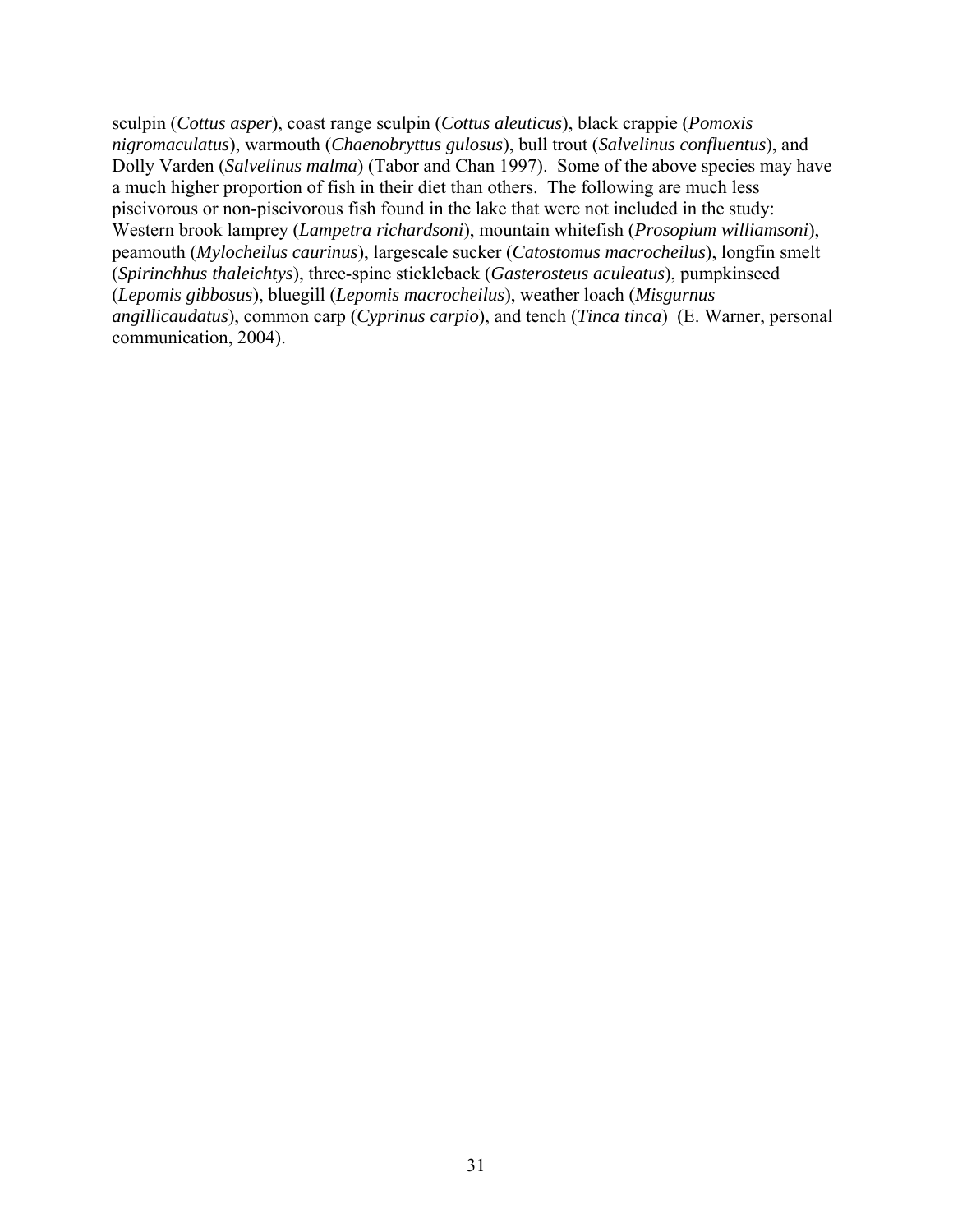sculpin (*Cottus asper*), coast range sculpin (*Cottus aleuticus*), black crappie (*Pomoxis nigromaculatus*), warmouth (*Chaenobryttus gulosus*), bull trout (*Salvelinus confluentus*), and Dolly Varden (*Salvelinus malma*) (Tabor and Chan 1997). Some of the above species may have a much higher proportion of fish in their diet than others. The following are much less piscivorous or non-piscivorous fish found in the lake that were not included in the study: Western brook lamprey (*Lampetra richardsoni*), mountain whitefish (*Prosopium williamsoni*), peamouth (*Mylocheilus caurinus*), largescale sucker (*Catostomus macrocheilus*), longfin smelt (*Spirinchhus thaleichtys*), three-spine stickleback (*Gasterosteus aculeatus*), pumpkinseed (*Lepomis gibbosus*), bluegill (*Lepomis macrocheilus*), weather loach (*Misgurnus angillicaudatus*), common carp (*Cyprinus carpio*), and tench (*Tinca tinca*) (E. Warner, personal communication, 2004).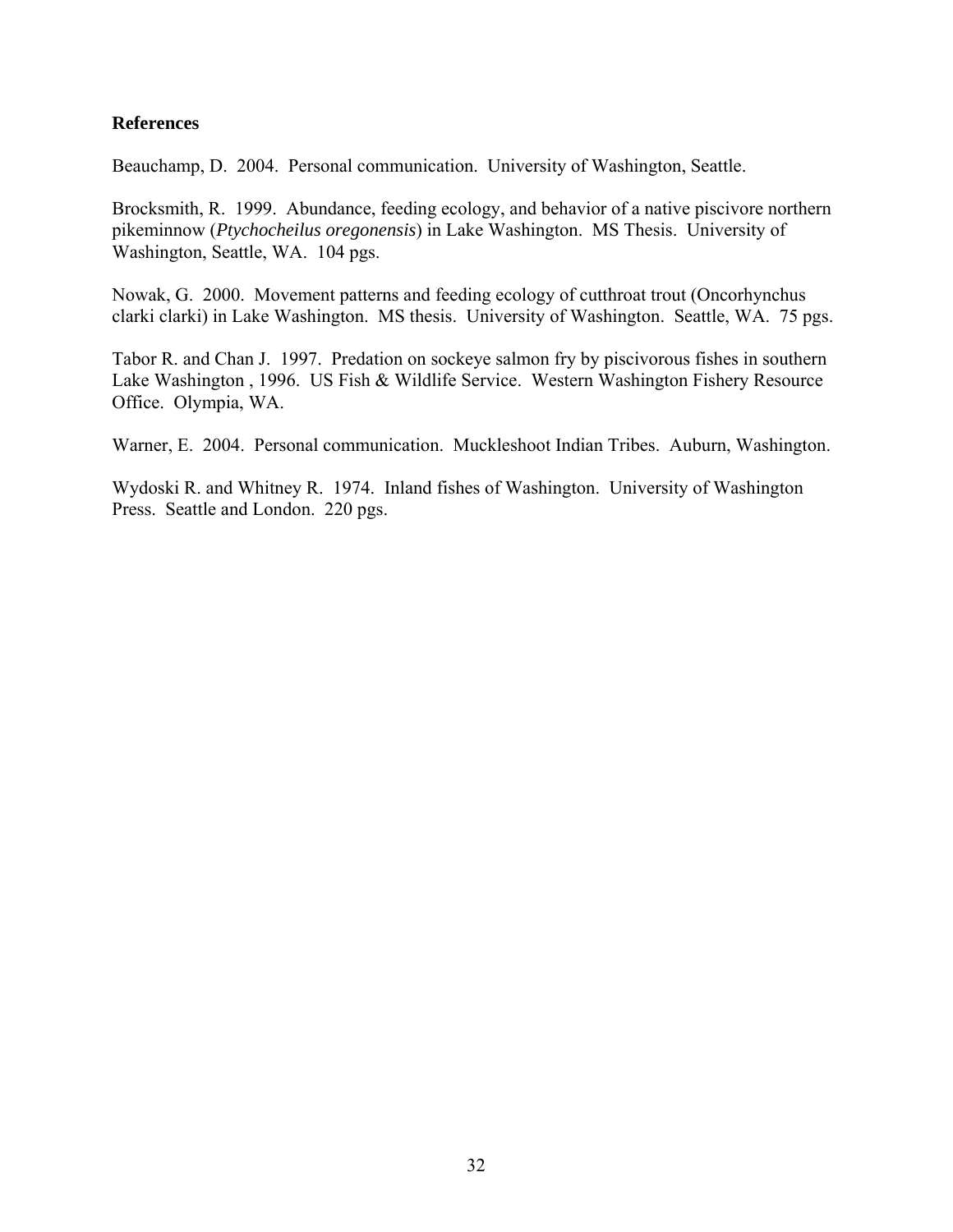**References**

Beauchamp, D. 2004. Personal communication. University of Washington, Seattle.

Brocksmith, R. 1999. Abundance, feeding ecology, and behavior of a native piscivore northern pikeminnow (*Ptychocheilus oregonensis*) in Lake Washington. MS Thesis. University of Washington, Seattle, WA. 104 pgs.

Nowak, G. 2000. Movement patterns and feeding ecology of cutthroat trout (Oncorhynchus clarki clarki) in Lake Washington. MS thesis. University of Washington. Seattle, WA. 75 pgs.

Tabor R. and Chan J. 1997. Predation on sockeye salmon fry by piscivorous fishes in southern Lake Washington , 1996. US Fish & Wildlife Service. Western Washington Fishery Resource Office. Olympia, WA.

Warner, E. 2004. Personal communication. Muckleshoot Indian Tribes. Auburn, Washington.

Wydoski R. and Whitney R. 1974. Inland fishes of Washington. University of Washington Press. Seattle and London. 220 pgs.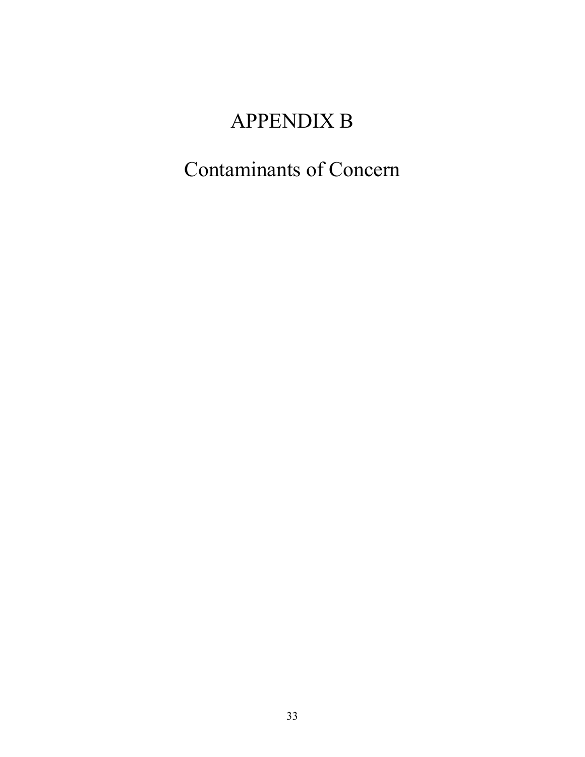# APPENDIX B

# Contaminants of Concern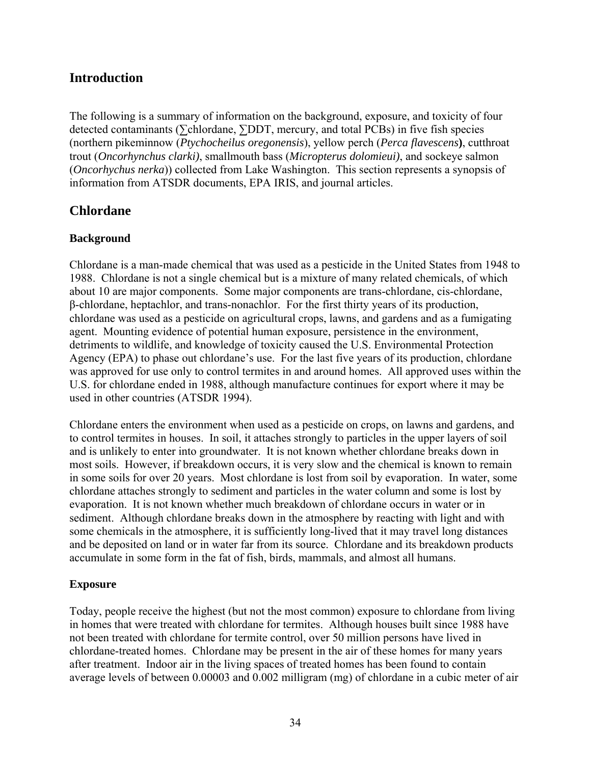## Introduction

The following is a summary of information on the background, exposure, and toxicity of four detected contaminants (∑chlordane, ∑DDT, mercury, and total PCBs) in five fish species (northern pikeminnow (*Ptychocheilus oregonensis*), yellow perch (*Perca flavescens***)**, cutthroat trout (*Oncorhynchus clarki)*, smallmouth bass (*Micropterus dolomieui)*, and sockeye salmon (*Oncorhychus nerka*)) collected from Lake Washington. This section represents a synopsis of information from ATSDR documents, EPA IRIS, and journal articles.

## Chlordane

### Background

Chlordane is a man-made chemical that was used as a pesticide in the United States from 1948 to 1988. Chlordane is not a single chemical but is a mixture of many related chemicals, of which about 10 are major components. Some major components are trans-chlordane, cis-chlordane, β-chlordane, heptachlor, and trans-nonachlor. For the first thirty years of its production, chlordane was used as a pesticide on agricultural crops, lawns, and gardens and as a fumigating agent. Mounting evidence of potential human exposure, persistence in the environment, detriments to wildlife, and knowledge of toxicity caused the U.S. Environmental Protection Agency (EPA) to phase out chlordane's use. For the last five years of its production, chlordane was approved for use only to control termites in and around homes. All approved uses within the U.S. for chlordane ended in 1988, although manufacture continues for export where it may be used in other countries (ATSDR 1994).

Chlordane enters the environment when used as a pesticide on crops, on lawns and gardens, and to control termites in houses. In soil, it attaches strongly to particles in the upper layers of soil and is unlikely to enter into groundwater. It is not known whether chlordane breaks down in most soils. However, if breakdown occurs, it is very slow and the chemical is known to remain in some soils for over 20 years. Most chlordane is lost from soil by evaporation. In water, some chlordane attaches strongly to sediment and particles in the water column and some is lost by evaporation. It is not known whether much breakdown of chlordane occurs in water or in sediment. Although chlordane breaks down in the atmosphere by reacting with light and with some chemicals in the atmosphere, it is sufficiently long-lived that it may travel long distances and be deposited on land or in water far from its source. Chlordane and its breakdown products accumulate in some form in the fat of fish, birds, mammals, and almost all humans.

### Exposure

Today, people receive the highest (but not the most common) exposure to chlordane from living in homes that were treated with chlordane for termites. Although houses built since 1988 have not been treated with chlordane for termite control, over 50 million persons have lived in chlordane-treated homes. Chlordane may be present in the air of these homes for many years after treatment. Indoor air in the living spaces of treated homes has been found to contain average levels of between 0.00003 and 0.002 milligram (mg) of chlordane in a cubic meter of air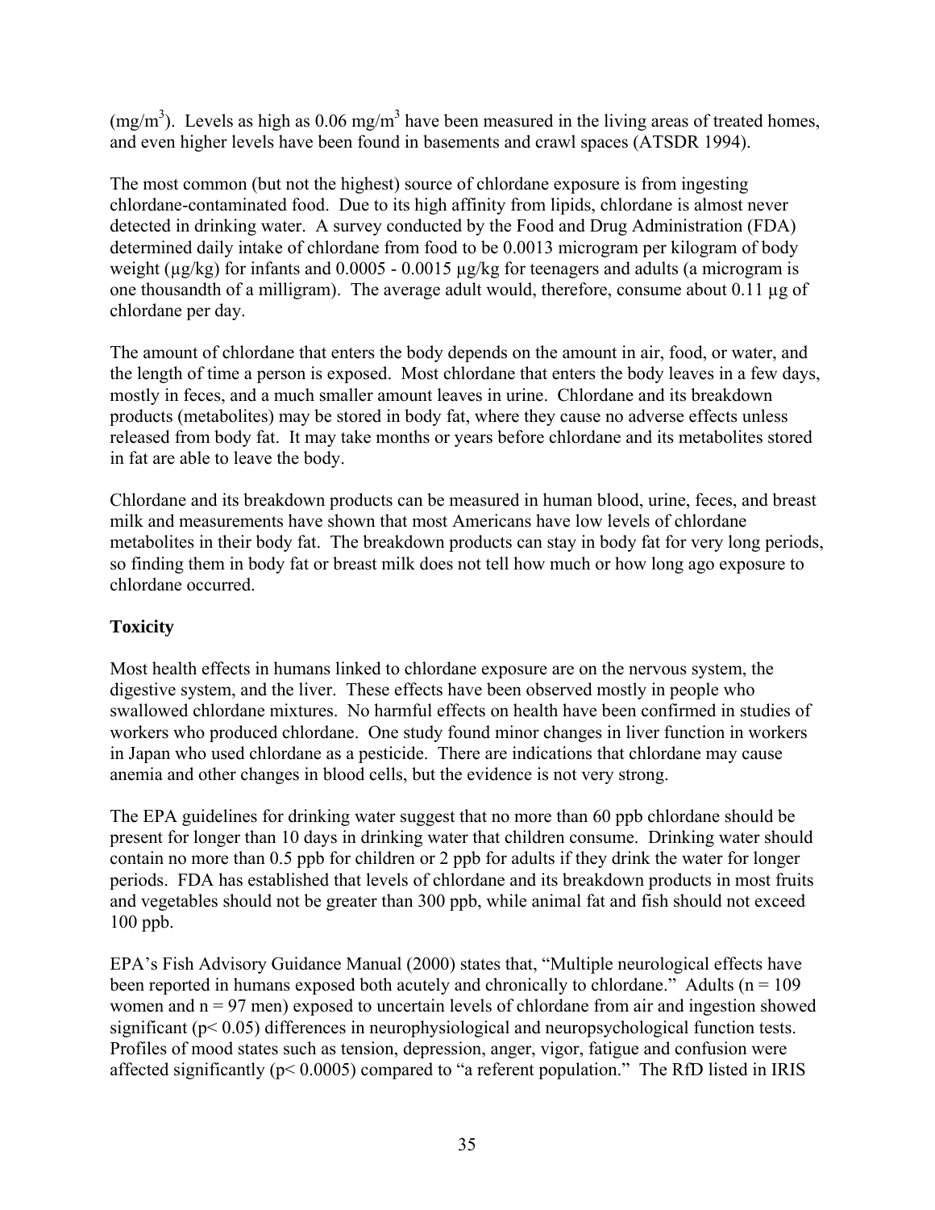($mg/m^3$). Levels as high as 0.06 $mg/m^3$ have been measured in the living areas of treated homes, and even higher levels have been found in basements and crawl spaces (ATSDR 1994).

The most common (but not the highest) source of chlordane exposure is from ingesting chlordane-contaminated food. Due to its high affinity from lipids, chlordane is almost never detected in drinking water. A survey conducted by the Food and Drug Administration (FDA) determined daily intake of chlordane from food to be 0.0013 microgram per kilogram of body weight (µg/kg) for infants and 0.0005 - 0.0015 µg/kg for teenagers and adults (a microgram is one thousandth of a milligram). The average adult would, therefore, consume about 0.11 µg of chlordane per day.

The amount of chlordane that enters the body depends on the amount in air, food, or water, and the length of time a person is exposed. Most chlordane that enters the body leaves in a few days, mostly in feces, and a much smaller amount leaves in urine. Chlordane and its breakdown products (metabolites) may be stored in body fat, where they cause no adverse effects unless released from body fat. It may take months or years before chlordane and its metabolites stored in fat are able to leave the body.

Chlordane and its breakdown products can be measured in human blood, urine, feces, and breast milk and measurements have shown that most Americans have low levels of chlordane metabolites in their body fat. The breakdown products can stay in body fat for very long periods, so finding them in body fat or breast milk does not tell how much or how long ago exposure to chlordane occurred.

**Toxicity**

Most health effects in humans linked to chlordane exposure are on the nervous system, the digestive system, and the liver. These effects have been observed mostly in people who swallowed chlordane mixtures. No harmful effects on health have been confirmed in studies of workers who produced chlordane. One study found minor changes in liver function in workers in Japan who used chlordane as a pesticide. There are indications that chlordane may cause anemia and other changes in blood cells, but the evidence is not very strong.

The EPA guidelines for drinking water suggest that no more than 60 ppb chlordane should be present for longer than 10 days in drinking water that children consume. Drinking water should contain no more than 0.5 ppb for children or 2 ppb for adults if they drink the water for longer periods. FDA has established that levels of chlordane and its breakdown products in most fruits and vegetables should not be greater than 300 ppb, while animal fat and fish should not exceed 100 ppb.

EPA's Fish Advisory Guidance Manual (2000) states that, "Multiple neurological effects have been reported in humans exposed both acutely and chronically to chlordane." Adults ($n = 109$ women and $n = 97$ men) exposed to uncertain levels of chlordane from air and ingestion showed significant ($p < 0.05$) differences in neurophysiological and neuropsychological function tests. Profiles of mood states such as tension, depression, anger, vigor, fatigue and confusion were affected significantly ($p < 0.0005$) compared to "a referent population." The RfD listed in IRIS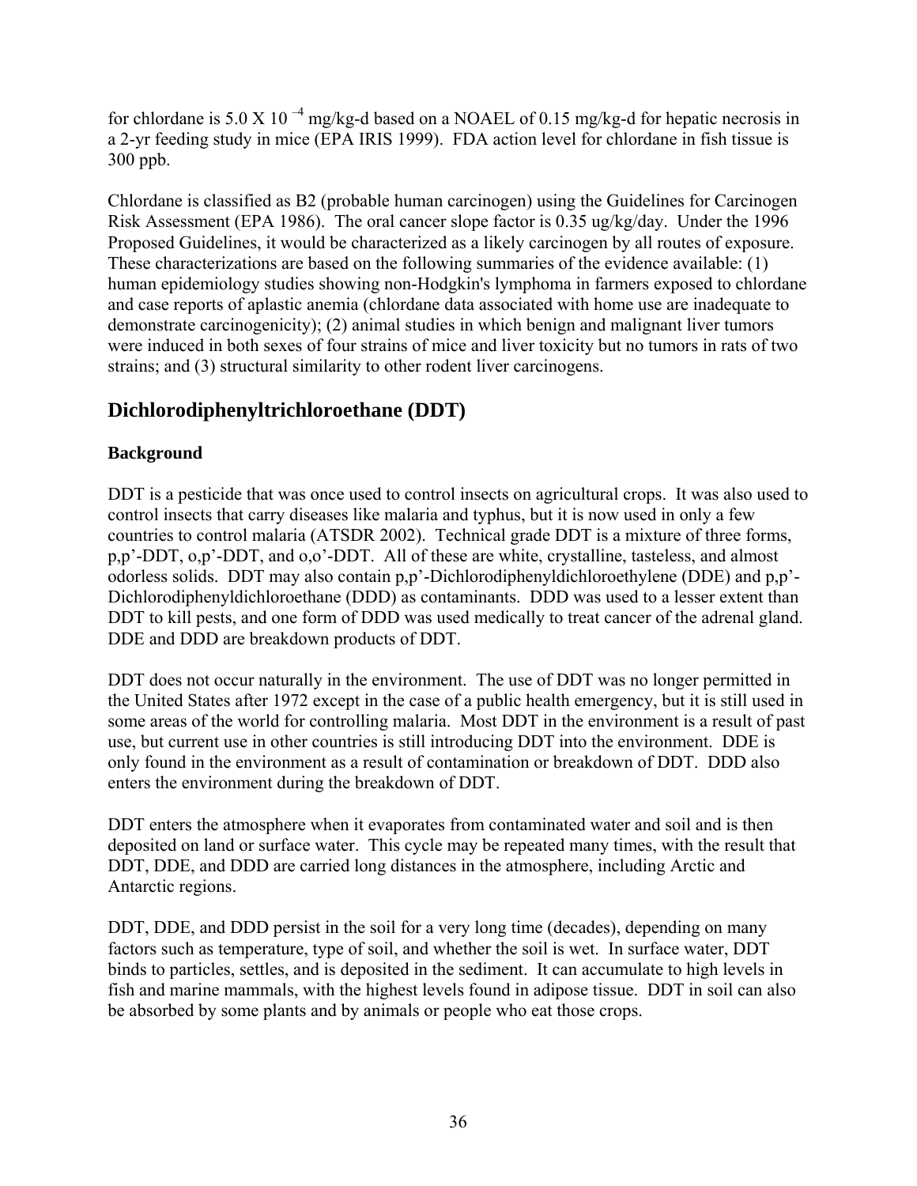for chlordane is $5.0 \times 10^{-4}$ mg/kg-d based on a NOAEL of 0.15 mg/kg-d for hepatic necrosis in a 2-yr feeding study in mice (EPA IRIS 1999). FDA action level for chlordane in fish tissue is 300 ppb.

Chlordane is classified as B2 (probable human carcinogen) using the Guidelines for Carcinogen Risk Assessment (EPA 1986). The oral cancer slope factor is 0.35 ug/kg/day. Under the 1996 Proposed Guidelines, it would be characterized as a likely carcinogen by all routes of exposure. These characterizations are based on the following summaries of the evidence available: (1) human epidemiology studies showing non-Hodgkin's lymphoma in farmers exposed to chlordane and case reports of aplastic anemia (chlordane data associated with home use are inadequate to demonstrate carcinogenicity); (2) animal studies in which benign and malignant liver tumors were induced in both sexes of four strains of mice and liver toxicity but no tumors in rats of two strains; and (3) structural similarity to other rodent liver carcinogens.

## Dichlorodiphenyltrichloroethane (DDT)

### Background

DDT is a pesticide that was once used to control insects on agricultural crops. It was also used to control insects that carry diseases like malaria and typhus, but it is now used in only a few countries to control malaria (ATSDR 2002). Technical grade DDT is a mixture of three forms, p,p'-DDT, o,p'-DDT, and o,o'-DDT. All of these are white, crystalline, tasteless, and almost odorless solids. DDT may also contain p,p'-Dichlorodiphenyldichloroethylene (DDE) and p,p'-Dichlorodiphenyldichloroethane (DDD) as contaminants. DDD was used to a lesser extent than DDT to kill pests, and one form of DDD was used medically to treat cancer of the adrenal gland. DDE and DDD are breakdown products of DDT.

DDT does not occur naturally in the environment. The use of DDT was no longer permitted in the United States after 1972 except in the case of a public health emergency, but it is still used in some areas of the world for controlling malaria. Most DDT in the environment is a result of past use, but current use in other countries is still introducing DDT into the environment. DDE is only found in the environment as a result of contamination or breakdown of DDT. DDD also enters the environment during the breakdown of DDT.

DDT enters the atmosphere when it evaporates from contaminated water and soil and is then deposited on land or surface water. This cycle may be repeated many times, with the result that DDT, DDE, and DDD are carried long distances in the atmosphere, including Arctic and Antarctic regions.

DDT, DDE, and DDD persist in the soil for a very long time (decades), depending on many factors such as temperature, type of soil, and whether the soil is wet. In surface water, DDT binds to particles, settles, and is deposited in the sediment. It can accumulate to high levels in fish and marine mammals, with the highest levels found in adipose tissue. DDT in soil can also be absorbed by some plants and by animals or people who eat those crops.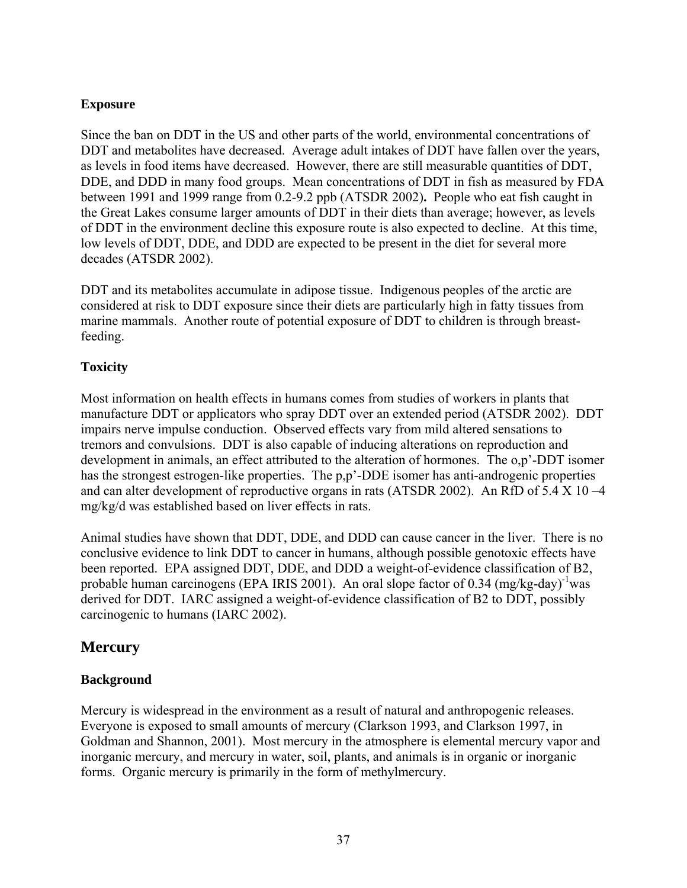### Exposure

Since the ban on DDT in the US and other parts of the world, environmental concentrations of DDT and metabolites have decreased. Average adult intakes of DDT have fallen over the years, as levels in food items have decreased. However, there are still measurable quantities of DDT, DDE, and DDD in many food groups. Mean concentrations of DDT in fish as measured by FDA between 1991 and 1999 range from 0.2-9.2 ppb (ATSDR 2002). People who eat fish caught in the Great Lakes consume larger amounts of DDT in their diets than average; however, as levels of DDT in the environment decline this exposure route is also expected to decline. At this time, low levels of DDT, DDE, and DDD are expected to be present in the diet for several more decades (ATSDR 2002).

DDT and its metabolites accumulate in adipose tissue. Indigenous peoples of the arctic are considered at risk to DDT exposure since their diets are particularly high in fatty tissues from marine mammals. Another route of potential exposure of DDT to children is through breast-feeding.

### Toxicity

Most information on health effects in humans comes from studies of workers in plants that manufacture DDT or applicators who spray DDT over an extended period (ATSDR 2002). DDT impairs nerve impulse conduction. Observed effects vary from mild altered sensations to tremors and convulsions. DDT is also capable of inducing alterations on reproduction and development in animals, an effect attributed to the alteration of hormones. The o,p'-DDT isomer has the strongest estrogen-like properties. The p,p'-DDE isomer has anti-androgenic properties and can alter development of reproductive organs in rats (ATSDR 2002). An RfD of $5.4 \times 10^{-4}$ mg/kg/d was established based on liver effects in rats.

Animal studies have shown that DDT, DDE, and DDD can cause cancer in the liver. There is no conclusive evidence to link DDT to cancer in humans, although possible genotoxic effects have been reported. EPA assigned DDT, DDE, and DDD a weight-of-evidence classification of B2, probable human carcinogens (EPA IRIS 2001). An oral slope factor of 0.34 $(\text{mg/kg-day})^{-1}$ was derived for DDT. IARC assigned a weight-of-evidence classification of B2 to DDT, possibly carcinogenic to humans (IARC 2002).

## Mercury

### Background

Mercury is widespread in the environment as a result of natural and anthropogenic releases. Everyone is exposed to small amounts of mercury (Clarkson 1993, and Clarkson 1997, in Goldman and Shannon, 2001). Most mercury in the atmosphere is elemental mercury vapor and inorganic mercury, and mercury in water, soil, plants, and animals is in organic or inorganic forms. Organic mercury is primarily in the form of methylmercury.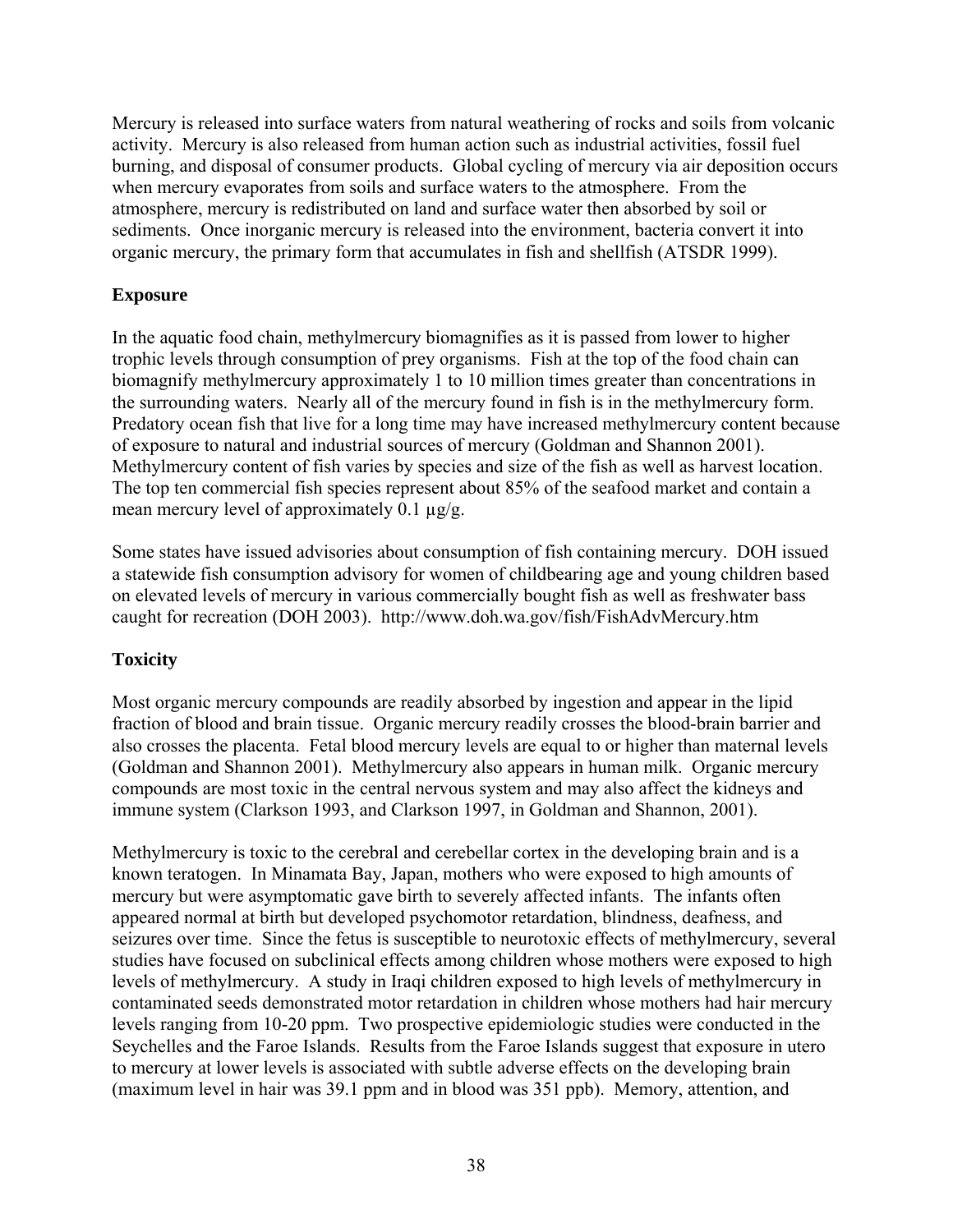Mercury is released into surface waters from natural weathering of rocks and soils from volcanic activity. Mercury is also released from human action such as industrial activities, fossil fuel burning, and disposal of consumer products. Global cycling of mercury via air deposition occurs when mercury evaporates from soils and surface waters to the atmosphere. From the atmosphere, mercury is redistributed on land and surface water then absorbed by soil or sediments. Once inorganic mercury is released into the environment, bacteria convert it into organic mercury, the primary form that accumulates in fish and shellfish (ATSDR 1999).

## Exposure

In the aquatic food chain, methylmercury biomagnifies as it is passed from lower to higher trophic levels through consumption of prey organisms. Fish at the top of the food chain can biomagnify methylmercury approximately 1 to 10 million times greater than concentrations in the surrounding waters. Nearly all of the mercury found in fish is in the methylmercury form. Predatory ocean fish that live for a long time may have increased methylmercury content because of exposure to natural and industrial sources of mercury (Goldman and Shannon 2001). Methylmercury content of fish varies by species and size of the fish as well as harvest location. The top ten commercial fish species represent about 85% of the seafood market and contain a mean mercury level of approximately 0.1 µg/g.

Some states have issued advisories about consumption of fish containing mercury. DOH issued a statewide fish consumption advisory for women of childbearing age and young children based on elevated levels of mercury in various commercially bought fish as well as freshwater bass caught for recreation (DOH 2003). http://www.doh.wa.gov/fish/FishAdvMercury.htm

## Toxicity

Most organic mercury compounds are readily absorbed by ingestion and appear in the lipid fraction of blood and brain tissue. Organic mercury readily crosses the blood-brain barrier and also crosses the placenta. Fetal blood mercury levels are equal to or higher than maternal levels (Goldman and Shannon 2001). Methylmercury also appears in human milk. Organic mercury compounds are most toxic in the central nervous system and may also affect the kidneys and immune system (Clarkson 1993, and Clarkson 1997, in Goldman and Shannon, 2001).

Methylmercury is toxic to the cerebral and cerebellar cortex in the developing brain and is a known teratogen. In Minamata Bay, Japan, mothers who were exposed to high amounts of mercury but were asymptomatic gave birth to severely affected infants. The infants often appeared normal at birth but developed psychomotor retardation, blindness, deafness, and seizures over time. Since the fetus is susceptible to neurotoxic effects of methylmercury, several studies have focused on subclinical effects among children whose mothers were exposed to high levels of methylmercury. A study in Iraqi children exposed to high levels of methylmercury in contaminated seeds demonstrated motor retardation in children whose mothers had hair mercury levels ranging from 10-20 ppm. Two prospective epidemiologic studies were conducted in the Seychelles and the Faroe Islands. Results from the Faroe Islands suggest that exposure in utero to mercury at lower levels is associated with subtle adverse effects on the developing brain (maximum level in hair was 39.1 ppm and in blood was 351 ppb). Memory, attention, and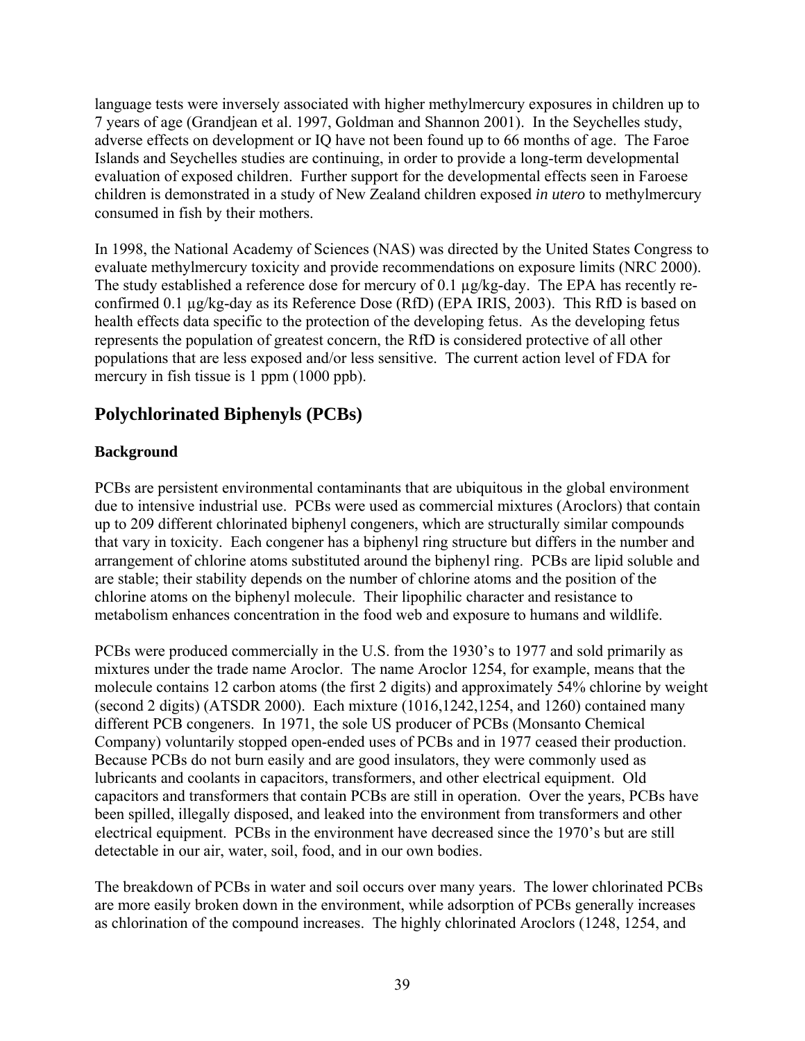language tests were inversely associated with higher methylmercury exposures in children up to 7 years of age (Grandjean et al. 1997, Goldman and Shannon 2001). In the Seychelles study, adverse effects on development or IQ have not been found up to 66 months of age. The Faroe Islands and Seychelles studies are continuing, in order to provide a long-term developmental evaluation of exposed children. Further support for the developmental effects seen in Faroese children is demonstrated in a study of New Zealand children exposed *in utero* to methylmercury consumed in fish by their mothers.

In 1998, the National Academy of Sciences (NAS) was directed by the United States Congress to evaluate methylmercury toxicity and provide recommendations on exposure limits (NRC 2000). The study established a reference dose for mercury of 0.1 µg/kg-day. The EPA has recently re-confirmed 0.1 µg/kg-day as its Reference Dose (RfD) (EPA IRIS, 2003). This RfD is based on health effects data specific to the protection of the developing fetus. As the developing fetus represents the population of greatest concern, the RfD is considered protective of all other populations that are less exposed and/or less sensitive. The current action level of FDA for mercury in fish tissue is 1 ppm (1000 ppb).

## Polychlorinated Biphenyls (PCBs)

### Background

PCBs are persistent environmental contaminants that are ubiquitous in the global environment due to intensive industrial use. PCBs were used as commercial mixtures (Aroclors) that contain up to 209 different chlorinated biphenyl congeners, which are structurally similar compounds that vary in toxicity. Each congener has a biphenyl ring structure but differs in the number and arrangement of chlorine atoms substituted around the biphenyl ring. PCBs are lipid soluble and are stable; their stability depends on the number of chlorine atoms and the position of the chlorine atoms on the biphenyl molecule. Their lipophilic character and resistance to metabolism enhances concentration in the food web and exposure to humans and wildlife.

PCBs were produced commercially in the U.S. from the 1930's to 1977 and sold primarily as mixtures under the trade name Aroclor. The name Aroclor 1254, for example, means that the molecule contains 12 carbon atoms (the first 2 digits) and approximately 54% chlorine by weight (second 2 digits) (ATSDR 2000). Each mixture (1016,1242,1254, and 1260) contained many different PCB congeners. In 1971, the sole US producer of PCBs (Monsanto Chemical Company) voluntarily stopped open-ended uses of PCBs and in 1977 ceased their production. Because PCBs do not burn easily and are good insulators, they were commonly used as lubricants and coolants in capacitors, transformers, and other electrical equipment. Old capacitors and transformers that contain PCBs are still in operation. Over the years, PCBs have been spilled, illegally disposed, and leaked into the environment from transformers and other electrical equipment. PCBs in the environment have decreased since the 1970's but are still detectable in our air, water, soil, food, and in our own bodies.

The breakdown of PCBs in water and soil occurs over many years. The lower chlorinated PCBs are more easily broken down in the environment, while adsorption of PCBs generally increases as chlorination of the compound increases. The highly chlorinated Aroclors (1248, 1254, and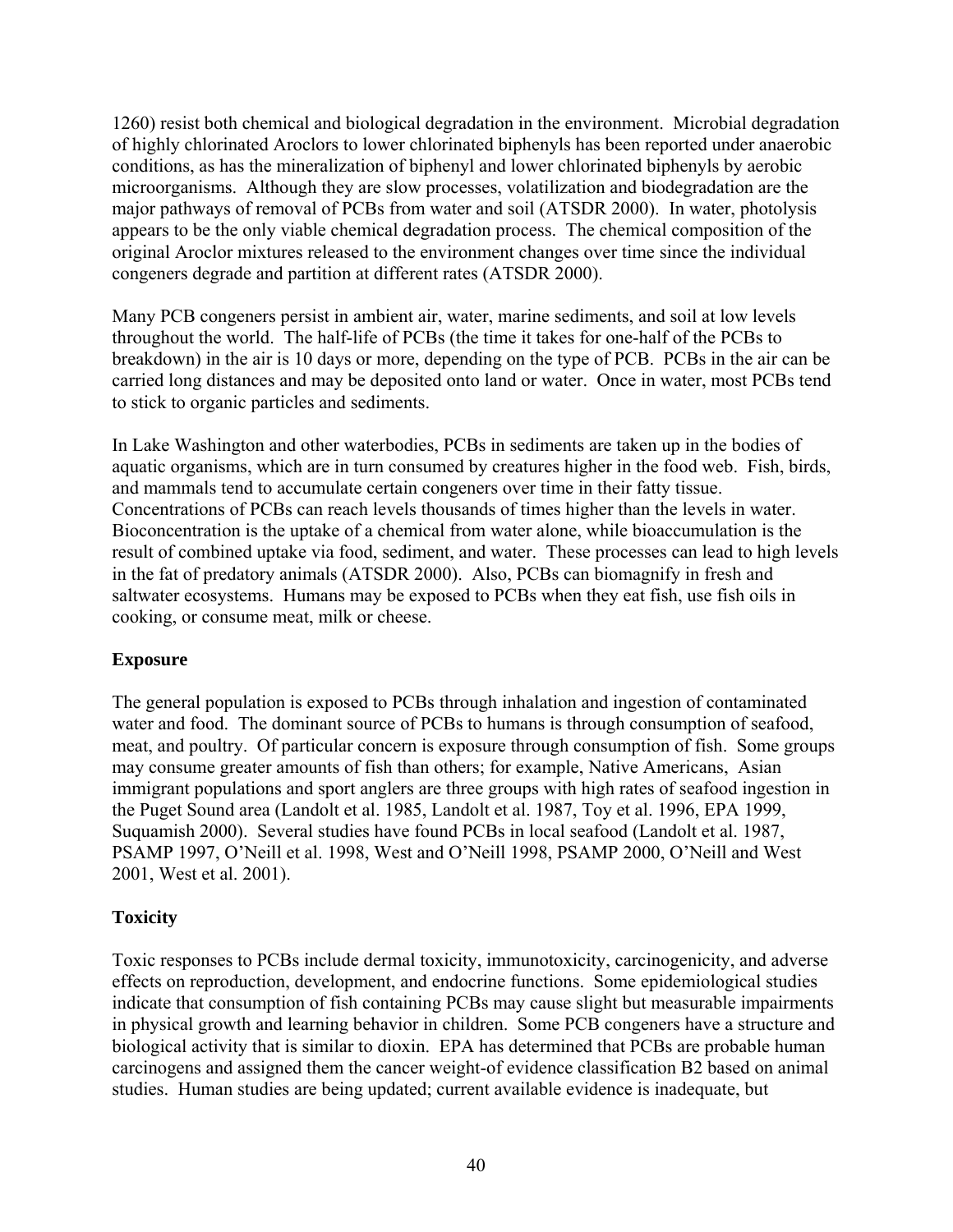1260) resist both chemical and biological degradation in the environment. Microbial degradation of highly chlorinated Aroclors to lower chlorinated biphenyls has been reported under anaerobic conditions, as has the mineralization of biphenyl and lower chlorinated biphenyls by aerobic microorganisms. Although they are slow processes, volatilization and biodegradation are the major pathways of removal of PCBs from water and soil (ATSDR 2000). In water, photolysis appears to be the only viable chemical degradation process. The chemical composition of the original Aroclor mixtures released to the environment changes over time since the individual congeners degrade and partition at different rates (ATSDR 2000).

Many PCB congeners persist in ambient air, water, marine sediments, and soil at low levels throughout the world. The half-life of PCBs (the time it takes for one-half of the PCBs to breakdown) in the air is 10 days or more, depending on the type of PCB. PCBs in the air can be carried long distances and may be deposited onto land or water. Once in water, most PCBs tend to stick to organic particles and sediments.

In Lake Washington and other waterbodies, PCBs in sediments are taken up in the bodies of aquatic organisms, which are in turn consumed by creatures higher in the food web. Fish, birds, and mammals tend to accumulate certain congeners over time in their fatty tissue. Concentrations of PCBs can reach levels thousands of times higher than the levels in water. Bioconcentration is the uptake of a chemical from water alone, while bioaccumulation is the result of combined uptake via food, sediment, and water. These processes can lead to high levels in the fat of predatory animals (ATSDR 2000). Also, PCBs can biomagnify in fresh and saltwater ecosystems. Humans may be exposed to PCBs when they eat fish, use fish oils in cooking, or consume meat, milk or cheese.

**Exposure**

The general population is exposed to PCBs through inhalation and ingestion of contaminated water and food. The dominant source of PCBs to humans is through consumption of seafood, meat, and poultry. Of particular concern is exposure through consumption of fish. Some groups may consume greater amounts of fish than others; for example, Native Americans, Asian immigrant populations and sport anglers are three groups with high rates of seafood ingestion in the Puget Sound area (Landolt et al. 1985, Landolt et al. 1987, Toy et al. 1996, EPA 1999, Suquamish 2000). Several studies have found PCBs in local seafood (Landolt et al. 1987, PSAMP 1997, O'Neill et al. 1998, West and O'Neill 1998, PSAMP 2000, O'Neill and West 2001, West et al. 2001).

**Toxicity**

Toxic responses to PCBs include dermal toxicity, immunotoxicity, carcinogenicity, and adverse effects on reproduction, development, and endocrine functions. Some epidemiological studies indicate that consumption of fish containing PCBs may cause slight but measurable impairments in physical growth and learning behavior in children. Some PCB congeners have a structure and biological activity that is similar to dioxin. EPA has determined that PCBs are probable human carcinogens and assigned them the cancer weight-of evidence classification B2 based on animal studies. Human studies are being updated; current available evidence is inadequate, but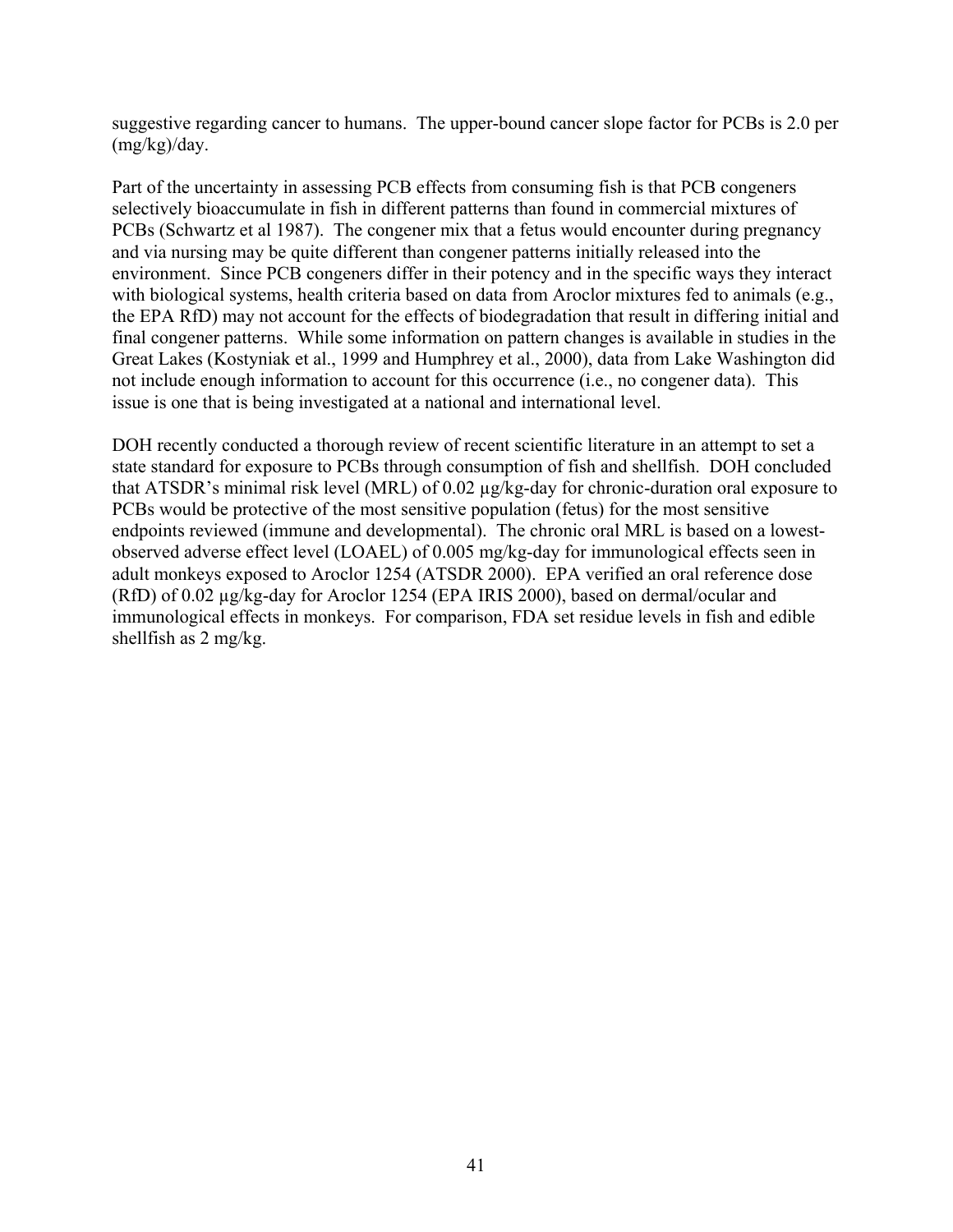suggestive regarding cancer to humans. The upper-bound cancer slope factor for PCBs is 2.0 per (mg/kg)/day.

Part of the uncertainty in assessing PCB effects from consuming fish is that PCB congeners selectively bioaccumulate in fish in different patterns than found in commercial mixtures of PCBs (Schwartz et al 1987). The congener mix that a fetus would encounter during pregnancy and via nursing may be quite different than congener patterns initially released into the environment. Since PCB congeners differ in their potency and in the specific ways they interact with biological systems, health criteria based on data from Aroclor mixtures fed to animals (e.g., the EPA RfD) may not account for the effects of biodegradation that result in differing initial and final congener patterns. While some information on pattern changes is available in studies in the Great Lakes (Kostyniak et al., 1999 and Humphrey et al., 2000), data from Lake Washington did not include enough information to account for this occurrence (i.e., no congener data). This issue is one that is being investigated at a national and international level.

DOH recently conducted a thorough review of recent scientific literature in an attempt to set a state standard for exposure to PCBs through consumption of fish and shellfish. DOH concluded that ATSDR's minimal risk level (MRL) of 0.02 µg/kg-day for chronic-duration oral exposure to PCBs would be protective of the most sensitive population (fetus) for the most sensitive endpoints reviewed (immune and developmental). The chronic oral MRL is based on a lowest-observed adverse effect level (LOAEL) of 0.005 mg/kg-day for immunological effects seen in adult monkeys exposed to Aroclor 1254 (ATSDR 2000). EPA verified an oral reference dose (RfD) of 0.02 µg/kg-day for Aroclor 1254 (EPA IRIS 2000), based on dermal/ocular and immunological effects in monkeys. For comparison, FDA set residue levels in fish and edible shellfish as 2 mg/kg.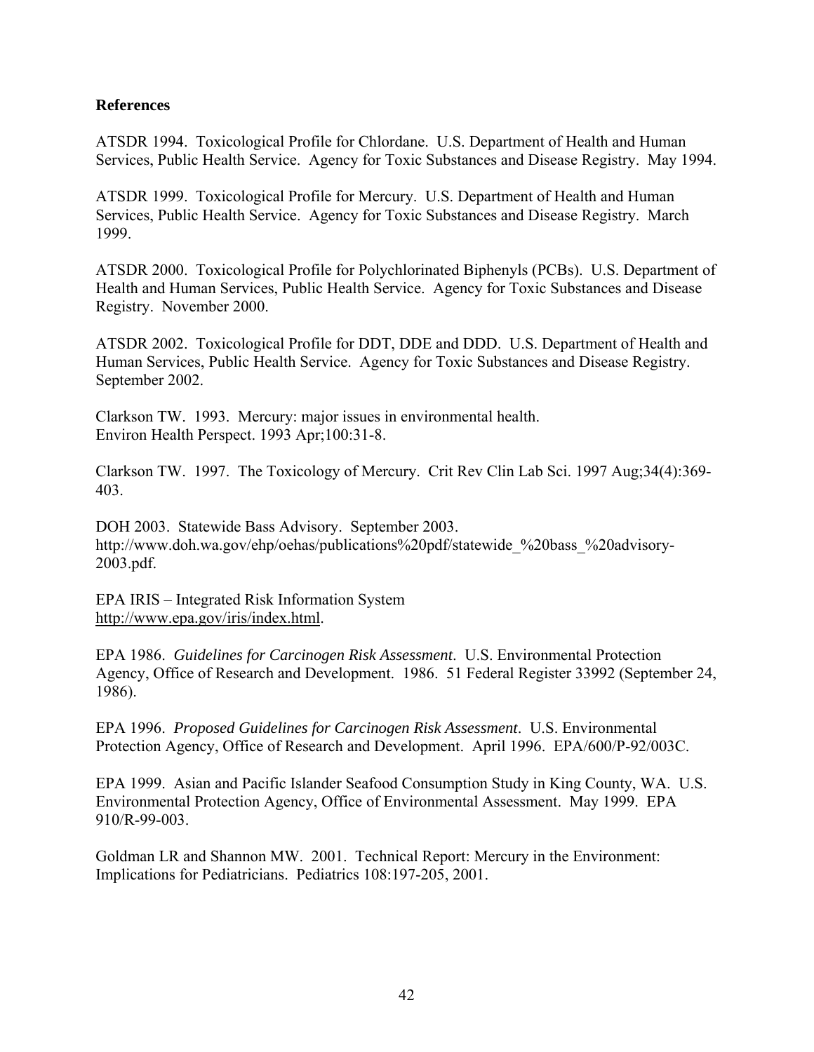## References

ATSDR 1994. Toxicological Profile for Chlordane. U.S. Department of Health and Human Services, Public Health Service. Agency for Toxic Substances and Disease Registry. May 1994.

ATSDR 1999. Toxicological Profile for Mercury. U.S. Department of Health and Human Services, Public Health Service. Agency for Toxic Substances and Disease Registry. March 1999.

ATSDR 2000. Toxicological Profile for Polychlorinated Biphenyls (PCBs). U.S. Department of Health and Human Services, Public Health Service. Agency for Toxic Substances and Disease Registry. November 2000.

ATSDR 2002. Toxicological Profile for DDT, DDE and DDD. U.S. Department of Health and Human Services, Public Health Service. Agency for Toxic Substances and Disease Registry. September 2002.

Clarkson TW. 1993. Mercury: major issues in environmental health. Environ Health Perspect. 1993 Apr;100:31-8.

Clarkson TW. 1997. The Toxicology of Mercury. Crit Rev Clin Lab Sci. 1997 Aug;34(4):369-403.

DOH 2003. Statewide Bass Advisory. September 2003. http://www.doh.wa.gov/ehp/oehas/publications%20pdf/statewide_%20bass_%20advisory-2003.pdf.

EPA IRIS – Integrated Risk Information System http://www.epa.gov/iris/index.html.

EPA 1986. *Guidelines for Carcinogen Risk Assessment*. U.S. Environmental Protection Agency, Office of Research and Development. 1986. 51 Federal Register 33992 (September 24, 1986).

EPA 1996. *Proposed Guidelines for Carcinogen Risk Assessment*. U.S. Environmental Protection Agency, Office of Research and Development. April 1996. EPA/600/P-92/003C.

EPA 1999. Asian and Pacific Islander Seafood Consumption Study in King County, WA. U.S. Environmental Protection Agency, Office of Environmental Assessment. May 1999. EPA 910/R-99-003.

Goldman LR and Shannon MW. 2001. Technical Report: Mercury in the Environment: Implications for Pediatricians. Pediatrics 108:197-205, 2001.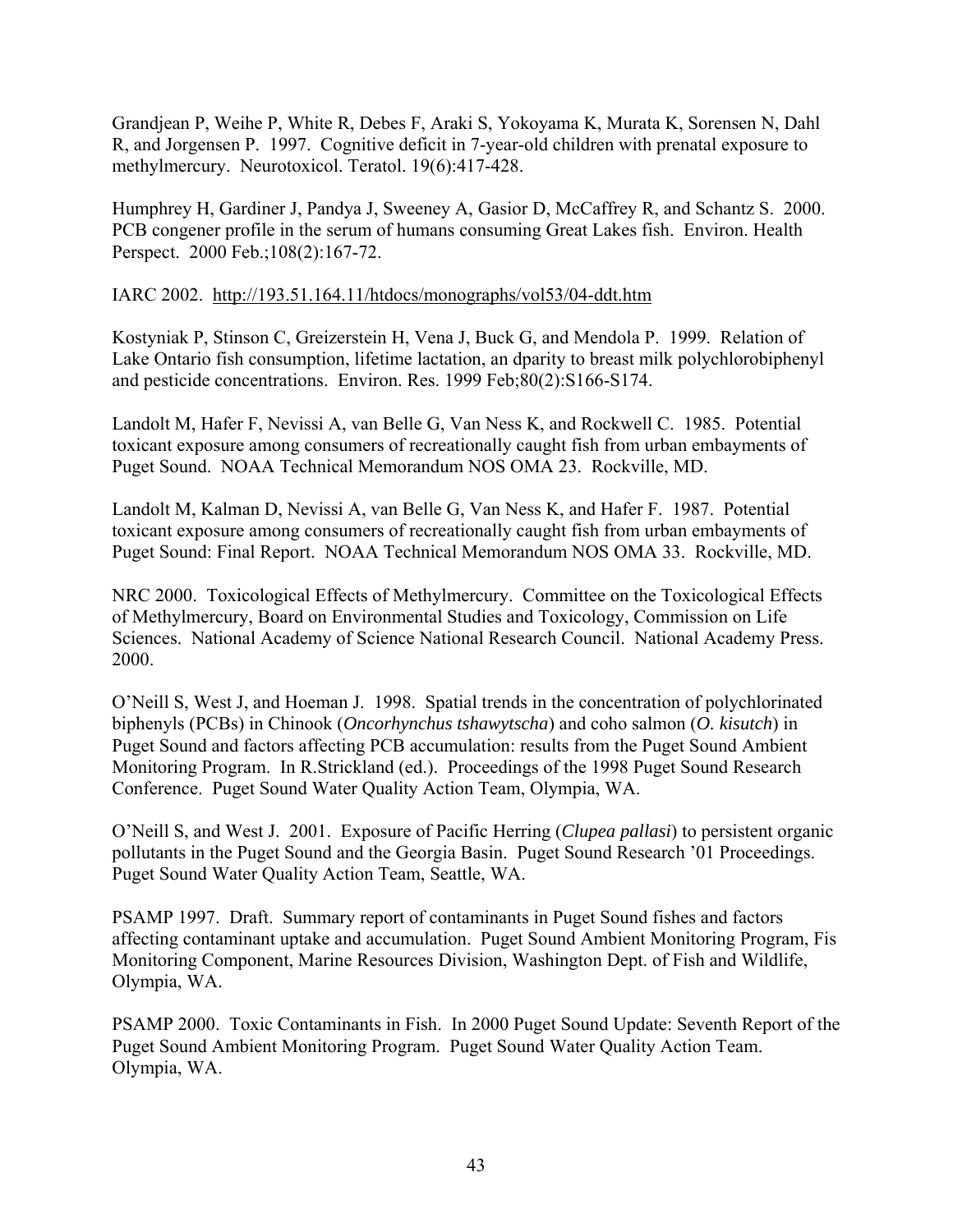Grandjean P, Weihe P, White R, Debes F, Araki S, Yokoyama K, Murata K, Sorensen N, Dahl R, and Jorgensen P. 1997. Cognitive deficit in 7-year-old children with prenatal exposure to methylmercury. Neurotoxicol. Teratol. 19(6):417-428.

Humphrey H, Gardiner J, Pandya J, Sweeney A, Gasior D, McCaffrey R, and Schantz S. 2000. PCB congener profile in the serum of humans consuming Great Lakes fish. Environ. Health Perspect. 2000 Feb.;108(2):167-72.

IARC 2002. http://193.51.164.11/htdocs/monographs/vol53/04-ddt.htm

Kostyniak P, Stinson C, Greizerstein H, Vena J, Buck G, and Mendola P. 1999. Relation of Lake Ontario fish consumption, lifetime lactation, an dparity to breast milk polychlorobiphenyl and pesticide concentrations. Environ. Res. 1999 Feb;80(2):S166-S174.

Landolt M, Hafer F, Nevissi A, van Belle G, Van Ness K, and Rockwell C. 1985. Potential toxicant exposure among consumers of recreationally caught fish from urban embayments of Puget Sound. NOAA Technical Memorandum NOS OMA 23. Rockville, MD.

Landolt M, Kalman D, Nevissi A, van Belle G, Van Ness K, and Hafer F. 1987. Potential toxicant exposure among consumers of recreationally caught fish from urban embayments of Puget Sound: Final Report. NOAA Technical Memorandum NOS OMA 33. Rockville, MD.

NRC 2000. Toxicological Effects of Methylmercury. Committee on the Toxicological Effects of Methylmercury, Board on Environmental Studies and Toxicology, Commission on Life Sciences. National Academy of Science National Research Council. National Academy Press. 2000.

O'Neill S, West J, and Hoeman J. 1998. Spatial trends in the concentration of polychlorinated biphenyls (PCBs) in Chinook (*Oncorhynchus tshawytscha*) and coho salmon (*O. kisutch*) in Puget Sound and factors affecting PCB accumulation: results from the Puget Sound Ambient Monitoring Program. In R.Strickland (ed.). Proceedings of the 1998 Puget Sound Research Conference. Puget Sound Water Quality Action Team, Olympia, WA.

O'Neill S, and West J. 2001. Exposure of Pacific Herring (*Clupea pallasi*) to persistent organic pollutants in the Puget Sound and the Georgia Basin. Puget Sound Research '01 Proceedings. Puget Sound Water Quality Action Team, Seattle, WA.

PSAMP 1997. Draft. Summary report of contaminants in Puget Sound fishes and factors affecting contaminant uptake and accumulation. Puget Sound Ambient Monitoring Program, Fis Monitoring Component, Marine Resources Division, Washington Dept. of Fish and Wildlife, Olympia, WA.

PSAMP 2000. Toxic Contaminants in Fish. In 2000 Puget Sound Update: Seventh Report of the Puget Sound Ambient Monitoring Program. Puget Sound Water Quality Action Team. Olympia, WA.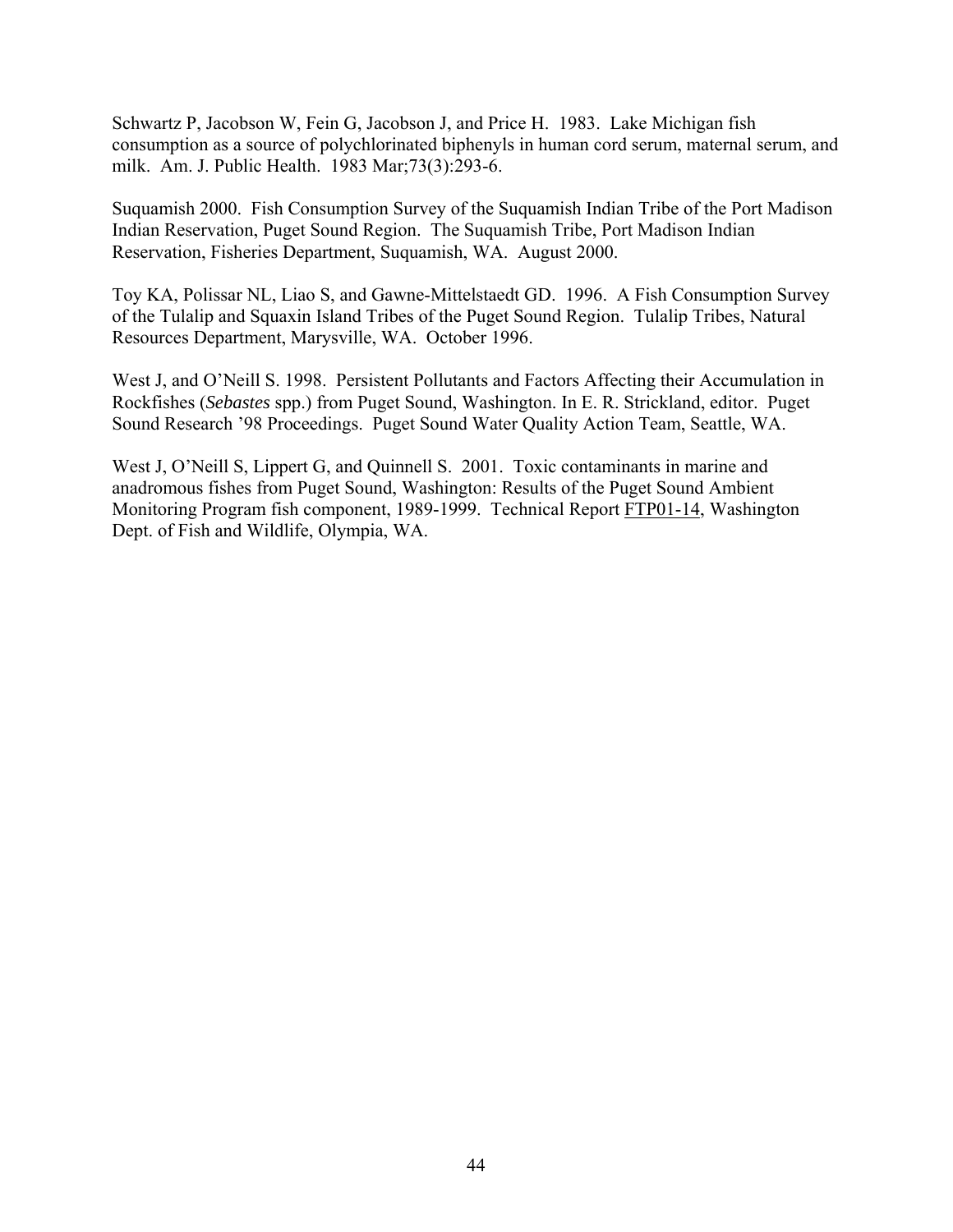Schwartz P, Jacobson W, Fein G, Jacobson J, and Price H. 1983. Lake Michigan fish consumption as a source of polychlorinated biphenyls in human cord serum, maternal serum, and milk. Am. J. Public Health. 1983 Mar;73(3):293-6.

Suquamish 2000. Fish Consumption Survey of the Suquamish Indian Tribe of the Port Madison Indian Reservation, Puget Sound Region. The Suquamish Tribe, Port Madison Indian Reservation, Fisheries Department, Suquamish, WA. August 2000.

Toy KA, Polissar NL, Liao S, and Gawne-Mittelstaedt GD. 1996. A Fish Consumption Survey of the Tulalip and Squaxin Island Tribes of the Puget Sound Region. Tulalip Tribes, Natural Resources Department, Marysville, WA. October 1996.

West J, and O'Neill S. 1998. Persistent Pollutants and Factors Affecting their Accumulation in Rockfishes (*Sebastes* spp.) from Puget Sound, Washington. In E. R. Strickland, editor. Puget Sound Research '98 Proceedings. Puget Sound Water Quality Action Team, Seattle, WA.

West J, O'Neill S, Lippert G, and Quinnell S. 2001. Toxic contaminants in marine and anadromous fishes from Puget Sound, Washington: Results of the Puget Sound Ambient Monitoring Program fish component, 1989-1999. Technical Report FTP01-14, Washington Dept. of Fish and Wildlife, Olympia, WA.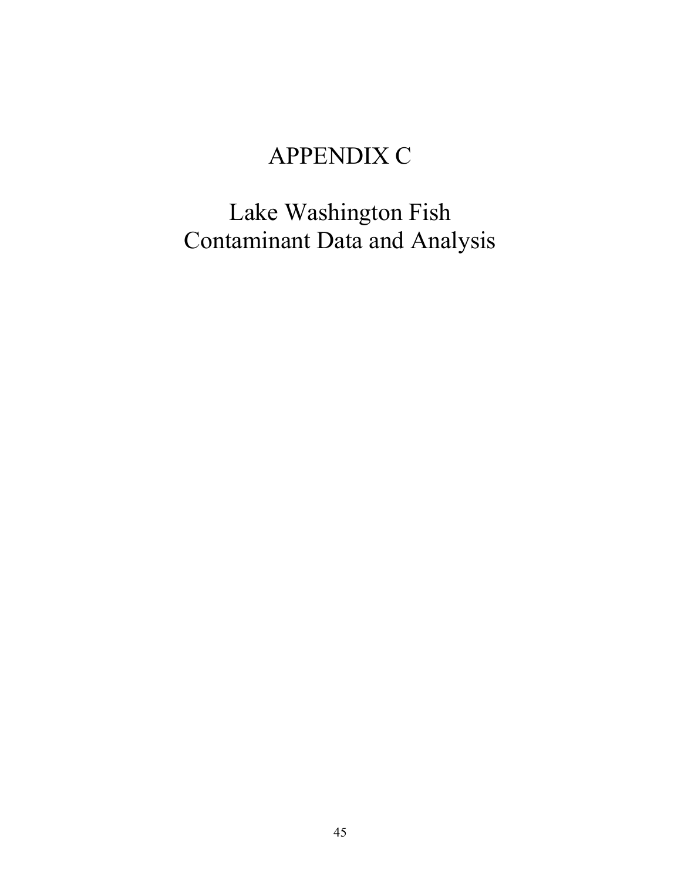# APPENDIX C

# Lake Washington Fish Contaminant Data and Analysis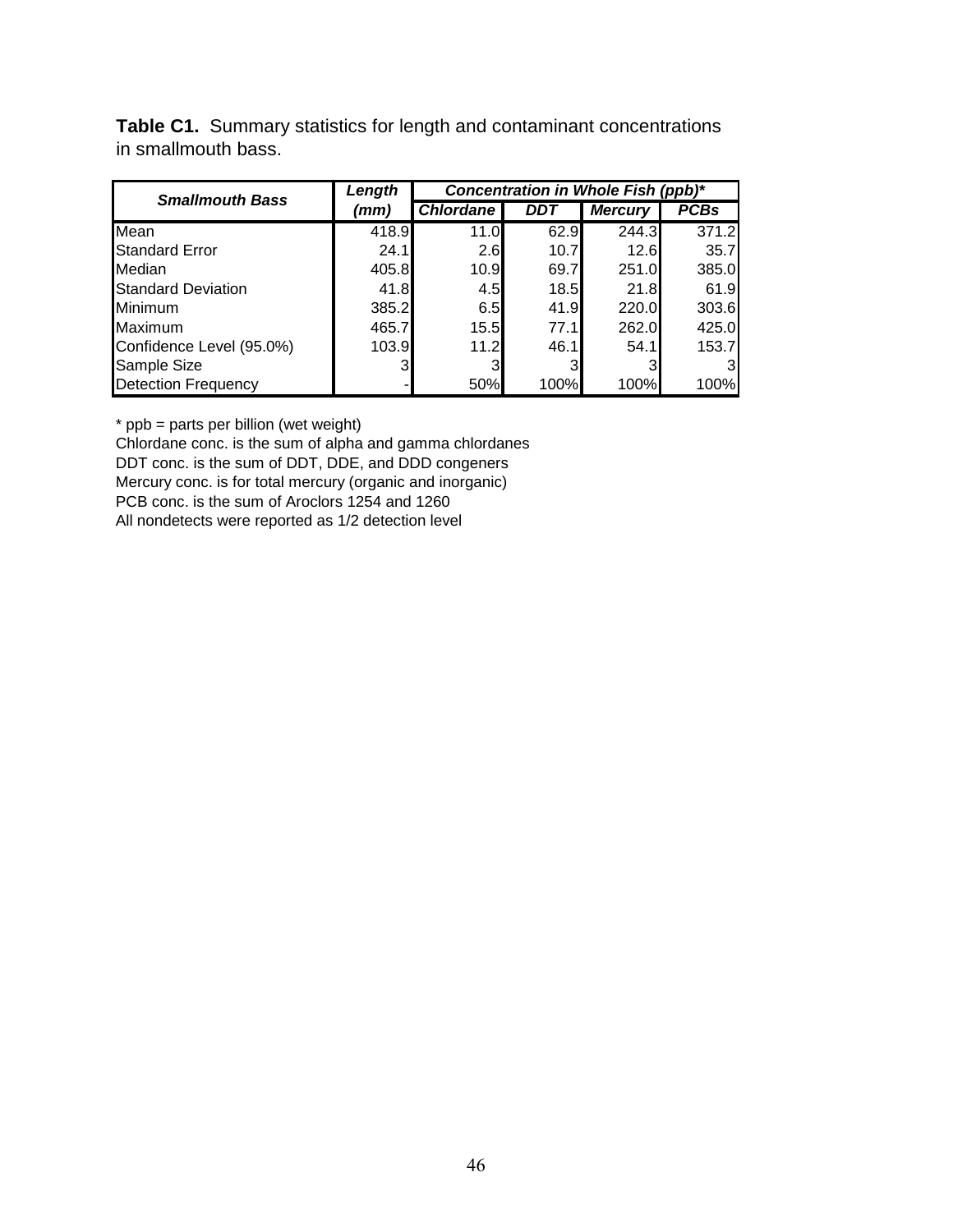**Table C1.** Summary statistics for length and contaminant concentrations in smallmouth bass.

| Smallmouth Bass | Length (mm) | Concentration in Whole Fish (ppb)* | | | |
|---|---|---|---|---|---|
| | | Chlordane | DDT | Mercury | PCBs |
| Mean | 418.9 | 11.0 | 62.9 | 244.3 | 371.2 |
| Standard Error | 24.1 | 2.6 | 10.7 | 12.6 | 35.7 |
| Median | 405.8 | 10.9 | 69.7 | 251.0 | 385.0 |
| Standard Deviation | 41.8 | 4.5 | 18.5 | 21.8 | 61.9 |
| Minimum | 385.2 | 6.5 | 41.9 | 220.0 | 303.6 |
| Maximum | 465.7 | 15.5 | 77.1 | 262.0 | 425.0 |
| Confidence Level (95.0%) | 103.9 | 11.2 | 46.1 | 54.1 | 153.7 |
| Sample Size | 3 | 3 | 3 | 3 | 3 |
| Detection Frequency | - | 50% | 100% | 100% | 100% |

\* ppb = parts per billion (wet weight)
Chlordane conc. is the sum of alpha and gamma chlordanes
DDT conc. is the sum of DDT, DDE, and DDD congeners
Mercury conc. is for total mercury (organic and inorganic)
PCB conc. is the sum of Aroclors 1254 and 1260
All nondetects were reported as 1/2 detection level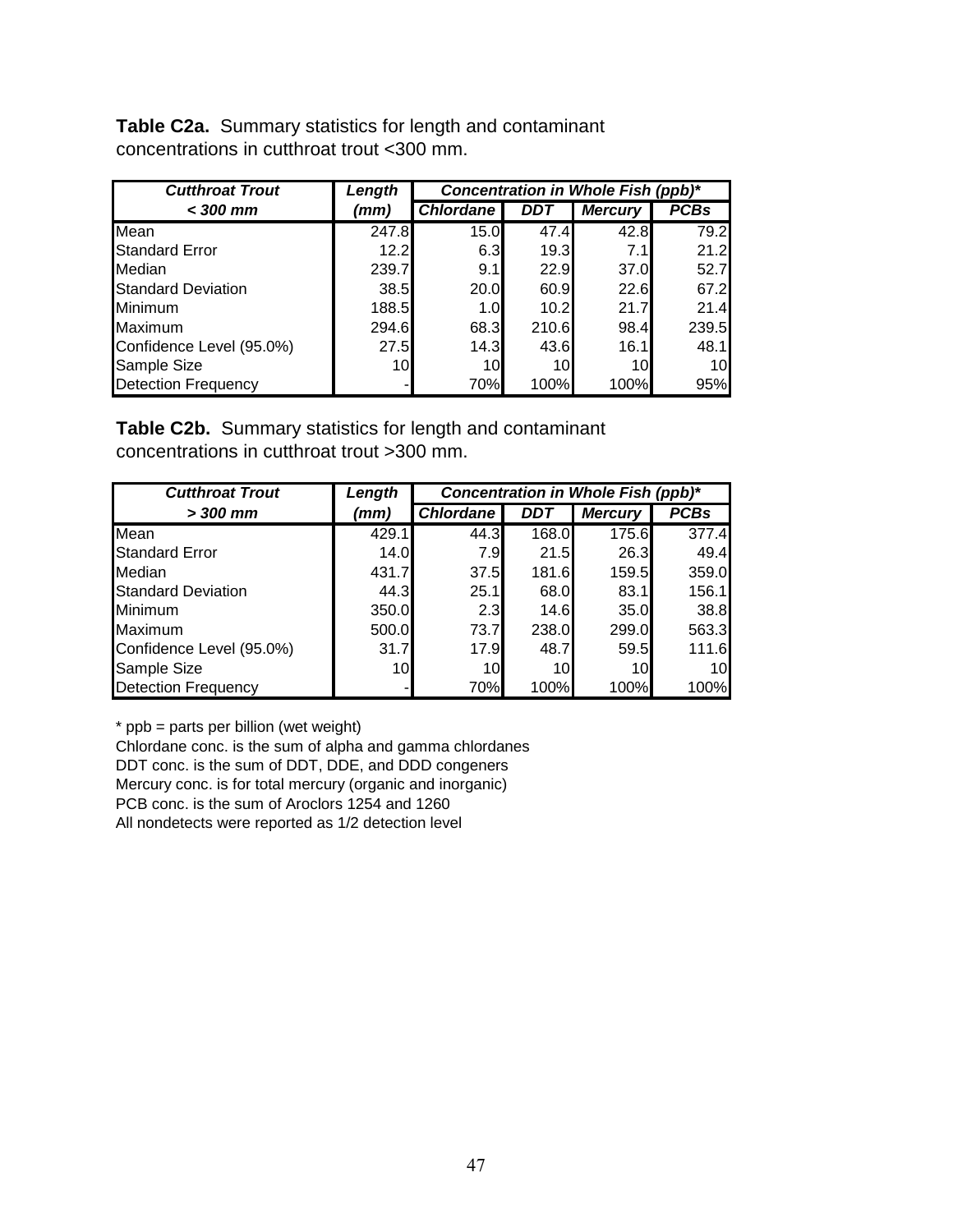**Table C2a.** Summary statistics for length and contaminant concentrations in cutthroat trout <300 mm.

| *Cutthroat Trout* | *Length* | *Concentration in Whole Fish (ppb)** | | | |
|---|---|---|---|---|---|
| *< 300 mm* | *(mm)* | *Chlordane* | *DDT* | *Mercury* | *PCBs* |
| Mean | 247.8 | 15.0 | 47.4 | 42.8 | 79.2 |
| Standard Error | 12.2 | 6.3 | 19.3 | 7.1 | 21.2 |
| Median | 239.7 | 9.1 | 22.9 | 37.0 | 52.7 |
| Standard Deviation | 38.5 | 20.0 | 60.9 | 22.6 | 67.2 |
| Minimum | 188.5 | 1.0 | 10.2 | 21.7 | 21.4 |
| Maximum | 294.6 | 68.3 | 210.6 | 98.4 | 239.5 |
| Confidence Level (95.0%) | 27.5 | 14.3 | 43.6 | 16.1 | 48.1 |
| Sample Size | 10 | 10 | 10 | 10 | 10 |
| Detection Frequency | - | 70% | 100% | 100% | 95% |

**Table C2b.** Summary statistics for length and contaminant concentrations in cutthroat trout >300 mm.

| *Cutthroat Trout* | *Length* | *Concentration in Whole Fish (ppb)** | | | |
|---|---|---|---|---|---|
| *> 300 mm* | *(mm)* | *Chlordane* | *DDT* | *Mercury* | *PCBs* |
| Mean | 429.1 | 44.3 | 168.0 | 175.6 | 377.4 |
| Standard Error | 14.0 | 7.9 | 21.5 | 26.3 | 49.4 |
| Median | 431.7 | 37.5 | 181.6 | 159.5 | 359.0 |
| Standard Deviation | 44.3 | 25.1 | 68.0 | 83.1 | 156.1 |
| Minimum | 350.0 | 2.3 | 14.6 | 35.0 | 38.8 |
| Maximum | 500.0 | 73.7 | 238.0 | 299.0 | 563.3 |
| Confidence Level (95.0%) | 31.7 | 17.9 | 48.7 | 59.5 | 111.6 |
| Sample Size | 10 | 10 | 10 | 10 | 10 |
| Detection Frequency | - | 70% | 100% | 100% | 100% |

\* ppb = parts per billion (wet weight)
Chlordane conc. is the sum of alpha and gamma chlordanes
DDT conc. is the sum of DDT, DDE, and DDD congeners
Mercury conc. is for total mercury (organic and inorganic)
PCB conc. is the sum of Aroclors 1254 and 1260
All nondetects were reported as 1/2 detection level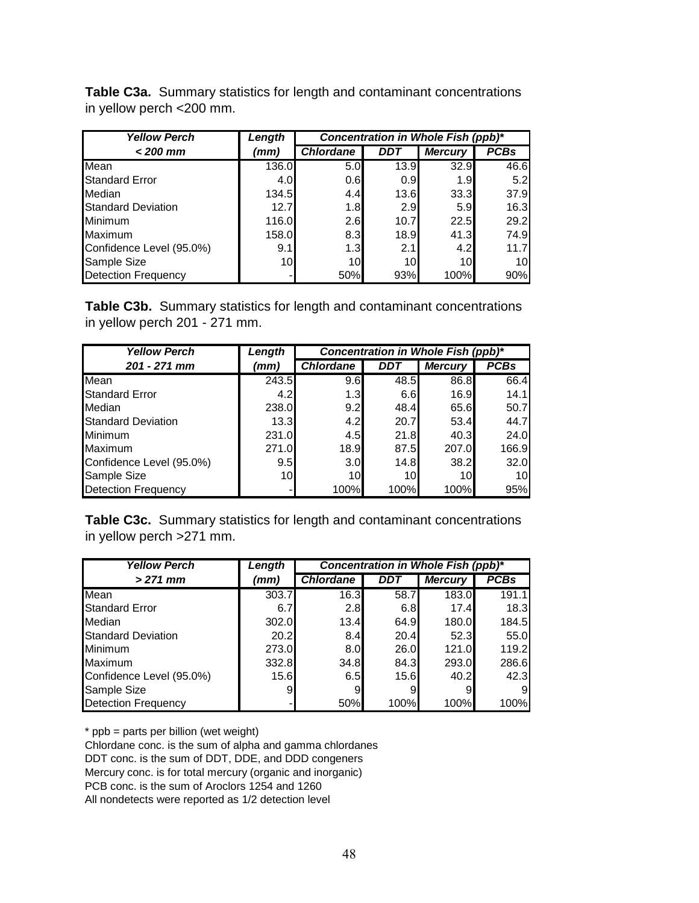**Table C3a.** Summary statistics for length and contaminant concentrations in yellow perch <200 mm.

| Yellow Perch | Length | Concentration in Whole Fish (ppb)* | | | |
|---|---|---|---|---|---|
| < 200 mm | (mm) | Chlordane | DDT | Mercury | PCBs |
| Mean | 136.0 | 5.0 | 13.9 | 32.9 | 46.6 |
| Standard Error | 4.0 | 0.6 | 0.9 | 1.9 | 5.2 |
| Median | 134.5 | 4.4 | 13.6 | 33.3 | 37.9 |
| Standard Deviation | 12.7 | 1.8 | 2.9 | 5.9 | 16.3 |
| Minimum | 116.0 | 2.6 | 10.7 | 22.5 | 29.2 |
| Maximum | 158.0 | 8.3 | 18.9 | 41.3 | 74.9 |
| Confidence Level (95.0%) | 9.1 | 1.3 | 2.1 | 4.2 | 11.7 |
| Sample Size | 10 | 10 | 10 | 10 | 10 |
| Detection Frequency | - | 50% | 93% | 100% | 90% |

**Table C3b.** Summary statistics for length and contaminant concentrations in yellow perch 201 - 271 mm.

| Yellow Perch | Length | Concentration in Whole Fish (ppb)* | | | |
|---|---|---|---|---|---|
| 201 - 271 mm | (mm) | Chlordane | DDT | Mercury | PCBs |
| Mean | 243.5 | 9.6 | 48.5 | 86.8 | 66.4 |
| Standard Error | 4.2 | 1.3 | 6.6 | 16.9 | 14.1 |
| Median | 238.0 | 9.2 | 48.4 | 65.6 | 50.7 |
| Standard Deviation | 13.3 | 4.2 | 20.7 | 53.4 | 44.7 |
| Minimum | 231.0 | 4.5 | 21.8 | 40.3 | 24.0 |
| Maximum | 271.0 | 18.9 | 87.5 | 207.0 | 166.9 |
| Confidence Level (95.0%) | 9.5 | 3.0 | 14.8 | 38.2 | 32.0 |
| Sample Size | 10 | 10 | 10 | 10 | 10 |
| Detection Frequency | - | 100% | 100% | 100% | 95% |

**Table C3c.** Summary statistics for length and contaminant concentrations in yellow perch >271 mm.

| Yellow Perch | Length | Concentration in Whole Fish (ppb)* | | | |
|---|---|---|---|---|---|
| > 271 mm | (mm) | Chlordane | DDT | Mercury | PCBs |
| Mean | 303.7 | 16.3 | 58.7 | 183.0 | 191.1 |
| Standard Error | 6.7 | 2.8 | 6.8 | 17.4 | 18.3 |
| Median | 302.0 | 13.4 | 64.9 | 180.0 | 184.5 |
| Standard Deviation | 20.2 | 8.4 | 20.4 | 52.3 | 55.0 |
| Minimum | 273.0 | 8.0 | 26.0 | 121.0 | 119.2 |
| Maximum | 332.8 | 34.8 | 84.3 | 293.0 | 286.6 |
| Confidence Level (95.0%) | 15.6 | 6.5 | 15.6 | 40.2 | 42.3 |
| Sample Size | 9 | 9 | 9 | 9 | 9 |
| Detection Frequency | - | 50% | 100% | 100% | 100% |

* ppb = parts per billion (wet weight)
Chlordane conc. is the sum of alpha and gamma chlordanes
DDT conc. is the sum of DDT, DDE, and DDD congeners
Mercury conc. is for total mercury (organic and inorganic)
PCB conc. is the sum of Aroclors 1254 and 1260
All nondetects were reported as 1/2 detection level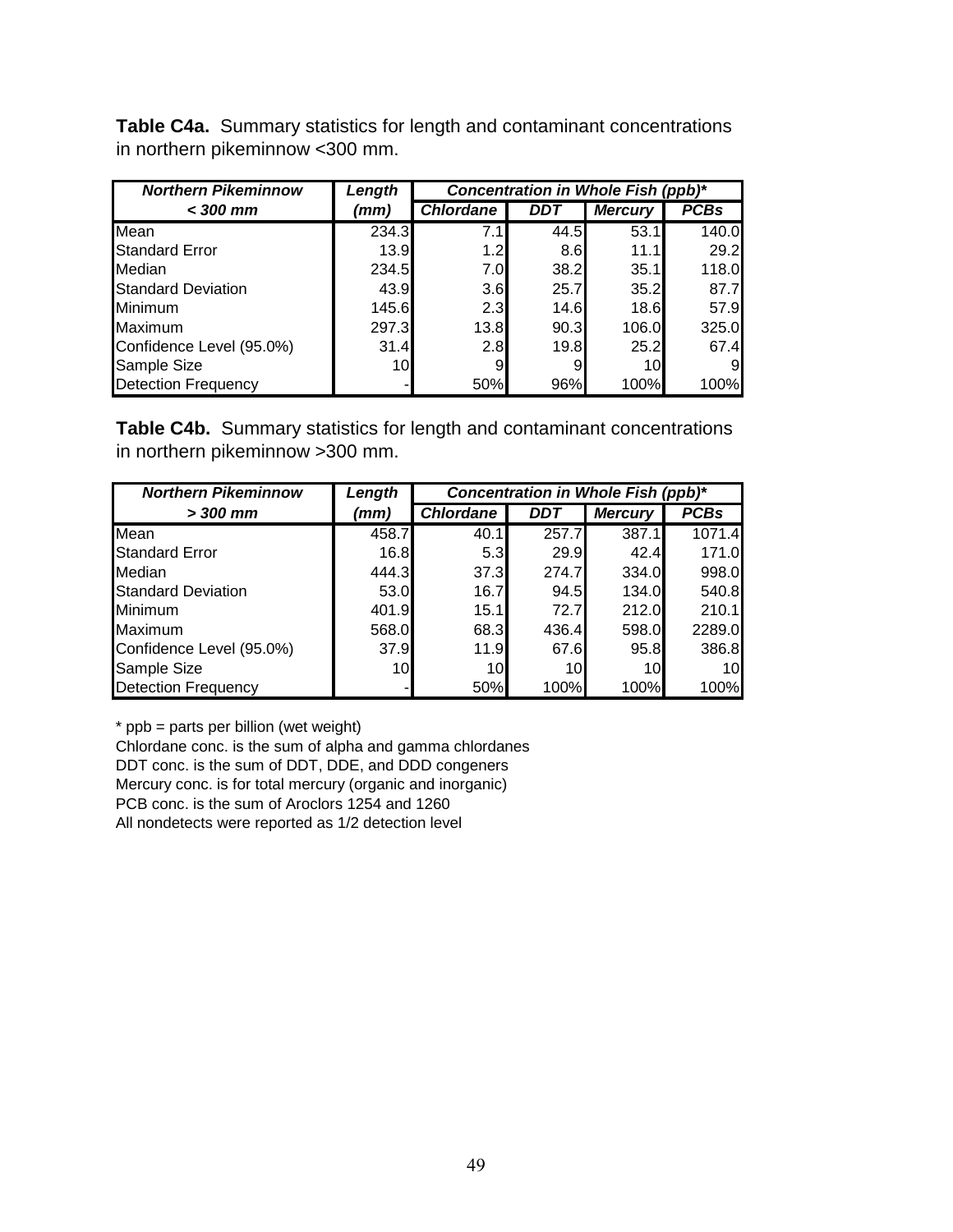**Table C4a.** Summary statistics for length and contaminant concentrations in northern pikeminnow <300 mm.

| ***Northern Pikeminnow*** | ***Length*** | ***Concentration in Whole Fish (ppb)**** | | | |
|---|---|---|---|---|---|
| ***< 300 mm*** | ***(mm)*** | ***Chlordane*** | ***DDT*** | ***Mercury*** | ***PCBs*** |
| Mean | 234.3 | 7.1 | 44.5 | 53.1 | 140.0 |
| Standard Error | 13.9 | 1.2 | 8.6 | 11.1 | 29.2 |
| Median | 234.5 | 7.0 | 38.2 | 35.1 | 118.0 |
| Standard Deviation | 43.9 | 3.6 | 25.7 | 35.2 | 87.7 |
| Minimum | 145.6 | 2.3 | 14.6 | 18.6 | 57.9 |
| Maximum | 297.3 | 13.8 | 90.3 | 106.0 | 325.0 |
| Confidence Level (95.0%) | 31.4 | 2.8 | 19.8 | 25.2 | 67.4 |
| Sample Size | 10 | 9 | 9 | 10 | 9 |
| Detection Frequency | - | 50% | 96% | 100% | 100% |

**Table C4b.** Summary statistics for length and contaminant concentrations in northern pikeminnow >300 mm.

| ***Northern Pikeminnow*** | ***Length*** | ***Concentration in Whole Fish (ppb)**** | | | |
|---|---|---|---|---|---|
| ***> 300 mm*** | ***(mm)*** | ***Chlordane*** | ***DDT*** | ***Mercury*** | ***PCBs*** |
| Mean | 458.7 | 40.1 | 257.7 | 387.1 | 1071.4 |
| Standard Error | 16.8 | 5.3 | 29.9 | 42.4 | 171.0 |
| Median | 444.3 | 37.3 | 274.7 | 334.0 | 998.0 |
| Standard Deviation | 53.0 | 16.7 | 94.5 | 134.0 | 540.8 |
| Minimum | 401.9 | 15.1 | 72.7 | 212.0 | 210.1 |
| Maximum | 568.0 | 68.3 | 436.4 | 598.0 | 2289.0 |
| Confidence Level (95.0%) | 37.9 | 11.9 | 67.6 | 95.8 | 386.8 |
| Sample Size | 10 | 10 | 10 | 10 | 10 |
| Detection Frequency | - | 50% | 100% | 100% | 100% |

* ppb = parts per billion (wet weight)
Chlordane conc. is the sum of alpha and gamma chlordanes
DDT conc. is the sum of DDT, DDE, and DDD congeners
Mercury conc. is for total mercury (organic and inorganic)
PCB conc. is the sum of Aroclors 1254 and 1260
All nondetects were reported as 1/2 detection level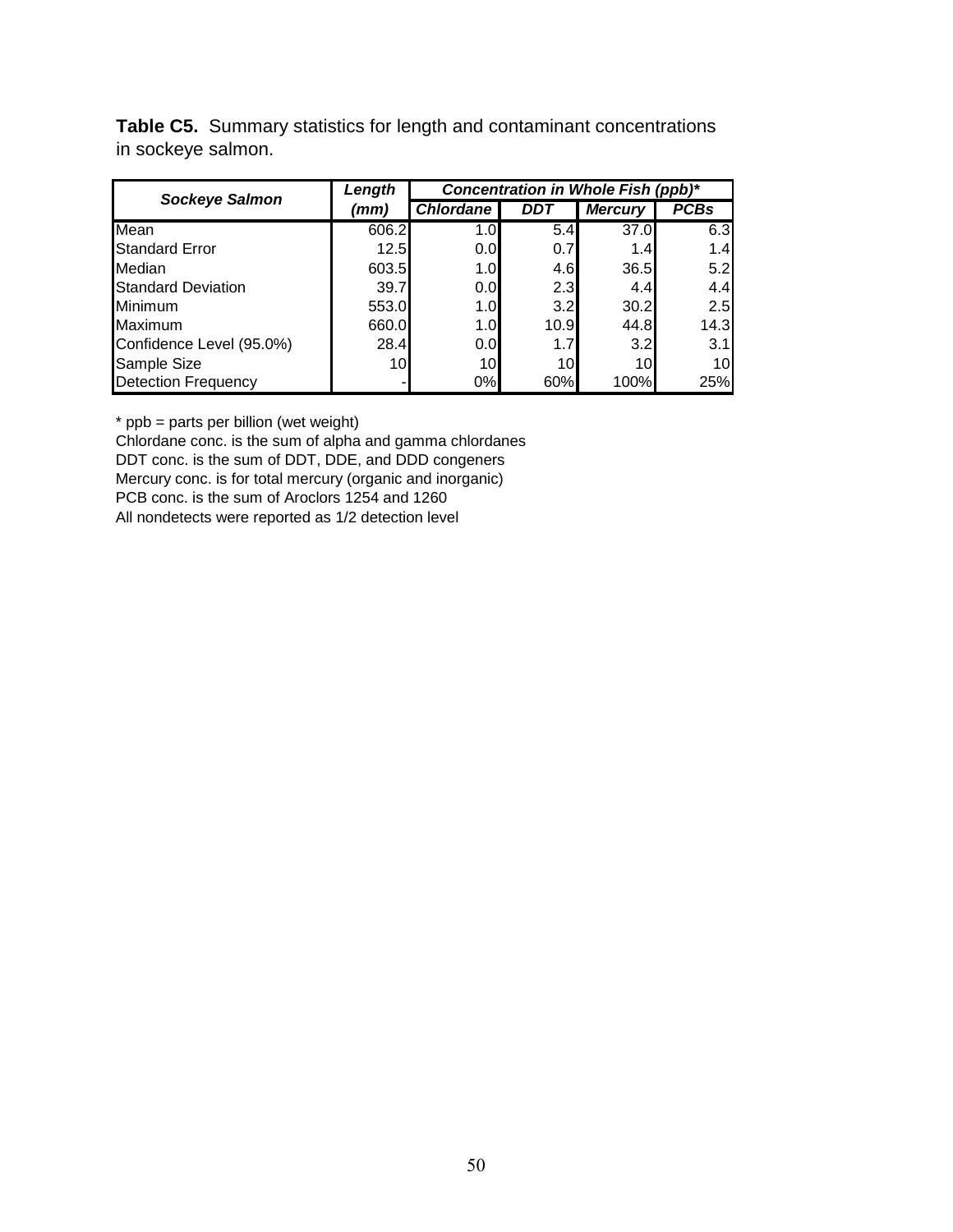**Table C5.** Summary statistics for length and contaminant concentrations in sockeye salmon.

| ***Sockeye Salmon*** | ***Length (mm)*** | ***Concentration in Whole Fish (ppb)**** | | | |
|---|---|---|---|---|---|
| | | ***Chlordane*** | ***DDT*** | ***Mercury*** | ***PCBs*** |
| Mean | 606.2 | 1.0 | 5.4 | 37.0 | 6.3 |
| Standard Error | 12.5 | 0.0 | 0.7 | 1.4 | 1.4 |
| Median | 603.5 | 1.0 | 4.6 | 36.5 | 5.2 |
| Standard Deviation | 39.7 | 0.0 | 2.3 | 4.4 | 4.4 |
| Minimum | 553.0 | 1.0 | 3.2 | 30.2 | 2.5 |
| Maximum | 660.0 | 1.0 | 10.9 | 44.8 | 14.3 |
| Confidence Level (95.0%) | 28.4 | 0.0 | 1.7 | 3.2 | 3.1 |
| Sample Size | 10 | 10 | 10 | 10 | 10 |
| Detection Frequency | - | 0% | 60% | 100% | 25% |

\* ppb = parts per billion (wet weight)
Chlordane conc. is the sum of alpha and gamma chlordanes
DDT conc. is the sum of DDT, DDE, and DDD congeners
Mercury conc. is for total mercury (organic and inorganic)
PCB conc. is the sum of Aroclors 1254 and 1260
All nondetects were reported as 1/2 detection level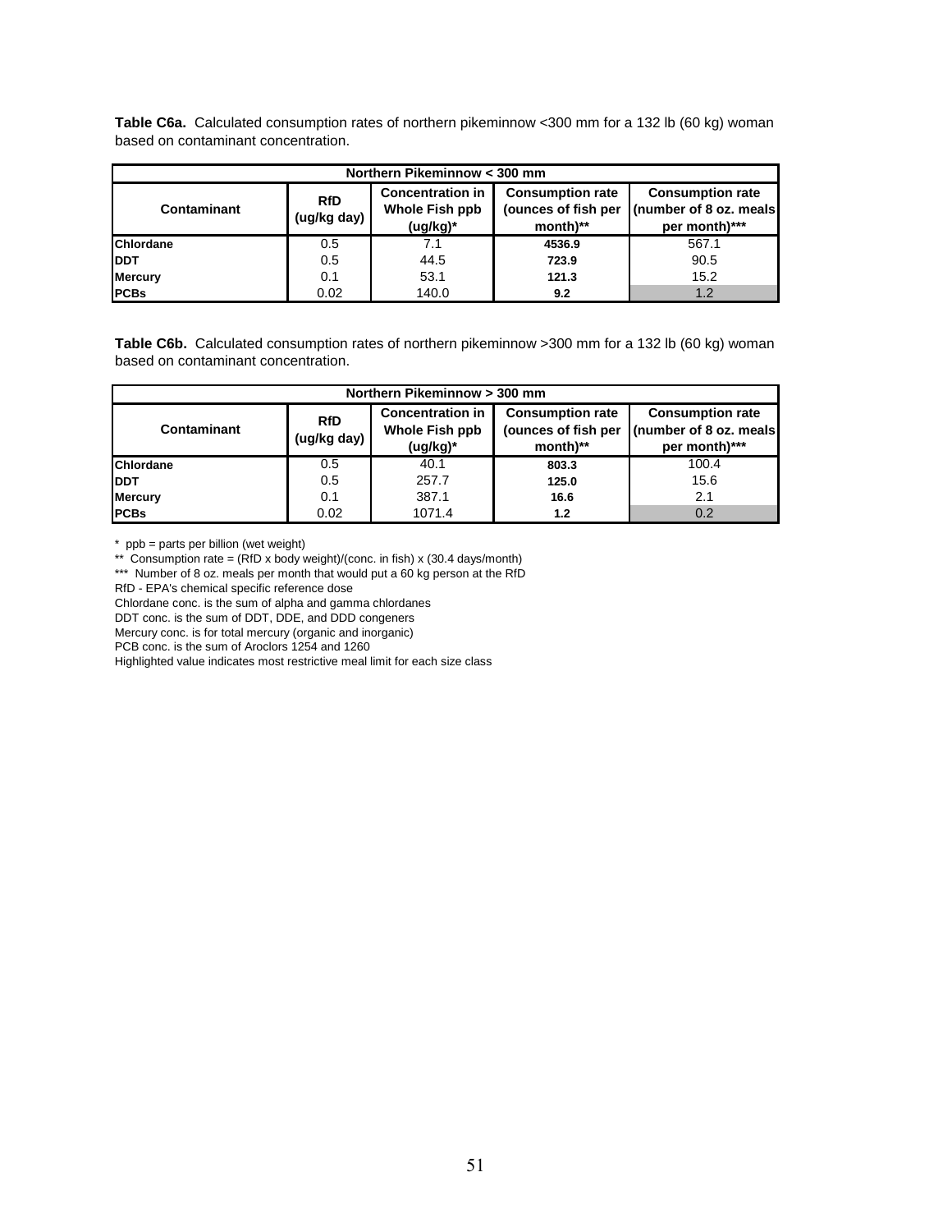**Table C6a.** Calculated consumption rates of northern pikeminnow <300 mm for a 132 lb (60 kg) woman based on contaminant concentration.

| Northern Pikeminnow < 300 mm | | | | |
|---|---|---|---|---|
| **Contaminant** | **RfD (ug/kg day)** | **Concentration in Whole Fish ppb (ug/kg)*** | **Consumption rate (ounces of fish per month)**** | **Consumption rate (number of 8 oz. meals per month)***** |
| **Chlordane** | 0.5 | 7.1 | **4536.9** | 567.1 |
| **DDT** | 0.5 | 44.5 | **723.9** | 90.5 |
| **Mercury** | 0.1 | 53.1 | **121.3** | 15.2 |
| **PCBs** | 0.02 | 140.0 | **9.2** | 1.2 |

**Table C6b.** Calculated consumption rates of northern pikeminnow >300 mm for a 132 lb (60 kg) woman based on contaminant concentration.

| Northern Pikeminnow > 300 mm | | | | |
|---|---|---|---|---|
| **Contaminant** | **RfD (ug/kg day)** | **Concentration in Whole Fish ppb (ug/kg)*** | **Consumption rate (ounces of fish per month)**** | **Consumption rate (number of 8 oz. meals per month)***** |
| **Chlordane** | 0.5 | 40.1 | **803.3** | 100.4 |
| **DDT** | 0.5 | 257.7 | **125.0** | 15.6 |
| **Mercury** | 0.1 | 387.1 | **16.6** | 2.1 |
| **PCBs** | 0.02 | 1071.4 | **1.2** | 0.2 |

\* ppb = parts per billion (wet weight)

** Consumption rate = (RfD x body weight)/(conc. in fish) x (30.4 days/month)

*** Number of 8 oz. meals per month that would put a 60 kg person at the RfD

RfD - EPA's chemical specific reference dose

Chlordane conc. is the sum of alpha and gamma chlordanes

DDT conc. is the sum of DDT, DDE, and DDD congeners

Mercury conc. is for total mercury (organic and inorganic)

PCB conc. is the sum of Aroclors 1254 and 1260

Highlighted value indicates most restrictive meal limit for each size class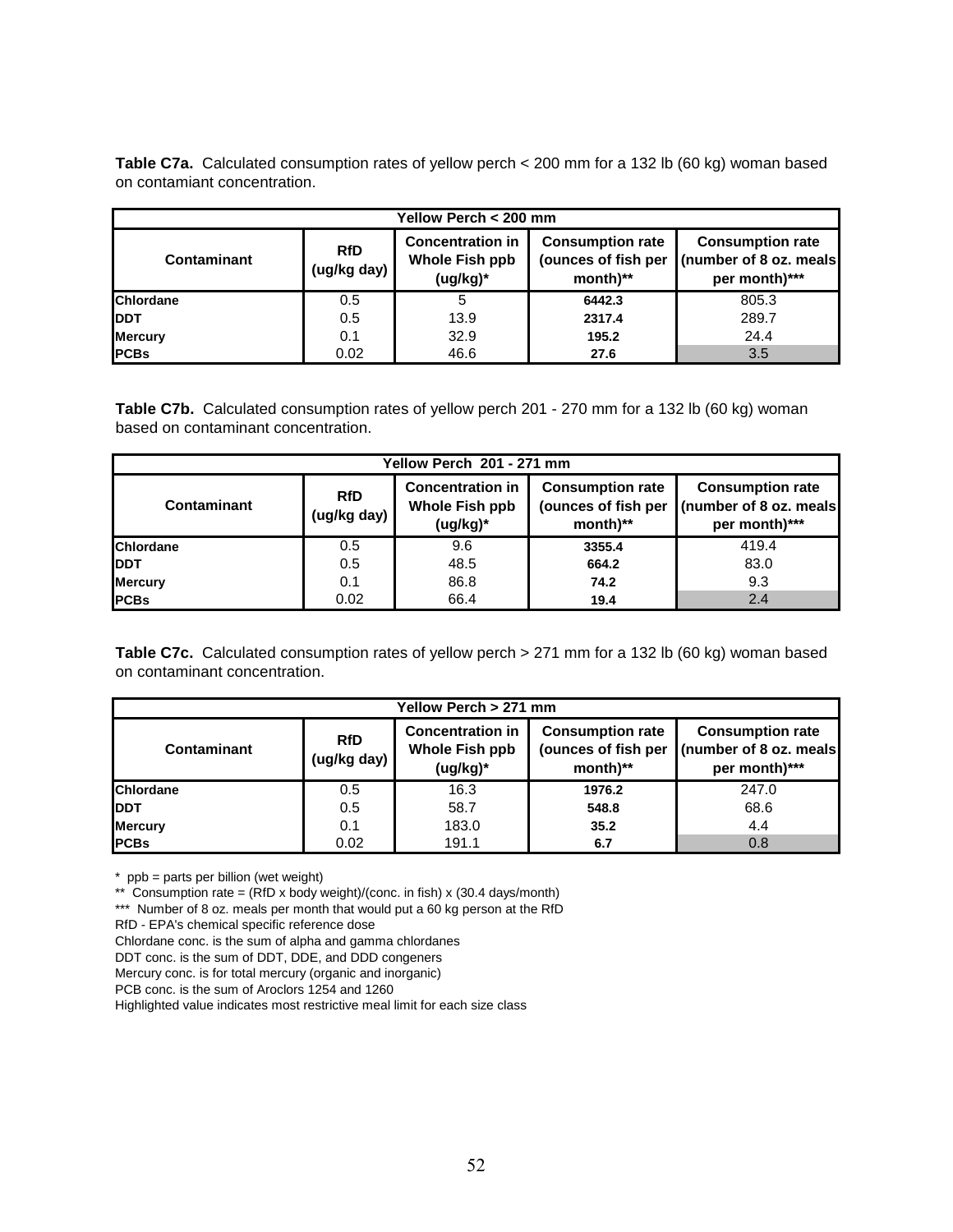**Table C7a.** Calculated consumption rates of yellow perch < 200 mm for a 132 lb (60 kg) woman based on contamiant concentration.

| Yellow Perch < 200 mm | | | | |
|---|---|---|---|---|
| **Contaminant** | **RfD (ug/kg day)** | **Concentration in Whole Fish ppb (ug/kg)*** | **Consumption rate (ounces of fish per month)**** | **Consumption rate (number of 8 oz. meals per month)***** |
| **Chlordane** | 0.5 | 5 | **6442.3** | 805.3 |
| **DDT** | 0.5 | 13.9 | **2317.4** | 289.7 |
| **Mercury** | 0.1 | 32.9 | **195.2** | 24.4 |
| **PCBs** | 0.02 | 46.6 | **27.6** | 3.5 |

**Table C7b.** Calculated consumption rates of yellow perch 201 - 270 mm for a 132 lb (60 kg) woman based on contaminant concentration.

| Yellow Perch 201 - 271 mm | | | | |
|---|---|---|---|---|
| **Contaminant** | **RfD (ug/kg day)** | **Concentration in Whole Fish ppb (ug/kg)*** | **Consumption rate (ounces of fish per month)**** | **Consumption rate (number of 8 oz. meals per month)***** |
| **Chlordane** | 0.5 | 9.6 | **3355.4** | 419.4 |
| **DDT** | 0.5 | 48.5 | **664.2** | 83.0 |
| **Mercury** | 0.1 | 86.8 | **74.2** | 9.3 |
| **PCBs** | 0.02 | 66.4 | **19.4** | 2.4 |

**Table C7c.** Calculated consumption rates of yellow perch > 271 mm for a 132 lb (60 kg) woman based on contaminant concentration.

| Yellow Perch > 271 mm | | | | |
|---|---|---|---|---|
| **Contaminant** | **RfD (ug/kg day)** | **Concentration in Whole Fish ppb (ug/kg)*** | **Consumption rate (ounces of fish per month)**** | **Consumption rate (number of 8 oz. meals per month)***** |
| **Chlordane** | 0.5 | 16.3 | **1976.2** | 247.0 |
| **DDT** | 0.5 | 58.7 | **548.8** | 68.6 |
| **Mercury** | 0.1 | 183.0 | **35.2** | 4.4 |
| **PCBs** | 0.02 | 191.1 | **6.7** | 0.8 |

\* ppb = parts per billion (wet weight)

** Consumption rate = (RfD x body weight)/(conc. in fish) x (30.4 days/month)

*** Number of 8 oz. meals per month that would put a 60 kg person at the RfD

RfD - EPA's chemical specific reference dose

Chlordane conc. is the sum of alpha and gamma chlordanes

DDT conc. is the sum of DDT, DDE, and DDD congeners

Mercury conc. is for total mercury (organic and inorganic)

PCB conc. is the sum of Aroclors 1254 and 1260

Highlighted value indicates most restrictive meal limit for each size class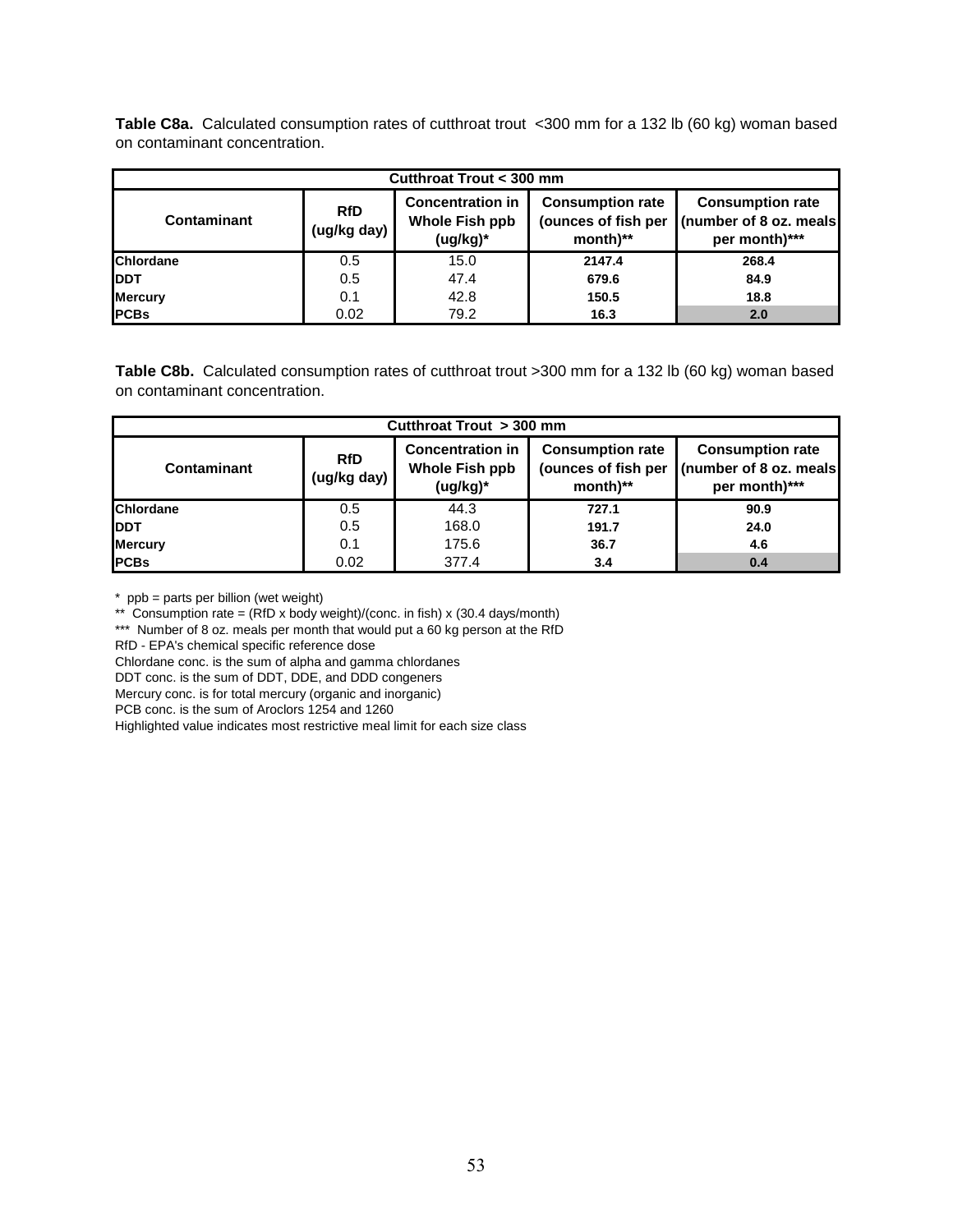**Table C8a.** Calculated consumption rates of cutthroat trout <300 mm for a 132 lb (60 kg) woman based on contaminant concentration.

| Cutthroat Trout < 300 mm | | | | |
|---|---|---|---|---|
| **Contaminant** | **RfD (ug/kg day)** | **Concentration in Whole Fish ppb (ug/kg)*** | **Consumption rate (ounces of fish per month)**** | **Consumption rate (number of 8 oz. meals per month)***** |
| **Chlordane** | 0.5 | 15.0 | **2147.4** | **268.4** |
| **DDT** | 0.5 | 47.4 | **679.6** | **84.9** |
| **Mercury** | 0.1 | 42.8 | **150.5** | **18.8** |
| **PCBs** | 0.02 | 79.2 | **16.3** | **2.0** |

**Table C8b.** Calculated consumption rates of cutthroat trout >300 mm for a 132 lb (60 kg) woman based on contaminant concentration.

| Cutthroat Trout > 300 mm | | | | |
|---|---|---|---|---|
| **Contaminant** | **RfD (ug/kg day)** | **Concentration in Whole Fish ppb (ug/kg)*** | **Consumption rate (ounces of fish per month)**** | **Consumption rate (number of 8 oz. meals per month)***** |
| **Chlordane** | 0.5 | 44.3 | **727.1** | **90.9** |
| **DDT** | 0.5 | 168.0 | **191.7** | **24.0** |
| **Mercury** | 0.1 | 175.6 | **36.7** | **4.6** |
| **PCBs** | 0.02 | 377.4 | **3.4** | **0.4** |

\* ppb = parts per billion (wet weight)

\*\* Consumption rate = (RfD x body weight)/(conc. in fish) x (30.4 days/month)

\*\*\* Number of 8 oz. meals per month that would put a 60 kg person at the RfD

RfD - EPA's chemical specific reference dose

Chlordane conc. is the sum of alpha and gamma chlordanes

DDT conc. is the sum of DDT, DDE, and DDD congeners

Mercury conc. is for total mercury (organic and inorganic)

PCB conc. is the sum of Aroclors 1254 and 1260

Highlighted value indicates most restrictive meal limit for each size class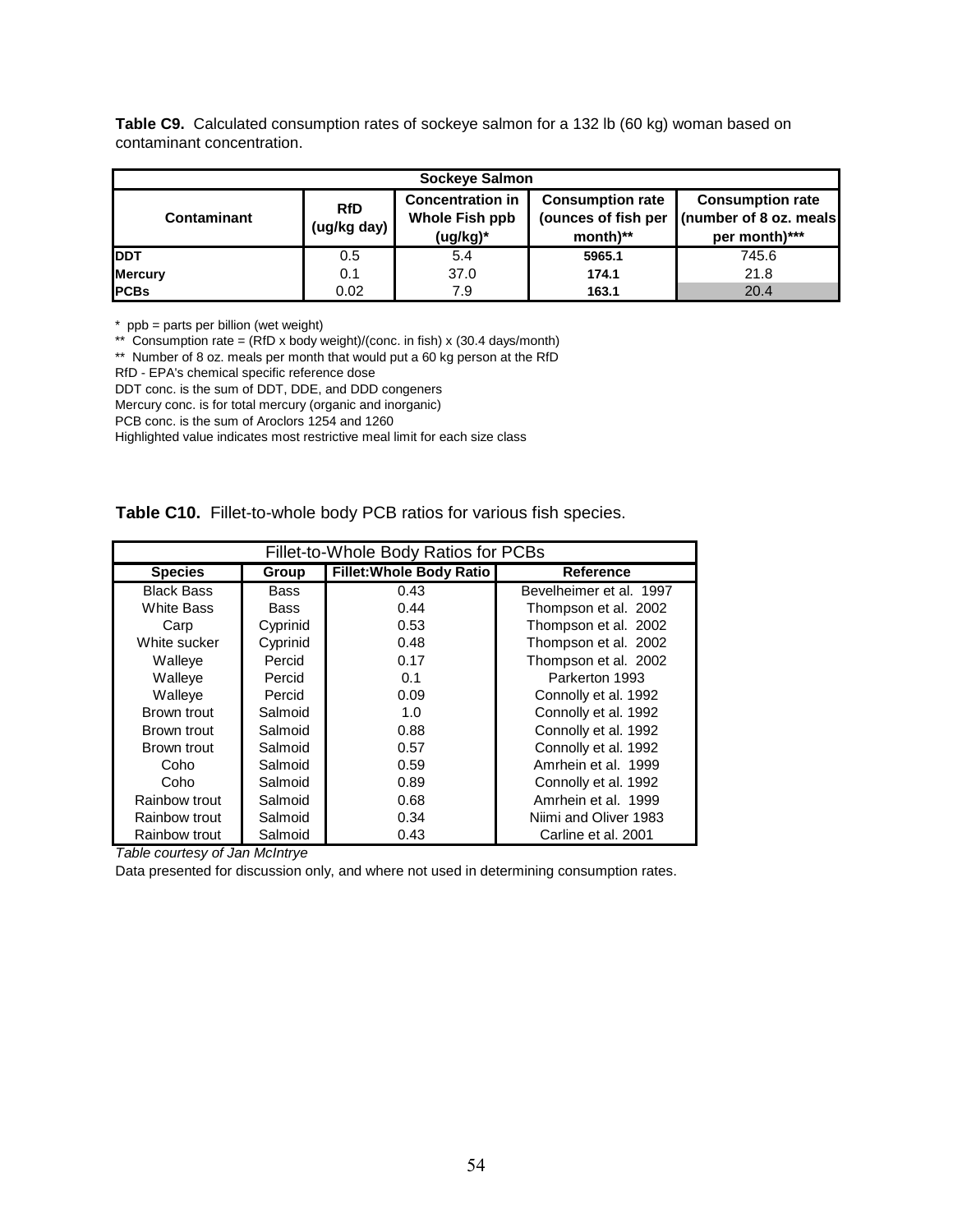**Table C9.** Calculated consumption rates of sockeye salmon for a 132 lb (60 kg) woman based on contaminant concentration.

| Sockeye Salmon | | | | |
|---|---|---|---|---|
| **Contaminant** | **RfD (ug/kg day)** | **Concentration in Whole Fish ppb (ug/kg)*** | **Consumption rate (ounces of fish per month)**** | **Consumption rate (number of 8 oz. meals per month)***** |
| **DDT** | 0.5 | 5.4 | **5965.1** | 745.6 |
| **Mercury** | 0.1 | 37.0 | **174.1** | 21.8 |
| **PCBs** | 0.02 | 7.9 | **163.1** | 20.4 |

\* ppb = parts per billion (wet weight)

\** Consumption rate = (RfD x body weight)/(conc. in fish) x (30.4 days/month)

\** Number of 8 oz. meals per month that would put a 60 kg person at the RfD

RfD - EPA's chemical specific reference dose

DDT conc. is the sum of DDT, DDE, and DDD congeners

Mercury conc. is for total mercury (organic and inorganic)

PCB conc. is the sum of Aroclors 1254 and 1260

Highlighted value indicates most restrictive meal limit for each size class

**Table C10.** Fillet-to-whole body PCB ratios for various fish species.

| Fillet-to-Whole Body Ratios for PCBs | | | |
|---|---|---|---|
| **Species** | **Group** | **Fillet:Whole Body Ratio** | **Reference** |
| Black Bass | Bass | 0.43 | Bevelheimer et al. 1997 |
| White Bass | Bass | 0.44 | Thompson et al. 2002 |
| Carp | Cyprinid | 0.53 | Thompson et al. 2002 |
| White sucker | Cyprinid | 0.48 | Thompson et al. 2002 |
| Walleye | Percid | 0.17 | Thompson et al. 2002 |
| Walleye | Percid | 0.1 | Parkerton 1993 |
| Walleye | Percid | 0.09 | Connolly et al. 1992 |
| Brown trout | Salmoid | 1.0 | Connolly et al. 1992 |
| Brown trout | Salmoid | 0.88 | Connolly et al. 1992 |
| Brown trout | Salmoid | 0.57 | Connolly et al. 1992 |
| Coho | Salmoid | 0.59 | Amrhein et al. 1999 |
| Coho | Salmoid | 0.89 | Connolly et al. 1992 |
| Rainbow trout | Salmoid | 0.68 | Amrhein et al. 1999 |
| Rainbow trout | Salmoid | 0.34 | Niimi and Oliver 1983 |
| Rainbow trout | Salmoid | 0.43 | Carline et al. 2001 |

*Table courtesy of Jan McIntrye*

Data presented for discussion only, and where not used in determining consumption rates.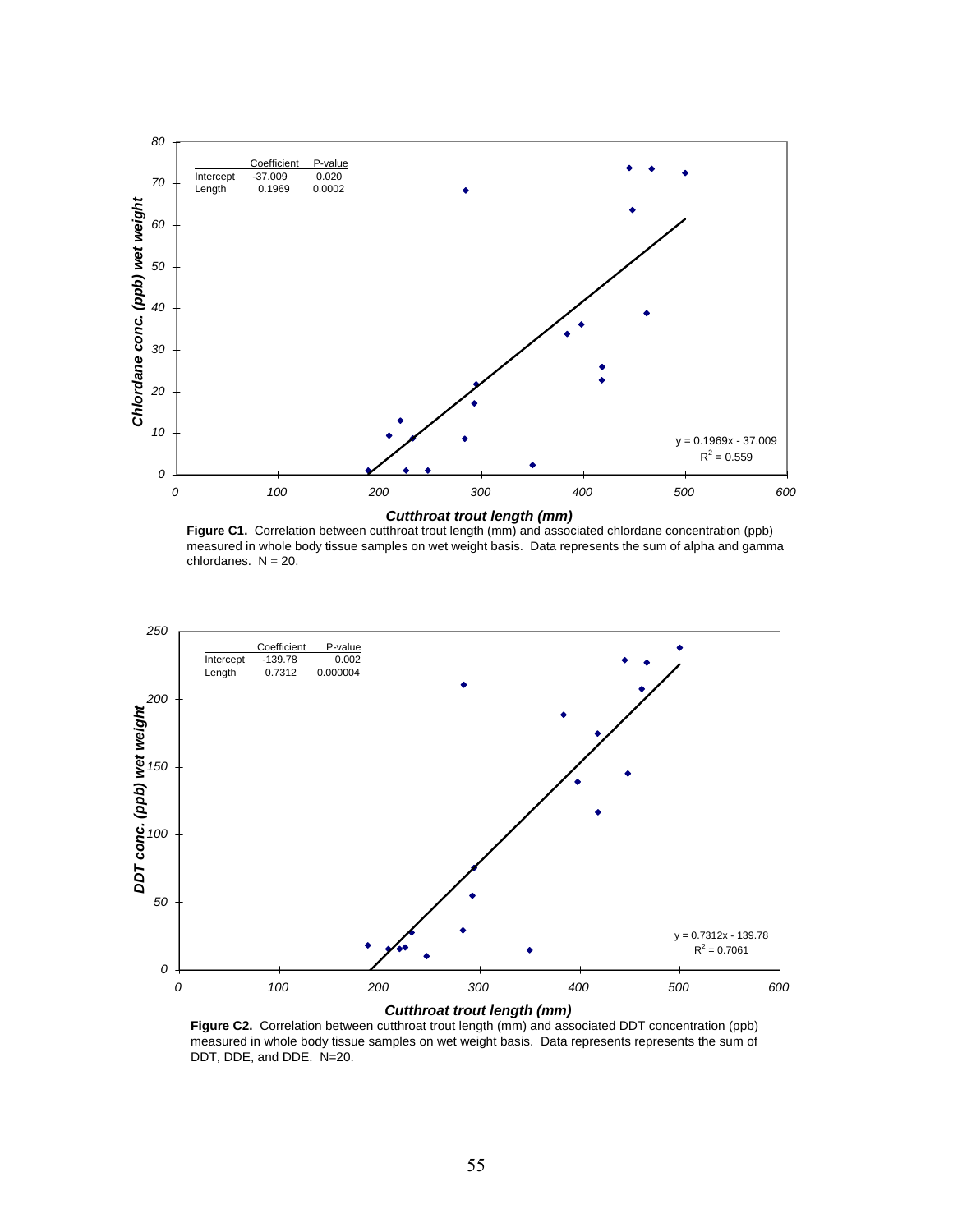| | Coefficient | P-value |
|---|---|---|
| Intercept | -37.009 | 0.020 |
| Length | 0.1969 | 0.0002 |

$y = 0.1969x - 37.009$
$R^2 = 0.559$

**Figure C1.** Correlation between cutthroat trout length (mm) and associated chlordane concentration (ppb) measured in whole body tissue samples on wet weight basis. Data represents the sum of alpha and gamma chlordanes. N = 20.

| | Coefficient | P-value |
|---|---|---|
| Intercept | -139.78 | 0.002 |
| Length | 0.7312 | 0.000004 |

$y = 0.7312x - 139.78$
$R^2 = 0.7061$

**Figure C2.** Correlation between cutthroat trout length (mm) and associated DDT concentration (ppb) measured in whole body tissue samples on wet weight basis. Data represents represents the sum of DDT, DDE, and DDE. N=20.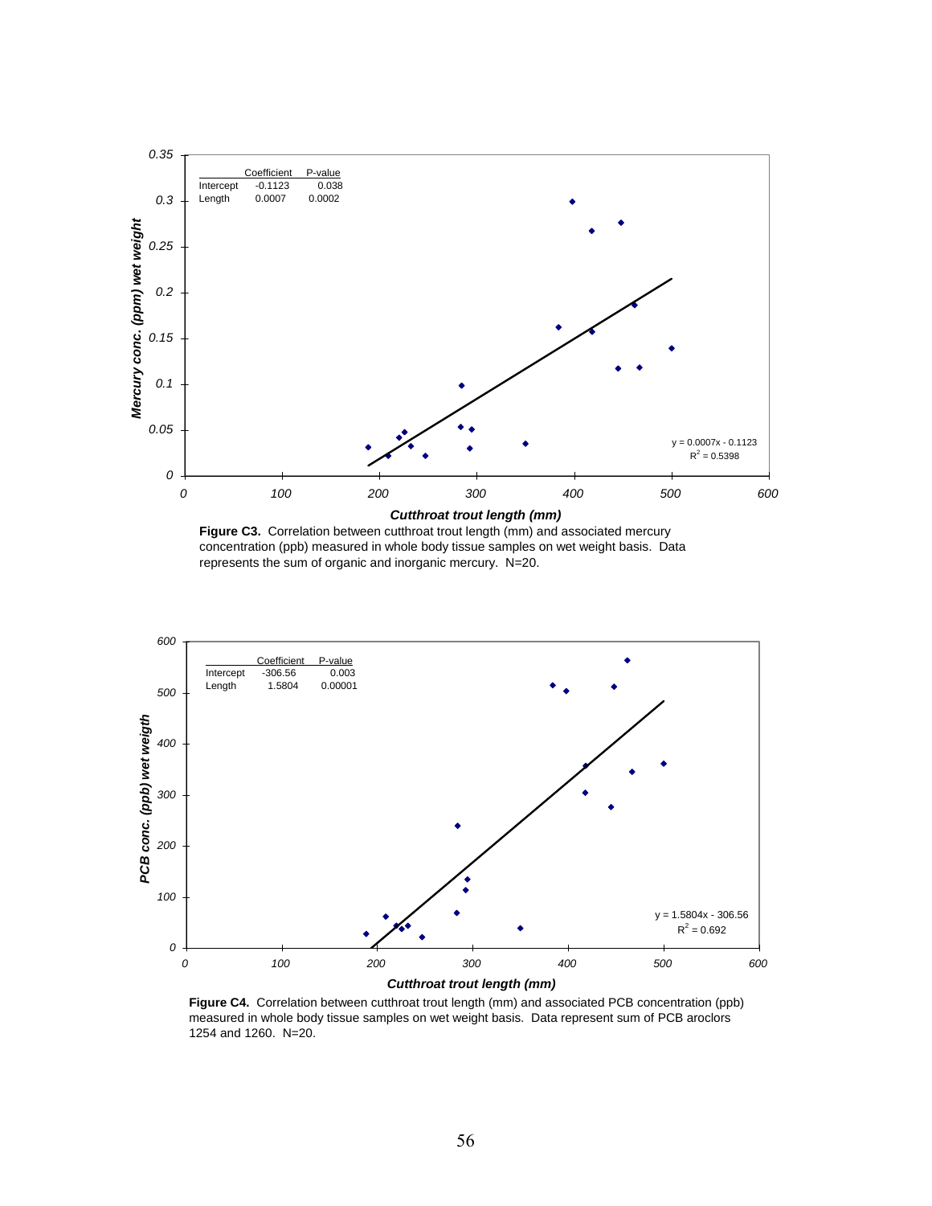| | Coefficient | P-value |
|---|---|---|
| Intercept | -0.1123 | 0.038 |
| Length | 0.0007 | 0.0002 |

$y = 0.0007x - 0.1123$
$R^2 = 0.5398$

**Figure C3.** Correlation between cutthroat trout length (mm) and associated mercury concentration (ppb) measured in whole body tissue samples on wet weight basis. Data represents the sum of organic and inorganic mercury. N=20.

| | Coefficient | P-value |
|---|---|---|
| Intercept | -306.56 | 0.003 |
| Length | 1.5804 | 0.00001 |

$y = 1.5804x - 306.56$
$R^2 = 0.692$

**Figure C4.** Correlation between cutthroat trout length (mm) and associated PCB concentration (ppb) measured in whole body tissue samples on wet weight basis. Data represent sum of PCB aroclors 1254 and 1260. N=20.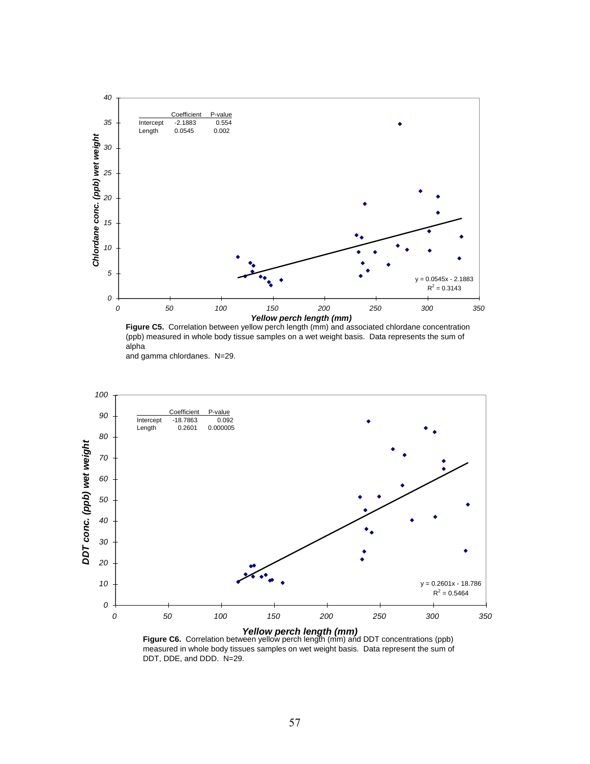| | Coefficient | P-value |
|---|---|---|
| Intercept | -2.1883 | 0.554 |
| Length | 0.0545 | 0.002 |

$y = 0.0545x - 2.1883$
$R^2 = 0.3143$

**Figure C5.** Correlation between yellow perch length (mm) and associated chlordane concentration (ppb) measured in whole body tissue samples on a wet weight basis. Data represents the sum of alpha and gamma chlordanes. N=29.

| | Coefficient | P-value |
|---|---|---|
| Intercept | -18.7863 | 0.092 |
| Length | 0.2601 | 0.000005 |

$y = 0.2601x - 18.786$
$R^2 = 0.5464$

**Figure C6.** Correlation between yellow perch length (mm) and DDT concentrations (ppb) measured in whole body tissues samples on wet weight basis. Data represent the sum of DDT, DDE, and DDD. N=29.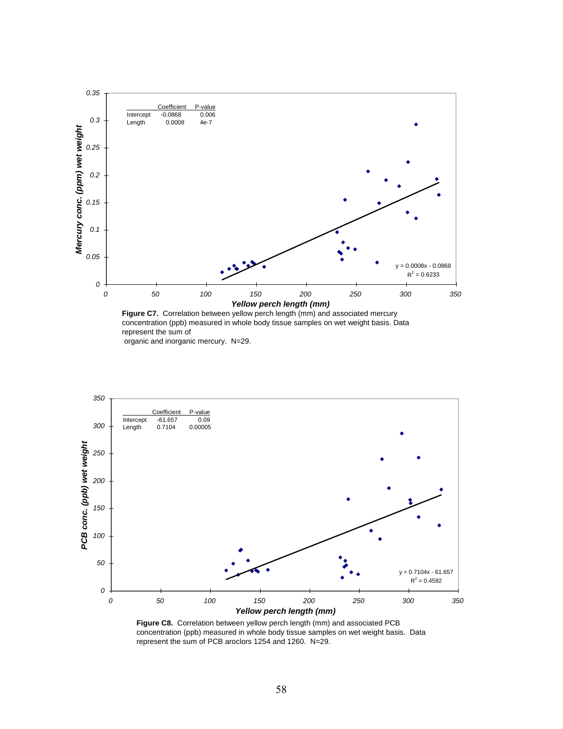|  | Coefficient | P-value |
|---|---|---|
| Intercept | -0.0868 | 0.006 |
| Length | 0.0008 | 4e-7 |

$y = 0.0008x - 0.0868$
$R^2 = 0.6233$

**Figure C7.** Correlation between yellow perch length (mm) and associated mercury concentration (ppb) measured in whole body tissue samples on wet weight basis. Data represent the sum of organic and inorganic mercury. N=29.

|  | Coefficient | P-value |
|---|---|---|
| Intercept | -61.657 | 0.09 |
| Length | 0.7104 | 0.00005 |

$y = 0.7104x - 61.657$
$R^2 = 0.4592$

**Figure C8.** Correlation between yellow perch length (mm) and associated PCB concentration (ppb) measured in whole body tissue samples on wet weight basis. Data represent the sum of PCB aroclors 1254 and 1260. N=29.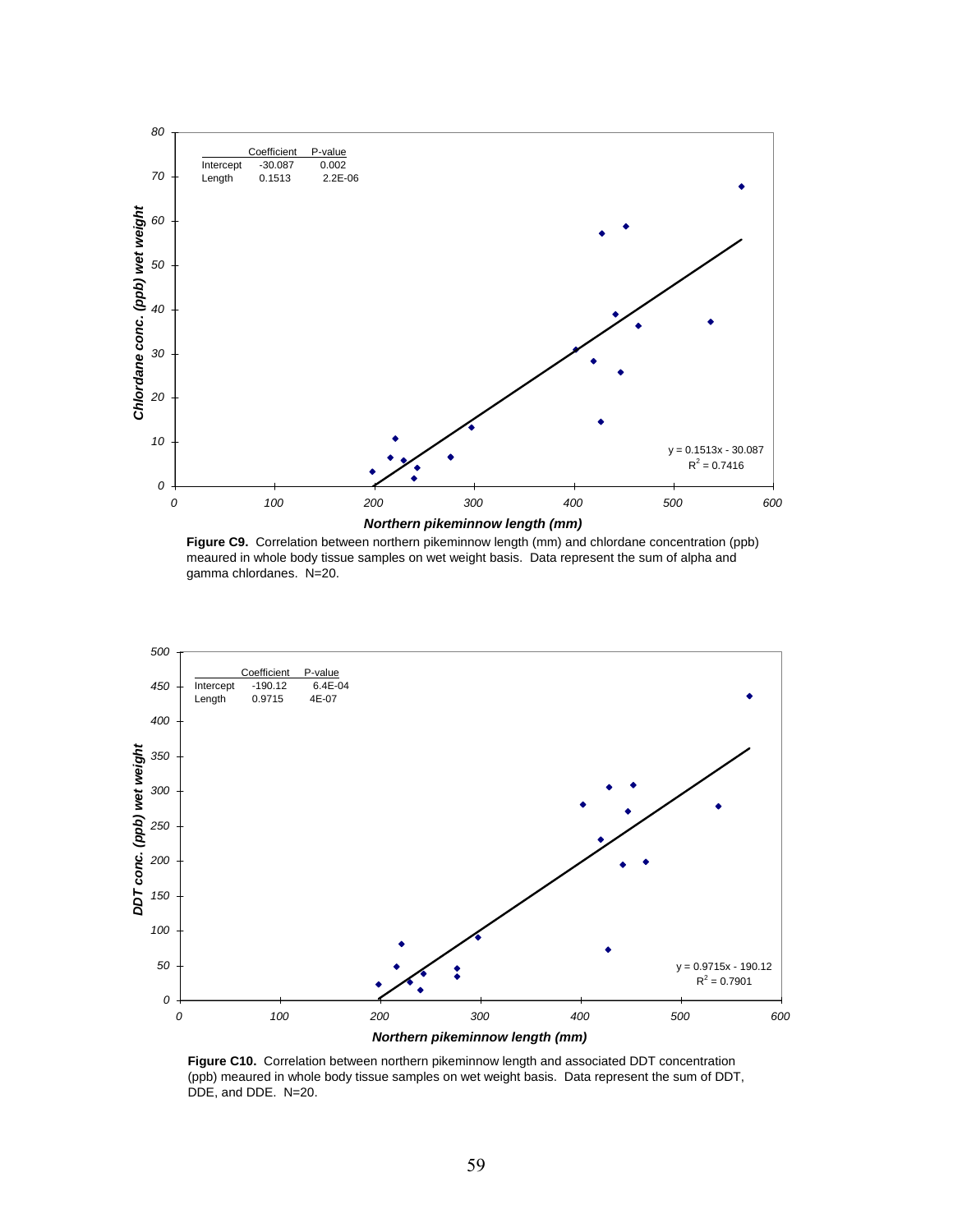| | Coefficient | P-value |
|---|---|---|
| Intercept | -30.087 | 0.002 |
| Length | 0.1513 | 2.2E-06 |

$y = 0.1513x - 30.087$
$R^2 = 0.7416$

**Figure C9.** Correlation between northern pikeminnow length (mm) and chlordane concentration (ppb) meaured in whole body tissue samples on wet weight basis. Data represent the sum of alpha and gamma chlordanes. N=20.

| | Coefficient | P-value |
|---|---|---|
| Intercept | -190.12 | 6.4E-04 |
| Length | 0.9715 | 4E-07 |

$y = 0.9715x - 190.12$
$R^2 = 0.7901$

**Figure C10.** Correlation between northern pikeminnow length and associated DDT concentration (ppb) meaured in whole body tissue samples on wet weight basis. Data represent the sum of DDT, DDE, and DDE. N=20.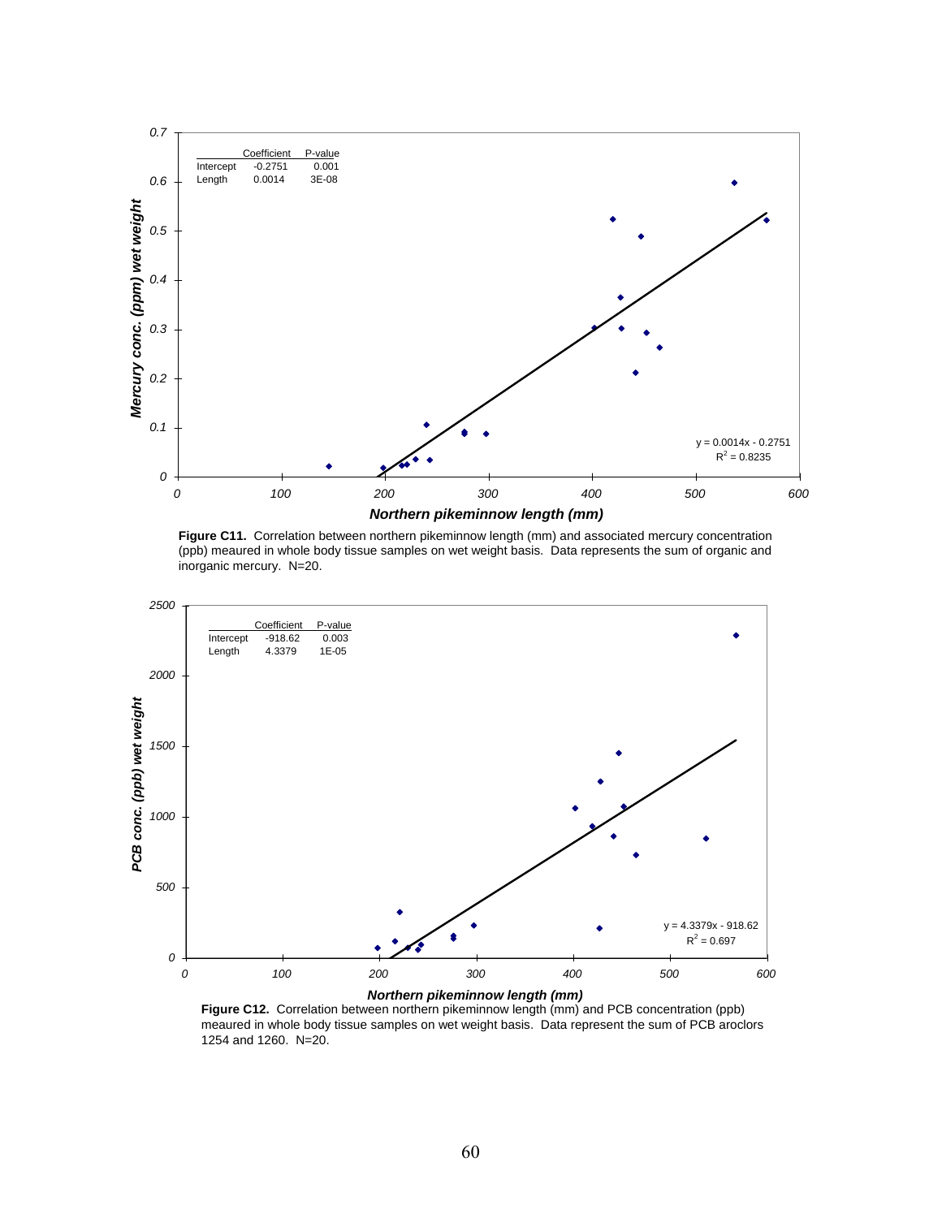| | Coefficient | P-value |
|---|---|---|
| Intercept | -0.2751 | 0.001 |
| Length | 0.0014 | 3E-08 |

$y = 0.0014x - 0.2751$
$R^2 = 0.8235$

**Figure C11.** Correlation between northern pikeminnow length (mm) and associated mercury concentration (ppb) meaured in whole body tissue samples on wet weight basis. Data represents the sum of organic and inorganic mercury. N=20.

| | Coefficient | P-value |
|---|---|---|
| Intercept | -918.62 | 0.003 |
| Length | 4.3379 | 1E-05 |

$y = 4.3379x - 918.62$
$R^2 = 0.697$

**Figure C12.** Correlation between northern pikeminnow length (mm) and PCB concentration (ppb) meaured in whole body tissue samples on wet weight basis. Data represent the sum of PCB aroclors 1254 and 1260. N=20.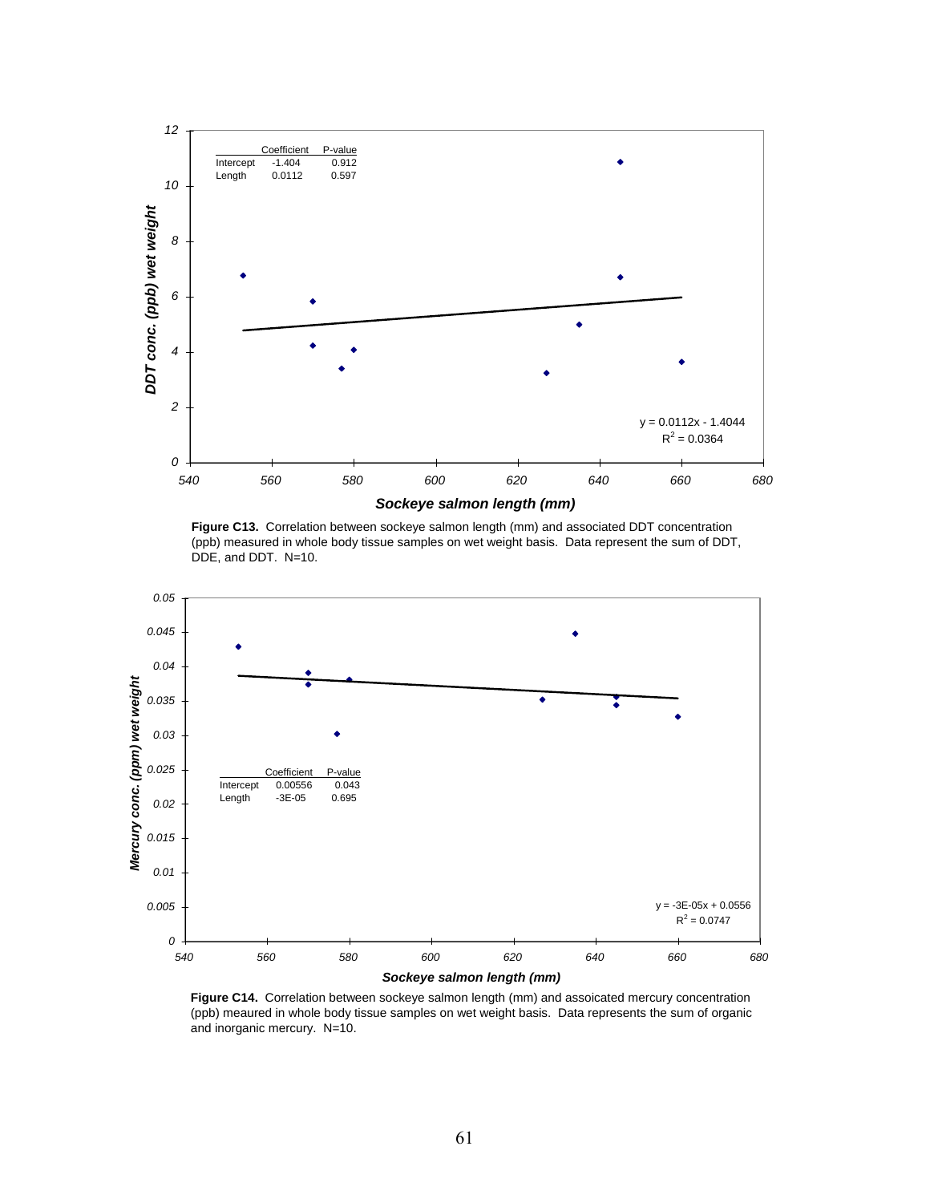|  | Coefficient | P-value |
|---|---|---|
| Intercept | -1.404 | 0.912 |
| Length | 0.0112 | 0.597 |

$y = 0.0112x - 1.4044$
$R^2 = 0.0364$

**Figure C13.** Correlation between sockeye salmon length (mm) and associated DDT concentration (ppb) measured in whole body tissue samples on wet weight basis. Data represent the sum of DDT, DDE, and DDT. N=10.

|  | Coefficient | P-value |
|---|---|---|
| Intercept | 0.00556 | 0.043 |
| Length | -3E-05 | 0.695 |

$y = -3E\text{-}05x + 0.0556$
$R^2 = 0.0747$

**Figure C14.** Correlation between sockeye salmon length (mm) and assoicated mercury concentration (ppb) meaured in whole body tissue samples on wet weight basis. Data represents the sum of organic and inorganic mercury. N=10.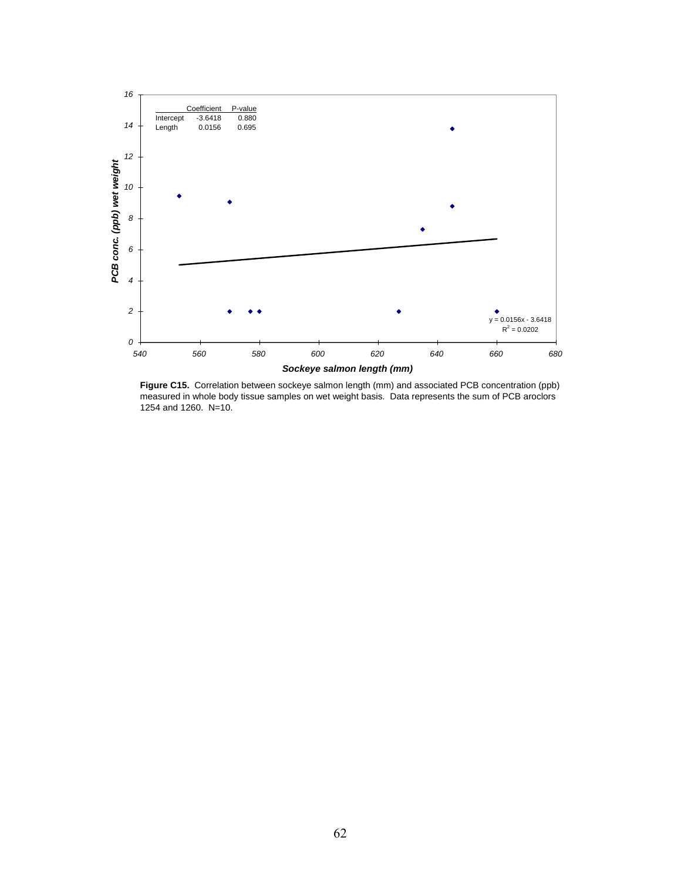| | Coefficient | P-value |
|---|---|---|
| Intercept | -3.6418 | 0.880 |
| Length | 0.0156 | 0.695 |

$y = 0.0156x - 3.6418$
$R^2 = 0.0202$

**Figure C15.** Correlation between sockeye salmon length (mm) and associated PCB concentration (ppb) measured in whole body tissue samples on wet weight basis. Data represents the sum of PCB aroclors 1254 and 1260. N=10.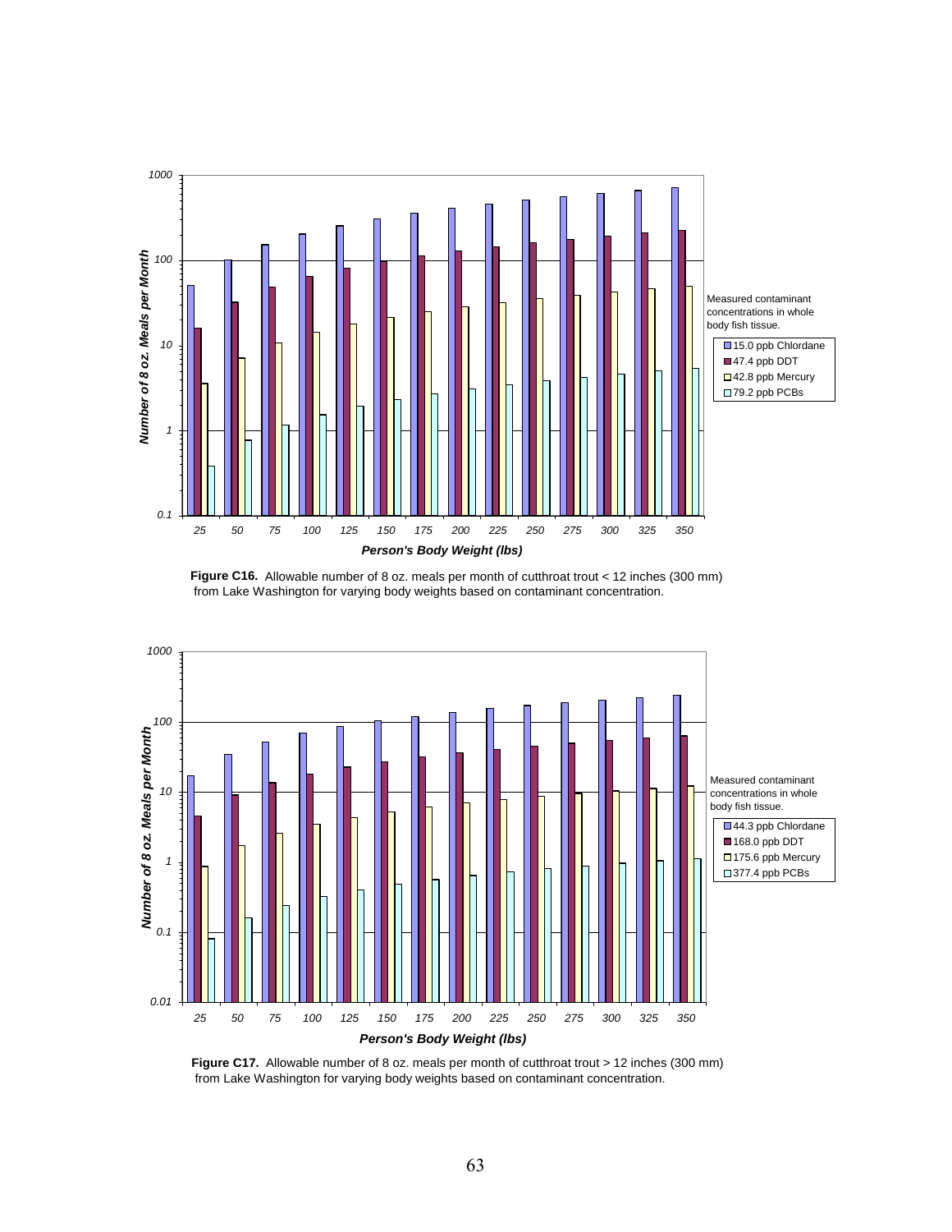**Figure C16.** Allowable number of 8 oz. meals per month of cutthroat trout < 12 inches (300 mm) from Lake Washington for varying body weights based on contaminant concentration.

**Figure C17.** Allowable number of 8 oz. meals per month of cutthroat trout > 12 inches (300 mm) from Lake Washington for varying body weights based on contaminant concentration.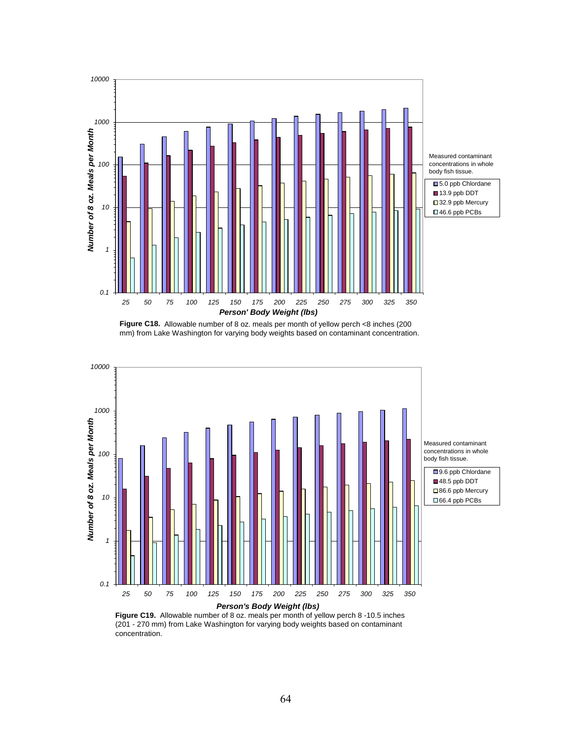**Figure C18.** Allowable number of 8 oz. meals per month of yellow perch <8 inches (200 mm) from Lake Washington for varying body weights based on contaminant concentration.

**Figure C19.** Allowable number of 8 oz. meals per month of yellow perch 8 -10.5 inches (201 - 270 mm) from Lake Washington for varying body weights based on contaminant concentration.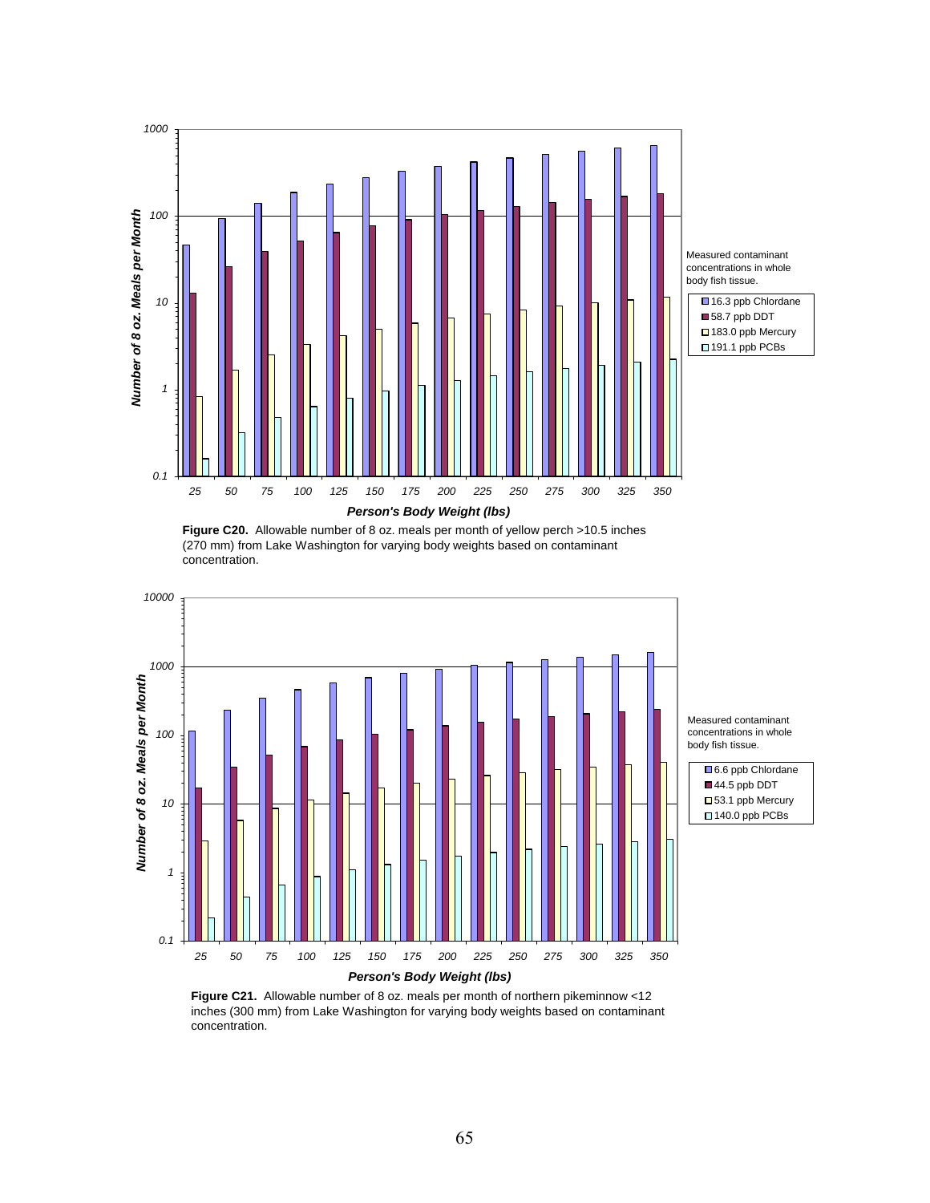Figure C20. Allowable number of 8 oz. meals per month of yellow perch >10.5 inches (270 mm) from Lake Washington for varying body weights based on contaminant concentration.

Figure C21. Allowable number of 8 oz. meals per month of northern pikeminnow <12 inches (300 mm) from Lake Washington for varying body weights based on contaminant concentration.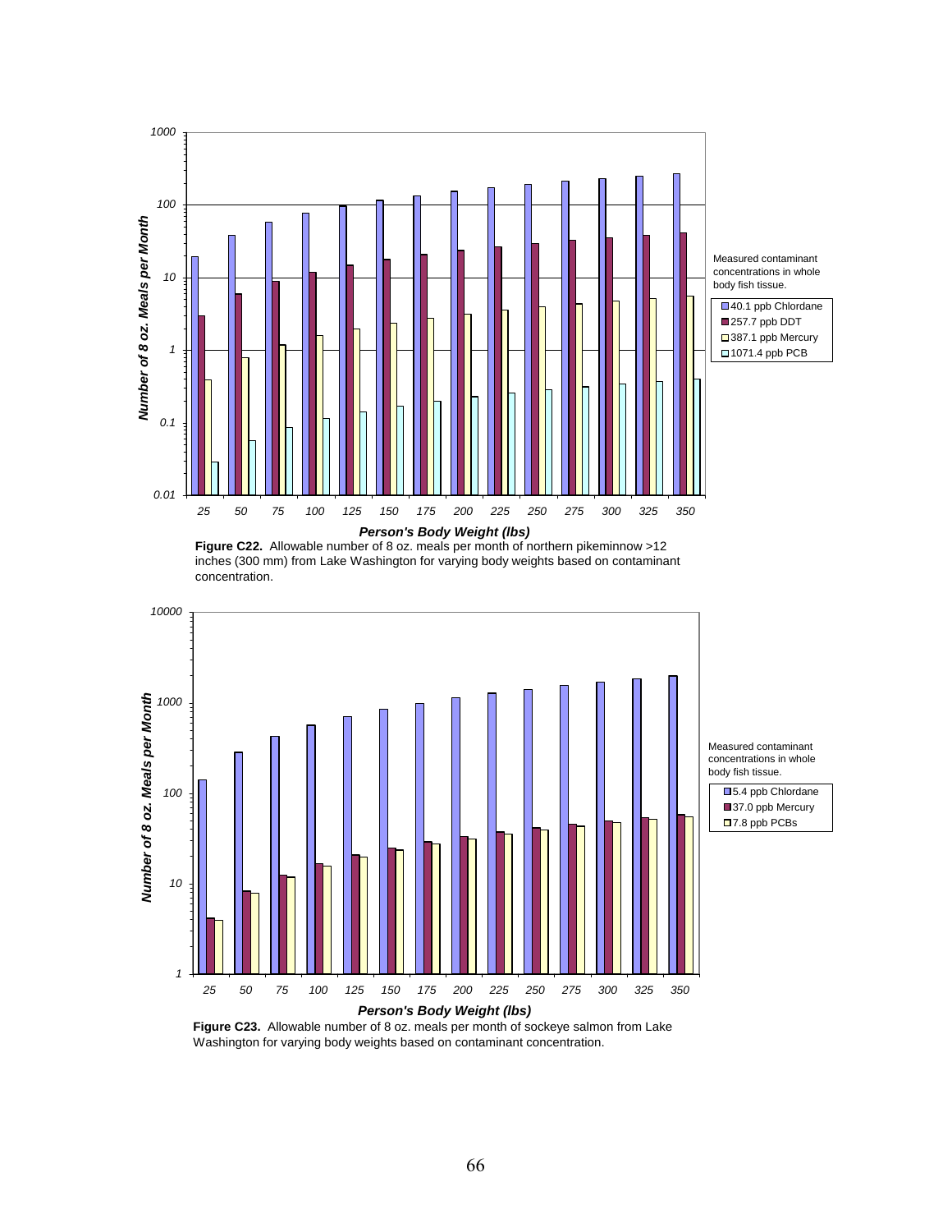Figure C22. Allowable number of 8 oz. meals per month of northern pikeminnow >12 inches (300 mm) from Lake Washington for varying body weights based on contaminant concentration.

Figure C23. Allowable number of 8 oz. meals per month of sockeye salmon from Lake Washington for varying body weights based on contaminant concentration.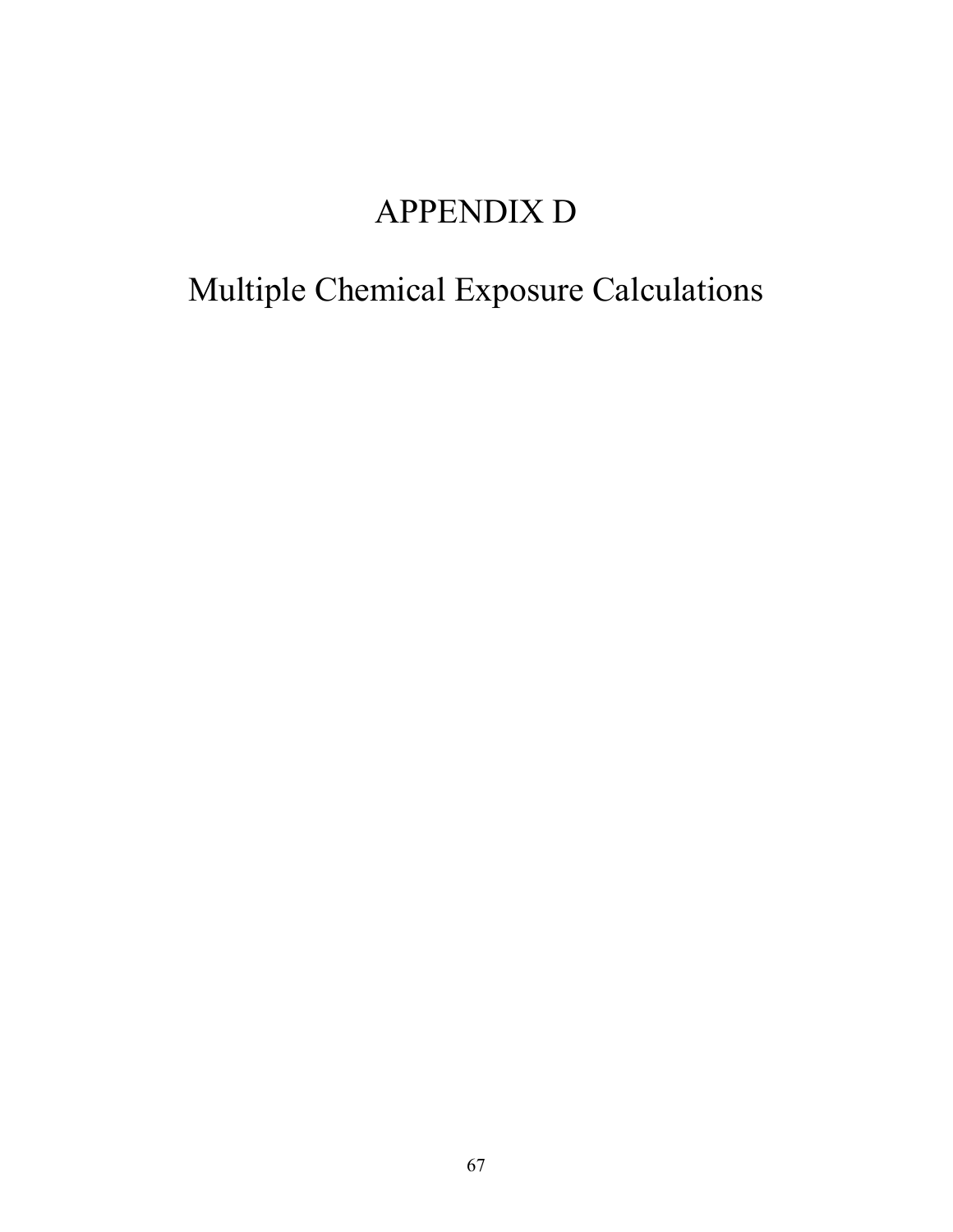# APPENDIX D

## Multiple Chemical Exposure Calculations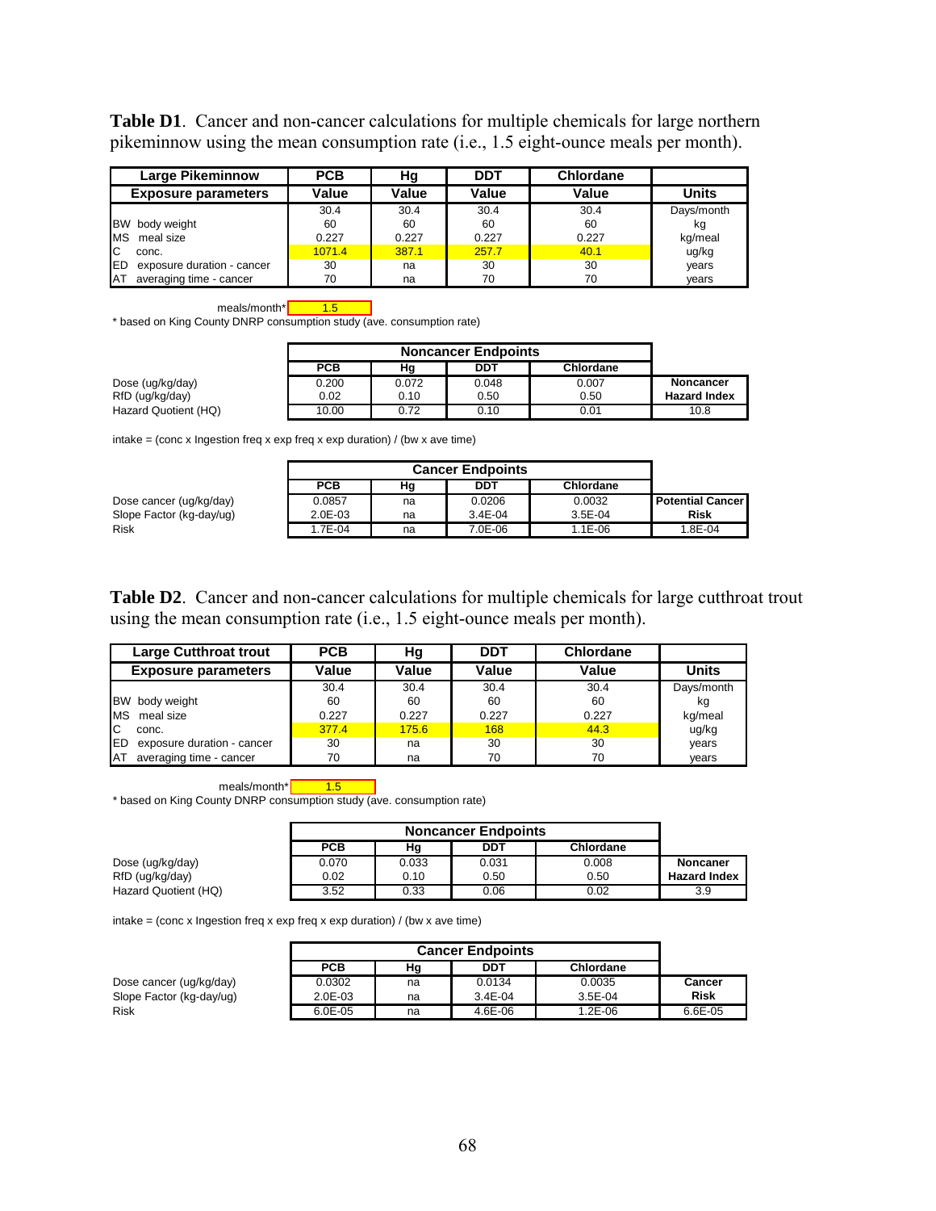**Table D1**. Cancer and non-cancer calculations for multiple chemicals for large northern pikeminnow using the mean consumption rate (i.e., 1.5 eight-ounce meals per month).

| Large Pikeminnow | PCB | Hg | DDT | Chlordane | |
|---|---|---|---|---|---|
| **Exposure parameters** | **Value** | **Value** | **Value** | **Value** | **Units** |
| | 30.4 | 30.4 | 30.4 | 30.4 | Days/month |
| BW body weight | 60 | 60 | 60 | 60 | kg |
| MS meal size | 0.227 | 0.227 | 0.227 | 0.227 | kg/meal |
| C conc. | 1071.4 | 387.1 | 257.7 | 40.1 | ug/kg |
| ED exposure duration - cancer | 30 | na | 30 | 30 | years |
| AT averaging time - cancer | 70 | na | 70 | 70 | years |

meals/month* 1.5

\* based on King County DNRP consumption study (ave. consumption rate)

| | Noncancer Endpoints | | | | |
|---|---|---|---|---|---|
| | PCB | Hg | DDT | Chlordane | |
| Dose (ug/kg/day) | 0.200 | 0.072 | 0.048 | 0.007 | **Noncancer** |
| RfD (ug/kg/day) | 0.02 | 0.10 | 0.50 | 0.50 | **Hazard Index** |
| Hazard Quotient (HQ) | 10.00 | 0.72 | 0.10 | 0.01 | 10.8 |

intake = (conc x Ingestion freq x exp freq x exp duration) / (bw x ave time)

| | Cancer Endpoints | | | | |
|---|---|---|---|---|---|
| | PCB | Hg | DDT | Chlordane | |
| Dose cancer (ug/kg/day) | 0.0857 | na | 0.0206 | 0.0032 | **Potential Cancer** |
| Slope Factor (kg-day/ug) | 2.0E-03 | na | 3.4E-04 | 3.5E-04 | **Risk** |
| Risk | 1.7E-04 | na | 7.0E-06 | 1.1E-06 | 1.8E-04 |

**Table D2**. Cancer and non-cancer calculations for multiple chemicals for large cutthroat trout using the mean consumption rate (i.e., 1.5 eight-ounce meals per month).

| Large Cutthroat trout | PCB | Hg | DDT | Chlordane | |
|---|---|---|---|---|---|
| **Exposure parameters** | **Value** | **Value** | **Value** | **Value** | **Units** |
| | 30.4 | 30.4 | 30.4 | 30.4 | Days/month |
| BW body weight | 60 | 60 | 60 | 60 | kg |
| MS meal size | 0.227 | 0.227 | 0.227 | 0.227 | kg/meal |
| C conc. | 377.4 | 175.6 | 168 | 44.3 | ug/kg |
| ED exposure duration - cancer | 30 | na | 30 | 30 | years |
| AT averaging time - cancer | 70 | na | 70 | 70 | years |

meals/month* 1.5

\* based on King County DNRP consumption study (ave. consumption rate)

| | Noncancer Endpoints | | | | |
|---|---|---|---|---|---|
| | PCB | Hg | DDT | Chlordane | |
| Dose (ug/kg/day) | 0.070 | 0.033 | 0.031 | 0.008 | **Noncaner** |
| RfD (ug/kg/day) | 0.02 | 0.10 | 0.50 | 0.50 | **Hazard Index** |
| Hazard Quotient (HQ) | 3.52 | 0.33 | 0.06 | 0.02 | 3.9 |

intake = (conc x Ingestion freq x exp freq x exp duration) / (bw x ave time)

| | Cancer Endpoints | | | | |
|---|---|---|---|---|---|
| | PCB | Hg | DDT | Chlordane | |
| Dose cancer (ug/kg/day) | 0.0302 | na | 0.0134 | 0.0035 | **Cancer** |
| Slope Factor (kg-day/ug) | 2.0E-03 | na | 3.4E-04 | 3.5E-04 | **Risk** |
| Risk | 6.0E-05 | na | 4.6E-06 | 1.2E-06 | 6.6E-05 |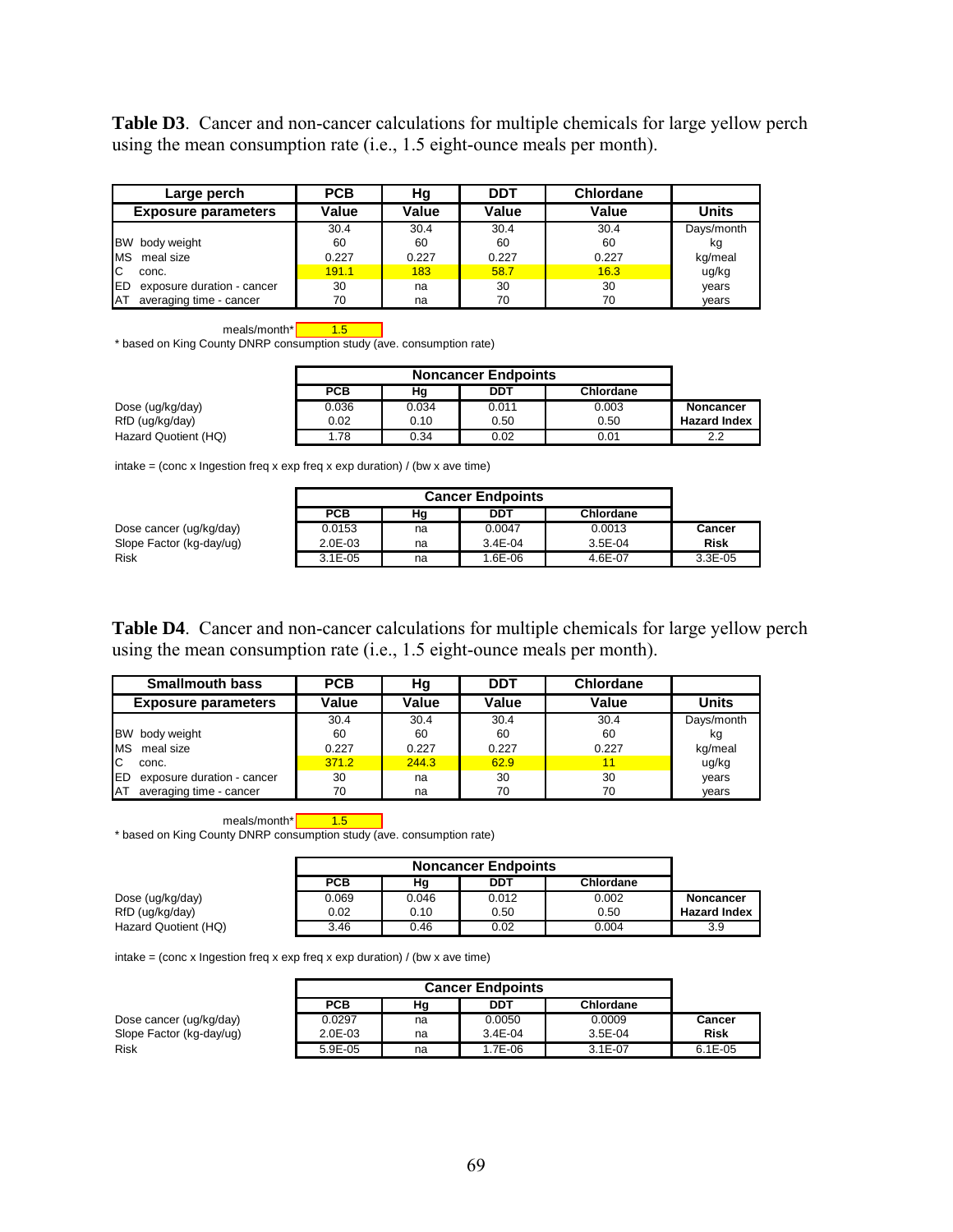**Table D3**. Cancer and non-cancer calculations for multiple chemicals for large yellow perch using the mean consumption rate (i.e., 1.5 eight-ounce meals per month).

| Large perch | PCB | Hg | DDT | Chlordane | |
|---|---|---|---|---|---|
| Exposure parameters | Value | Value | Value | Value | Units |
| | 30.4 | 30.4 | 30.4 | 30.4 | Days/month |
| BW body weight | 60 | 60 | 60 | 60 | kg |
| MS meal size | 0.227 | 0.227 | 0.227 | 0.227 | kg/meal |
| C conc. | 191.1 | 183 | 58.7 | 16.3 | ug/kg |
| ED exposure duration - cancer | 30 | na | 30 | 30 | years |
| AT averaging time - cancer | 70 | na | 70 | 70 | years |

meals/month* 1.5

\* based on King County DNRP consumption study (ave. consumption rate)

| | Noncancer Endpoints | | | | |
|---|---|---|---|---|---|
| | PCB | Hg | DDT | Chlordane | |
| Dose (ug/kg/day) | 0.036 | 0.034 | 0.011 | 0.003 | Noncancer |
| RfD (ug/kg/day) | 0.02 | 0.10 | 0.50 | 0.50 | Hazard Index |
| Hazard Quotient (HQ) | 1.78 | 0.34 | 0.02 | 0.01 | 2.2 |

intake = (conc x Ingestion freq x exp freq x exp duration) / (bw x ave time)

| | Cancer Endpoints | | | | |
|---|---|---|---|---|---|
| | PCB | Hg | DDT | Chlordane | |
| Dose cancer (ug/kg/day) | 0.0153 | na | 0.0047 | 0.0013 | Cancer |
| Slope Factor (kg-day/ug) | 2.0E-03 | na | 3.4E-04 | 3.5E-04 | Risk |
| Risk | 3.1E-05 | na | 1.6E-06 | 4.6E-07 | 3.3E-05 |

**Table D4**. Cancer and non-cancer calculations for multiple chemicals for large yellow perch using the mean consumption rate (i.e., 1.5 eight-ounce meals per month).

| Smallmouth bass | PCB | Hg | DDT | Chlordane | |
|---|---|---|---|---|---|
| Exposure parameters | Value | Value | Value | Value | Units |
| | 30.4 | 30.4 | 30.4 | 30.4 | Days/month |
| BW body weight | 60 | 60 | 60 | 60 | kg |
| MS meal size | 0.227 | 0.227 | 0.227 | 0.227 | kg/meal |
| C conc. | 371.2 | 244.3 | 62.9 | 11 | ug/kg |
| ED exposure duration - cancer | 30 | na | 30 | 30 | years |
| AT averaging time - cancer | 70 | na | 70 | 70 | years |

meals/month* 1.5

\* based on King County DNRP consumption study (ave. consumption rate)

| | Noncancer Endpoints | | | | |
|---|---|---|---|---|---|
| | PCB | Hg | DDT | Chlordane | |
| Dose (ug/kg/day) | 0.069 | 0.046 | 0.012 | 0.002 | Noncancer |
| RfD (ug/kg/day) | 0.02 | 0.10 | 0.50 | 0.50 | Hazard Index |
| Hazard Quotient (HQ) | 3.46 | 0.46 | 0.02 | 0.004 | 3.9 |

intake = (conc x Ingestion freq x exp freq x exp duration) / (bw x ave time)

| | Cancer Endpoints | | | | |
|---|---|---|---|---|---|
| | PCB | Hg | DDT | Chlordane | |
| Dose cancer (ug/kg/day) | 0.0297 | na | 0.0050 | 0.0009 | Cancer |
| Slope Factor (kg-day/ug) | 2.0E-03 | na | 3.4E-04 | 3.5E-04 | Risk |
| Risk | 5.9E-05 | na | 1.7E-06 | 3.1E-07 | 6.1E-05 |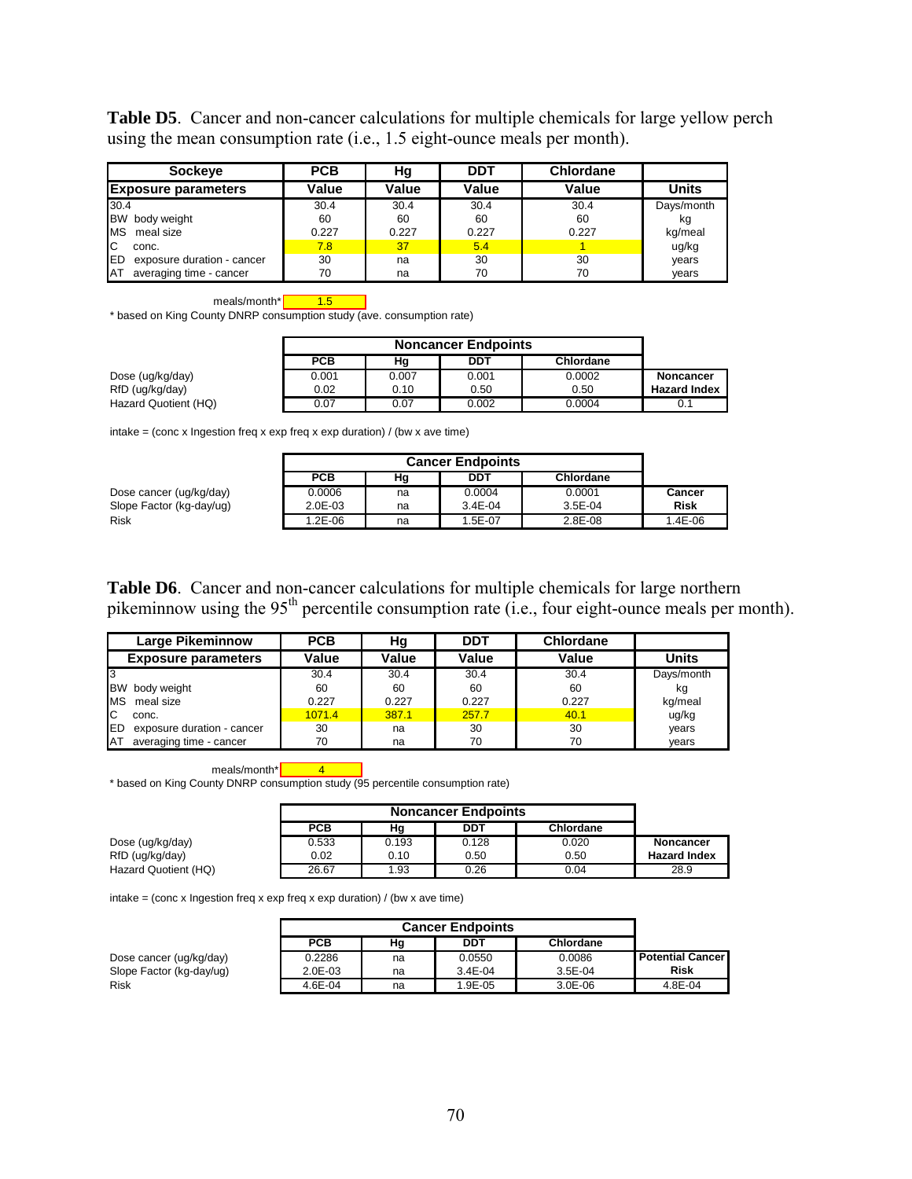**Table D5**. Cancer and non-cancer calculations for multiple chemicals for large yellow perch using the mean consumption rate (i.e., 1.5 eight-ounce meals per month).

| Sockeye | PCB | Hg | DDT | Chlordane | |
|---|---|---|---|---|---|
| **Exposure parameters** | **Value** | **Value** | **Value** | **Value** | **Units** |
| 30.4 | 30.4 | 30.4 | 30.4 | 30.4 | Days/month |
| BW body weight | 60 | 60 | 60 | 60 | kg |
| MS meal size | 0.227 | 0.227 | 0.227 | 0.227 | kg/meal |
| C conc. | 7.8 | 37 | 5.4 | 1 | ug/kg |
| ED exposure duration - cancer | 30 | na | 30 | 30 | years |
| AT averaging time - cancer | 70 | na | 70 | 70 | years |

meals/month* 1.5

\* based on King County DNRP consumption study (ave. consumption rate)

| | Noncancer Endpoints | | | | |
|---|---|---|---|---|---|
| | **PCB** | **Hg** | **DDT** | **Chlordane** | |
| Dose (ug/kg/day) | 0.001 | 0.007 | 0.001 | 0.0002 | **Noncancer** |
| RfD (ug/kg/day) | 0.02 | 0.10 | 0.50 | 0.50 | **Hazard Index** |
| Hazard Quotient (HQ) | 0.07 | 0.07 | 0.002 | 0.0004 | 0.1 |

intake = (conc x Ingestion freq x exp freq x exp duration) / (bw x ave time)

| | Cancer Endpoints | | | | |
|---|---|---|---|---|---|
| | **PCB** | **Hg** | **DDT** | **Chlordane** | |
| Dose cancer (ug/kg/day) | 0.0006 | na | 0.0004 | 0.0001 | **Cancer** |
| Slope Factor (kg-day/ug) | 2.0E-03 | na | 3.4E-04 | 3.5E-04 | **Risk** |
| Risk | 1.2E-06 | na | 1.5E-07 | 2.8E-08 | 1.4E-06 |

**Table D6**. Cancer and non-cancer calculations for multiple chemicals for large northern pikeminnow using the 95th percentile consumption rate (i.e., four eight-ounce meals per month).

| Large Pikeminnow | PCB | Hg | DDT | Chlordane | |
|---|---|---|---|---|---|
| **Exposure parameters** | **Value** | **Value** | **Value** | **Value** | **Units** |
| 3 | 30.4 | 30.4 | 30.4 | 30.4 | Days/month |
| BW body weight | 60 | 60 | 60 | 60 | kg |
| MS meal size | 0.227 | 0.227 | 0.227 | 0.227 | kg/meal |
| C conc. | 1071.4 | 387.1 | 257.7 | 40.1 | ug/kg |
| ED exposure duration - cancer | 30 | na | 30 | 30 | years |
| AT averaging time - cancer | 70 | na | 70 | 70 | years |

meals/month* 4

\* based on King County DNRP consumption study (95 percentile consumption rate)

| | Noncancer Endpoints | | | | |
|---|---|---|---|---|---|
| | **PCB** | **Hg** | **DDT** | **Chlordane** | |
| Dose (ug/kg/day) | 0.533 | 0.193 | 0.128 | 0.020 | **Noncancer** |
| RfD (ug/kg/day) | 0.02 | 0.10 | 0.50 | 0.50 | **Hazard Index** |
| Hazard Quotient (HQ) | 26.67 | 1.93 | 0.26 | 0.04 | 28.9 |

intake = (conc x Ingestion freq x exp freq x exp duration) / (bw x ave time)

| | Cancer Endpoints | | | | |
|---|---|---|---|---|---|
| | **PCB** | **Hg** | **DDT** | **Chlordane** | |
| Dose cancer (ug/kg/day) | 0.2286 | na | 0.0550 | 0.0086 | **Potential Cancer** |
| Slope Factor (kg-day/ug) | 2.0E-03 | na | 3.4E-04 | 3.5E-04 | **Risk** |
| Risk | 4.6E-04 | na | 1.9E-05 | 3.0E-06 | 4.8E-04 |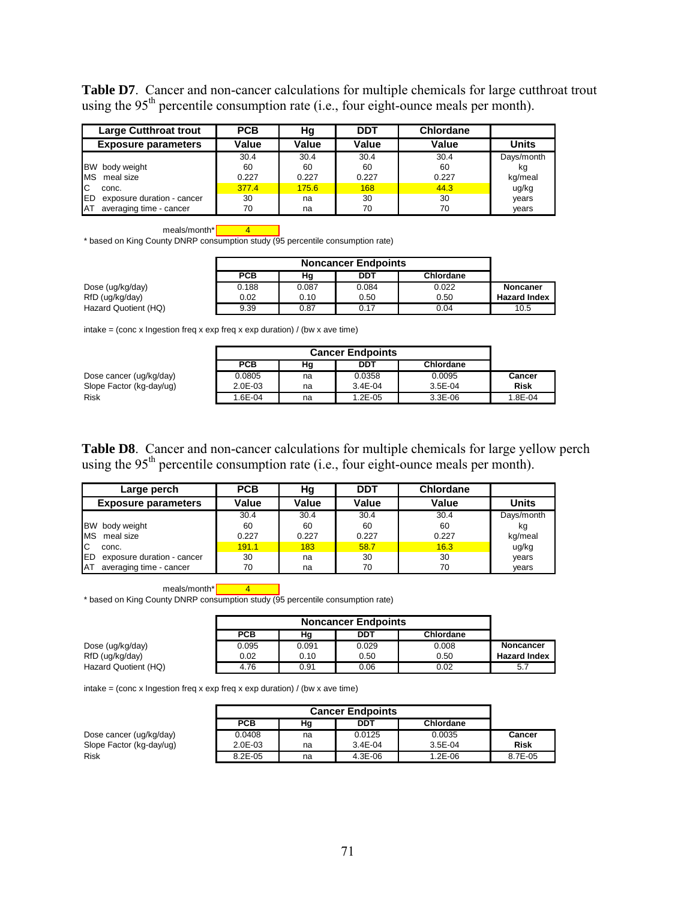**Table D7**. Cancer and non-cancer calculations for multiple chemicals for large cutthroat trout using the 95$^{th}$ percentile consumption rate (i.e., four eight-ounce meals per month).

| Large Cutthroat trout | PCB | Hg | DDT | Chlordane | |
|---|---|---|---|---|---|
| **Exposure parameters** | **Value** | **Value** | **Value** | **Value** | **Units** |
| | 30.4 | 30.4 | 30.4 | 30.4 | Days/month |
| BW body weight | 60 | 60 | 60 | 60 | kg |
| MS meal size | 0.227 | 0.227 | 0.227 | 0.227 | kg/meal |
| C conc. | 377.4 | 175.6 | 168 | 44.3 | ug/kg |
| ED exposure duration - cancer | 30 | na | 30 | 30 | years |
| AT averaging time - cancer | 70 | na | 70 | 70 | years |

meals/month* 4

\* based on King County DNRP consumption study (95 percentile consumption rate)

| | Noncancer Endpoints | | | | |
|---|---|---|---|---|---|
| | **PCB** | **Hg** | **DDT** | **Chlordane** | |
| Dose (ug/kg/day) | 0.188 | 0.087 | 0.084 | 0.022 | **Noncaner** |
| RfD (ug/kg/day) | 0.02 | 0.10 | 0.50 | 0.50 | **Hazard Index** |
| Hazard Quotient (HQ) | 9.39 | 0.87 | 0.17 | 0.04 | 10.5 |

intake = (conc x Ingestion freq x exp freq x exp duration) / (bw x ave time)

| | Cancer Endpoints | | | | |
|---|---|---|---|---|---|
| | **PCB** | **Hg** | **DDT** | **Chlordane** | |
| Dose cancer (ug/kg/day) | 0.0805 | na | 0.0358 | 0.0095 | **Cancer** |
| Slope Factor (kg-day/ug) | 2.0E-03 | na | 3.4E-04 | 3.5E-04 | **Risk** |
| Risk | 1.6E-04 | na | 1.2E-05 | 3.3E-06 | 1.8E-04 |

**Table D8**. Cancer and non-cancer calculations for multiple chemicals for large yellow perch using the 95$^{th}$ percentile consumption rate (i.e., four eight-ounce meals per month).

| Large perch | PCB | Hg | DDT | Chlordane | |
|---|---|---|---|---|---|
| **Exposure parameters** | **Value** | **Value** | **Value** | **Value** | **Units** |
| | 30.4 | 30.4 | 30.4 | 30.4 | Days/month |
| BW body weight | 60 | 60 | 60 | 60 | kg |
| MS meal size | 0.227 | 0.227 | 0.227 | 0.227 | kg/meal |
| C conc. | 191.1 | 183 | 58.7 | 16.3 | ug/kg |
| ED exposure duration - cancer | 30 | na | 30 | 30 | years |
| AT averaging time - cancer | 70 | na | 70 | 70 | years |

meals/month* 4

\* based on King County DNRP consumption study (95 percentile consumption rate)

| | Noncancer Endpoints | | | | |
|---|---|---|---|---|---|
| | **PCB** | **Hg** | **DDT** | **Chlordane** | |
| Dose (ug/kg/day) | 0.095 | 0.091 | 0.029 | 0.008 | **Noncancer** |
| RfD (ug/kg/day) | 0.02 | 0.10 | 0.50 | 0.50 | **Hazard Index** |
| Hazard Quotient (HQ) | 4.76 | 0.91 | 0.06 | 0.02 | 5.7 |

intake = (conc x Ingestion freq x exp freq x exp duration) / (bw x ave time)

| | Cancer Endpoints | | | | |
|---|---|---|---|---|---|
| | **PCB** | **Hg** | **DDT** | **Chlordane** | |
| Dose cancer (ug/kg/day) | 0.0408 | na | 0.0125 | 0.0035 | **Cancer** |
| Slope Factor (kg-day/ug) | 2.0E-03 | na | 3.4E-04 | 3.5E-04 | **Risk** |
| Risk | 8.2E-05 | na | 4.3E-06 | 1.2E-06 | 8.7E-05 |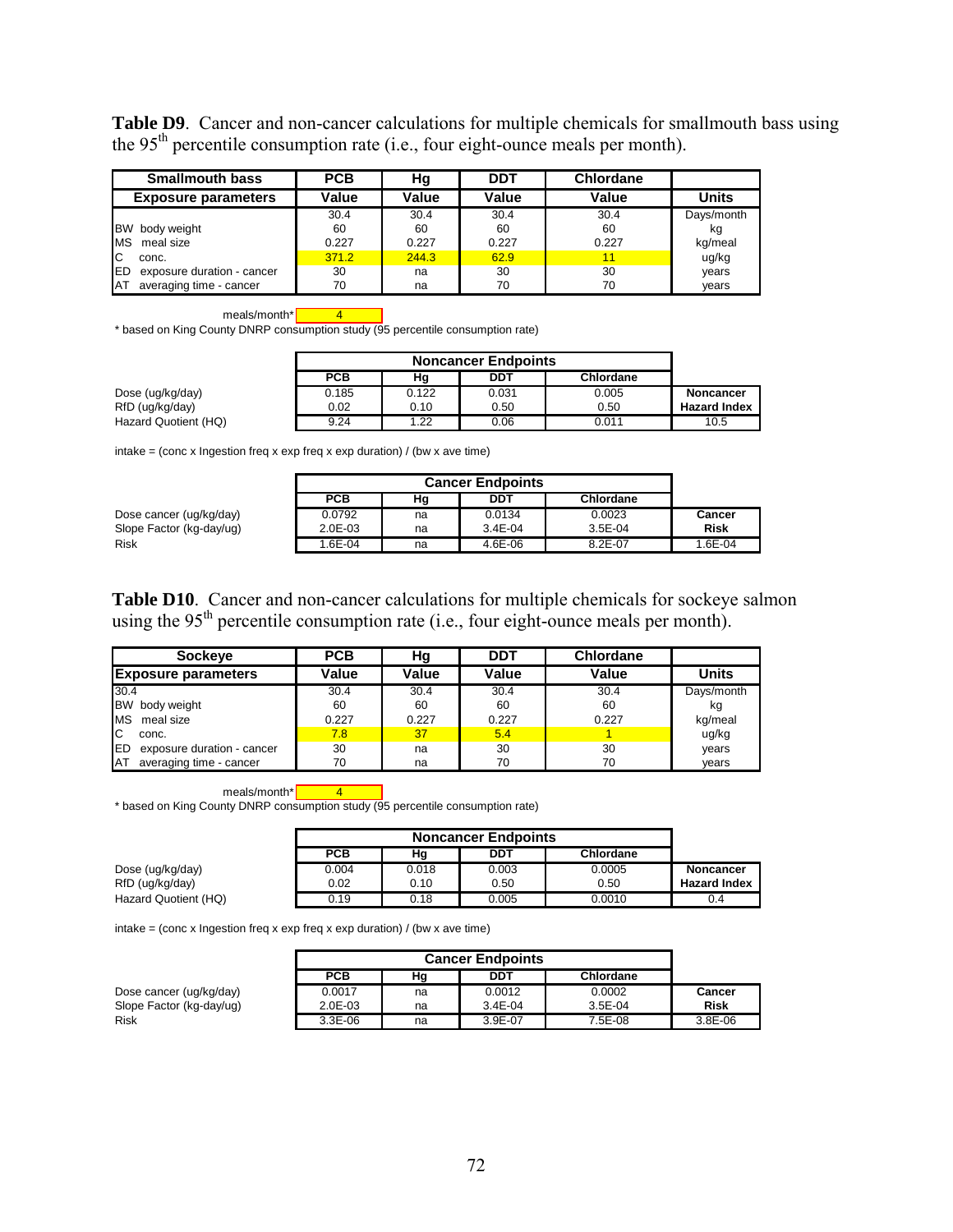**Table D9**. Cancer and non-cancer calculations for multiple chemicals for smallmouth bass using the 95[th] percentile consumption rate (i.e., four eight-ounce meals per month).

| Smallmouth bass | PCB | Hg | DDT | Chlordane | |
|---|---|---|---|---|---|
| **Exposure parameters** | **Value** | **Value** | **Value** | **Value** | **Units** |
| | 30.4 | 30.4 | 30.4 | 30.4 | Days/month |
| BW body weight | 60 | 60 | 60 | 60 | kg |
| MS meal size | 0.227 | 0.227 | 0.227 | 0.227 | kg/meal |
| C conc. | 371.2 | 244.3 | 62.9 | 11 | ug/kg |
| ED exposure duration - cancer | 30 | na | 30 | 30 | years |
| AT averaging time - cancer | 70 | na | 70 | 70 | years |

meals/month* 4

* based on King County DNRP consumption study (95 percentile consumption rate)

| | Noncancer Endpoints | | | | |
|---|---|---|---|---|---|
| | **PCB** | **Hg** | **DDT** | **Chlordane** | |
| Dose (ug/kg/day) | 0.185 | 0.122 | 0.031 | 0.005 | **Noncancer** |
| RfD (ug/kg/day) | 0.02 | 0.10 | 0.50 | 0.50 | **Hazard Index** |
| Hazard Quotient (HQ) | 9.24 | 1.22 | 0.06 | 0.011 | 10.5 |

intake = (conc x Ingestion freq x exp freq x exp duration) / (bw x ave time)

| | Cancer Endpoints | | | | |
|---|---|---|---|---|---|
| | **PCB** | **Hg** | **DDT** | **Chlordane** | |
| Dose cancer (ug/kg/day) | 0.0792 | na | 0.0134 | 0.0023 | **Cancer** |
| Slope Factor (kg-day/ug) | 2.0E-03 | na | 3.4E-04 | 3.5E-04 | **Risk** |
| Risk | 1.6E-04 | na | 4.6E-06 | 8.2E-07 | 1.6E-04 |

**Table D10**. Cancer and non-cancer calculations for multiple chemicals for sockeye salmon using the 95[th] percentile consumption rate (i.e., four eight-ounce meals per month).

| Sockeye | PCB | Hg | DDT | Chlordane | |
|---|---|---|---|---|---|
| **Exposure parameters** | **Value** | **Value** | **Value** | **Value** | **Units** |
| 30.4 | 30.4 | 30.4 | 30.4 | 30.4 | Days/month |
| BW body weight | 60 | 60 | 60 | 60 | kg |
| MS meal size | 0.227 | 0.227 | 0.227 | 0.227 | kg/meal |
| C conc. | 7.8 | 37 | 5.4 | 1 | ug/kg |
| ED exposure duration - cancer | 30 | na | 30 | 30 | years |
| AT averaging time - cancer | 70 | na | 70 | 70 | years |

meals/month* 4

* based on King County DNRP consumption study (95 percentile consumption rate)

| | Noncancer Endpoints | | | | |
|---|---|---|---|---|---|
| | **PCB** | **Hg** | **DDT** | **Chlordane** | |
| Dose (ug/kg/day) | 0.004 | 0.018 | 0.003 | 0.0005 | **Noncancer** |
| RfD (ug/kg/day) | 0.02 | 0.10 | 0.50 | 0.50 | **Hazard Index** |
| Hazard Quotient (HQ) | 0.19 | 0.18 | 0.005 | 0.0010 | 0.4 |

intake = (conc x Ingestion freq x exp freq x exp duration) / (bw x ave time)

| | Cancer Endpoints | | | | |
|---|---|---|---|---|---|
| | **PCB** | **Hg** | **DDT** | **Chlordane** | |
| Dose cancer (ug/kg/day) | 0.0017 | na | 0.0012 | 0.0002 | **Cancer** |
| Slope Factor (kg-day/ug) | 2.0E-03 | na | 3.4E-04 | 3.5E-04 | **Risk** |
| Risk | 3.3E-06 | na | 3.9E-07 | 7.5E-08 | 3.8E-06 |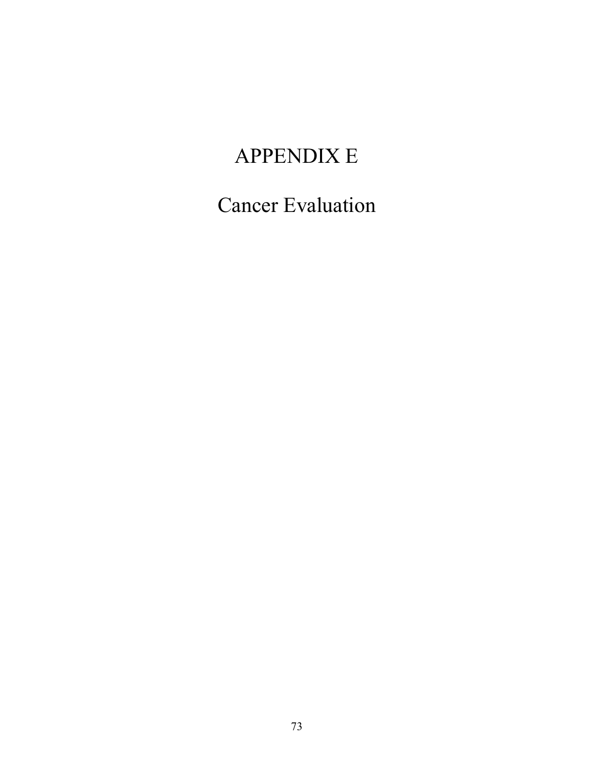# APPENDIX E

## Cancer Evaluation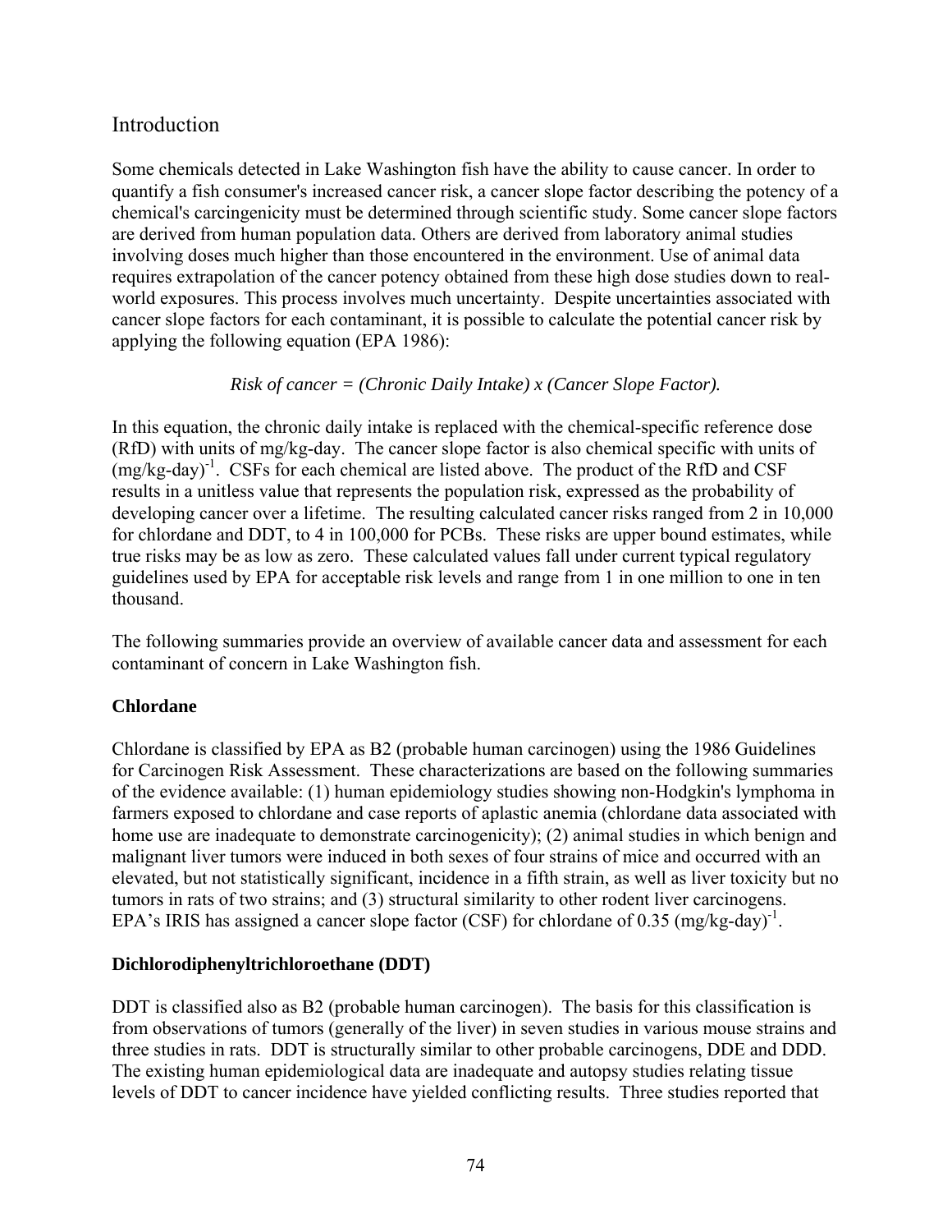## Introduction

Some chemicals detected in Lake Washington fish have the ability to cause cancer. In order to quantify a fish consumer's increased cancer risk, a cancer slope factor describing the potency of a chemical's carcingenicity must be determined through scientific study. Some cancer slope factors are derived from human population data. Others are derived from laboratory animal studies involving doses much higher than those encountered in the environment. Use of animal data requires extrapolation of the cancer potency obtained from these high dose studies down to real-world exposures. This process involves much uncertainty. Despite uncertainties associated with cancer slope factors for each contaminant, it is possible to calculate the potential cancer risk by applying the following equation (EPA 1986):

*Risk of cancer = (Chronic Daily Intake) x (Cancer Slope Factor).*

In this equation, the chronic daily intake is replaced with the chemical-specific reference dose (RfD) with units of mg/kg-day. The cancer slope factor is also chemical specific with units of $(mg/kg\text{-}day)^{-1}$. CSFs for each chemical are listed above. The product of the RfD and CSF results in a unitless value that represents the population risk, expressed as the probability of developing cancer over a lifetime. The resulting calculated cancer risks ranged from 2 in 10,000 for chlordane and DDT, to 4 in 100,000 for PCBs. These risks are upper bound estimates, while true risks may be as low as zero. These calculated values fall under current typical regulatory guidelines used by EPA for acceptable risk levels and range from 1 in one million to one in ten thousand.

The following summaries provide an overview of available cancer data and assessment for each contaminant of concern in Lake Washington fish.

### Chlordane

Chlordane is classified by EPA as B2 (probable human carcinogen) using the 1986 Guidelines for Carcinogen Risk Assessment. These characterizations are based on the following summaries of the evidence available: (1) human epidemiology studies showing non-Hodgkin's lymphoma in farmers exposed to chlordane and case reports of aplastic anemia (chlordane data associated with home use are inadequate to demonstrate carcinogenicity); (2) animal studies in which benign and malignant liver tumors were induced in both sexes of four strains of mice and occurred with an elevated, but not statistically significant, incidence in a fifth strain, as well as liver toxicity but no tumors in rats of two strains; and (3) structural similarity to other rodent liver carcinogens. EPA's IRIS has assigned a cancer slope factor (CSF) for chlordane of 0.35 $(mg/kg\text{-}day)^{-1}$.

### Dichlorodiphenyltrichloroethane (DDT)

DDT is classified also as B2 (probable human carcinogen). The basis for this classification is from observations of tumors (generally of the liver) in seven studies in various mouse strains and three studies in rats. DDT is structurally similar to other probable carcinogens, DDE and DDD. The existing human epidemiological data are inadequate and autopsy studies relating tissue levels of DDT to cancer incidence have yielded conflicting results. Three studies reported that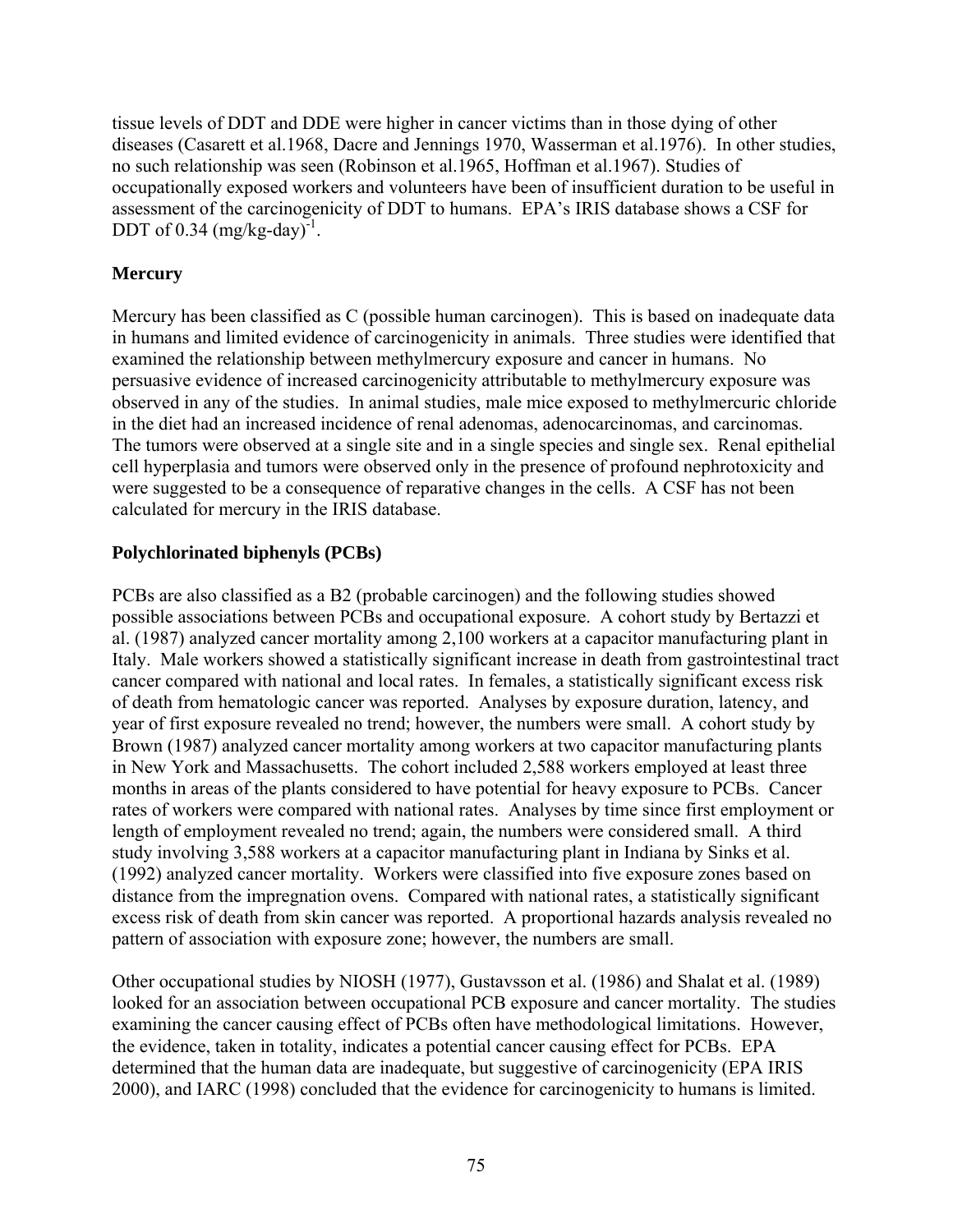tissue levels of DDT and DDE were higher in cancer victims than in those dying of other diseases (Casarett et al.1968, Dacre and Jennings 1970, Wasserman et al.1976). In other studies, no such relationship was seen (Robinson et al.1965, Hoffman et al.1967). Studies of occupationally exposed workers and volunteers have been of insufficient duration to be useful in assessment of the carcinogenicity of DDT to humans. EPA's IRIS database shows a CSF for DDT of 0.34 $(mg/kg\text{-}day)^{-1}$.

**Mercury**

Mercury has been classified as C (possible human carcinogen). This is based on inadequate data in humans and limited evidence of carcinogenicity in animals. Three studies were identified that examined the relationship between methylmercury exposure and cancer in humans. No persuasive evidence of increased carcinogenicity attributable to methylmercury exposure was observed in any of the studies. In animal studies, male mice exposed to methylmercuric chloride in the diet had an increased incidence of renal adenomas, adenocarcinomas, and carcinomas. The tumors were observed at a single site and in a single species and single sex. Renal epithelial cell hyperplasia and tumors were observed only in the presence of profound nephrotoxicity and were suggested to be a consequence of reparative changes in the cells. A CSF has not been calculated for mercury in the IRIS database.

**Polychlorinated biphenyls (PCBs)**

PCBs are also classified as a B2 (probable carcinogen) and the following studies showed possible associations between PCBs and occupational exposure. A cohort study by Bertazzi et al. (1987) analyzed cancer mortality among 2,100 workers at a capacitor manufacturing plant in Italy. Male workers showed a statistically significant increase in death from gastrointestinal tract cancer compared with national and local rates. In females, a statistically significant excess risk of death from hematologic cancer was reported. Analyses by exposure duration, latency, and year of first exposure revealed no trend; however, the numbers were small. A cohort study by Brown (1987) analyzed cancer mortality among workers at two capacitor manufacturing plants in New York and Massachusetts. The cohort included 2,588 workers employed at least three months in areas of the plants considered to have potential for heavy exposure to PCBs. Cancer rates of workers were compared with national rates. Analyses by time since first employment or length of employment revealed no trend; again, the numbers were considered small. A third study involving 3,588 workers at a capacitor manufacturing plant in Indiana by Sinks et al. (1992) analyzed cancer mortality. Workers were classified into five exposure zones based on distance from the impregnation ovens. Compared with national rates, a statistically significant excess risk of death from skin cancer was reported. A proportional hazards analysis revealed no pattern of association with exposure zone; however, the numbers are small.

Other occupational studies by NIOSH (1977), Gustavsson et al. (1986) and Shalat et al. (1989) looked for an association between occupational PCB exposure and cancer mortality. The studies examining the cancer causing effect of PCBs often have methodological limitations. However, the evidence, taken in totality, indicates a potential cancer causing effect for PCBs. EPA determined that the human data are inadequate, but suggestive of carcinogenicity (EPA IRIS 2000), and IARC (1998) concluded that the evidence for carcinogenicity to humans is limited.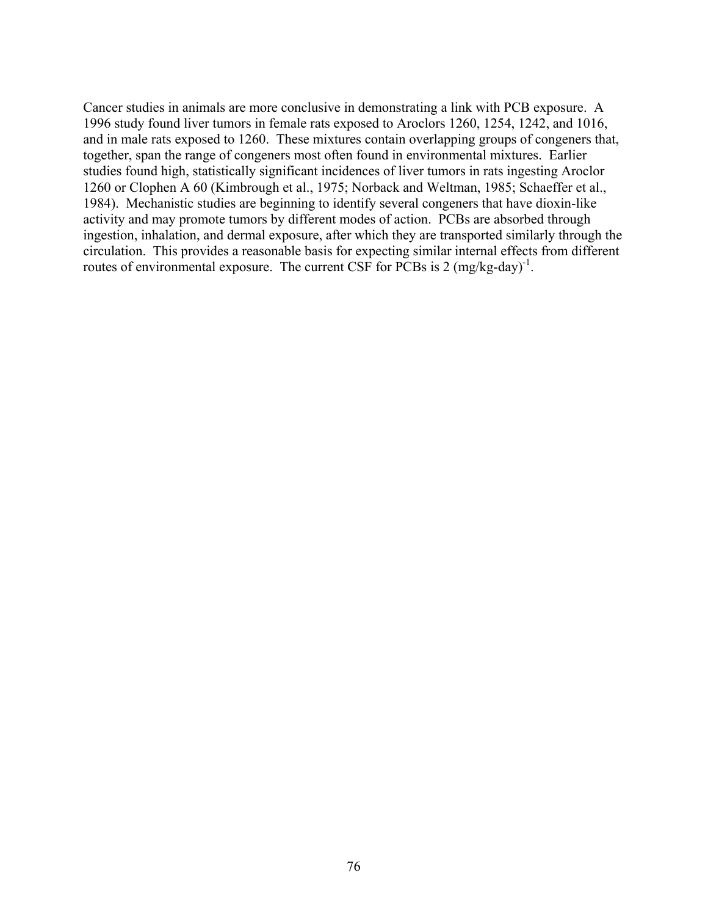Cancer studies in animals are more conclusive in demonstrating a link with PCB exposure. A 1996 study found liver tumors in female rats exposed to Aroclors 1260, 1254, 1242, and 1016, and in male rats exposed to 1260. These mixtures contain overlapping groups of congeners that, together, span the range of congeners most often found in environmental mixtures. Earlier studies found high, statistically significant incidences of liver tumors in rats ingesting Aroclor 1260 or Clophen A 60 (Kimbrough et al., 1975; Norback and Weltman, 1985; Schaeffer et al., 1984). Mechanistic studies are beginning to identify several congeners that have dioxin-like activity and may promote tumors by different modes of action. PCBs are absorbed through ingestion, inhalation, and dermal exposure, after which they are transported similarly through the circulation. This provides a reasonable basis for expecting similar internal effects from different routes of environmental exposure. The current CSF for PCBs is 2 $(mg/kg\text{-}day)^{-1}$.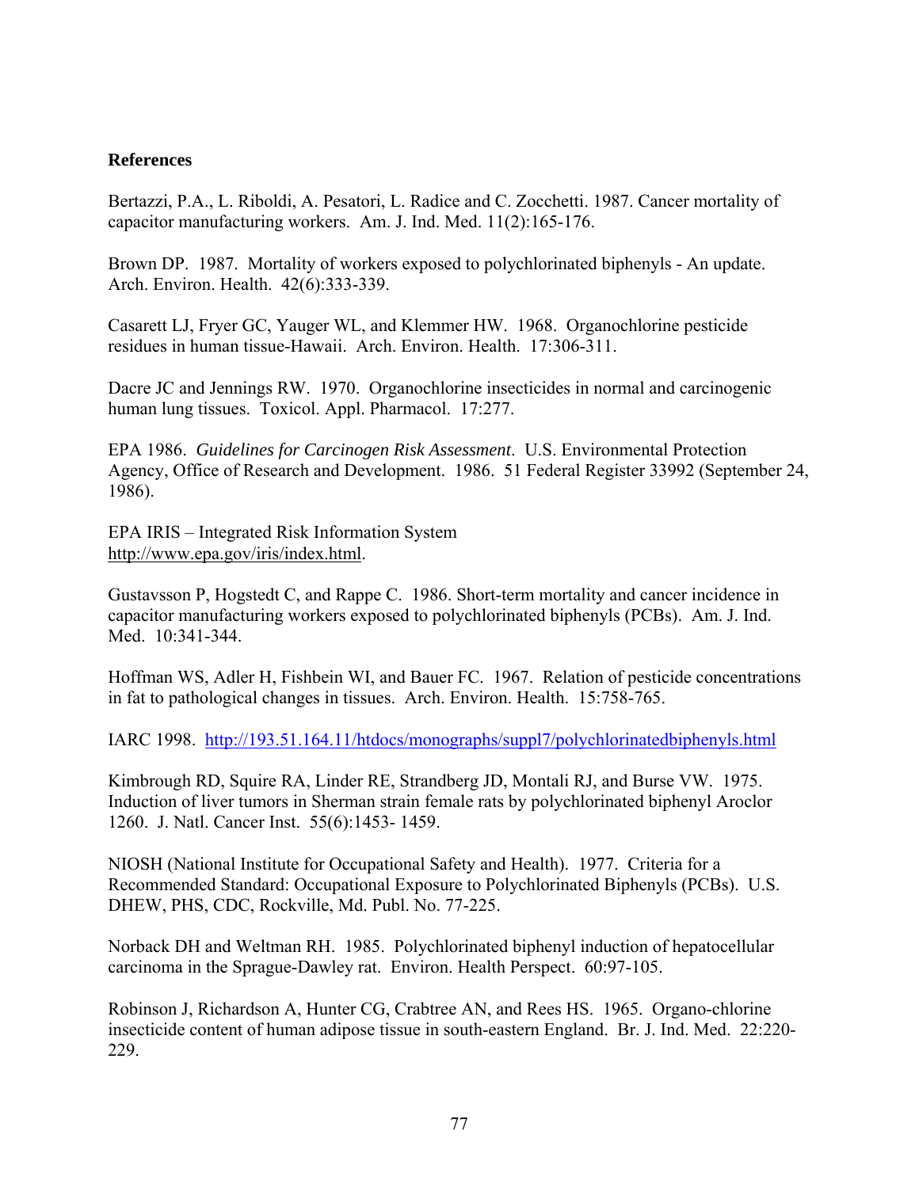**References**

Bertazzi, P.A., L. Riboldi, A. Pesatori, L. Radice and C. Zocchetti. 1987. Cancer mortality of capacitor manufacturing workers. Am. J. Ind. Med. 11(2):165-176.

Brown DP. 1987. Mortality of workers exposed to polychlorinated biphenyls - An update. Arch. Environ. Health. 42(6):333-339.

Casarett LJ, Fryer GC, Yauger WL, and Klemmer HW. 1968. Organochlorine pesticide residues in human tissue-Hawaii. Arch. Environ. Health. 17:306-311.

Dacre JC and Jennings RW. 1970. Organochlorine insecticides in normal and carcinogenic human lung tissues. Toxicol. Appl. Pharmacol. 17:277.

EPA 1986. *Guidelines for Carcinogen Risk Assessment*. U.S. Environmental Protection Agency, Office of Research and Development. 1986. 51 Federal Register 33992 (September 24, 1986).

EPA IRIS – Integrated Risk Information System http://www.epa.gov/iris/index.html.

Gustavsson P, Hogstedt C, and Rappe C. 1986. Short-term mortality and cancer incidence in capacitor manufacturing workers exposed to polychlorinated biphenyls (PCBs). Am. J. Ind. Med. 10:341-344.

Hoffman WS, Adler H, Fishbein WI, and Bauer FC. 1967. Relation of pesticide concentrations in fat to pathological changes in tissues. Arch. Environ. Health. 15:758-765.

IARC 1998. http://193.51.164.11/htdocs/monographs/suppl7/polychlorinatedbiphenyls.html

Kimbrough RD, Squire RA, Linder RE, Strandberg JD, Montali RJ, and Burse VW. 1975. Induction of liver tumors in Sherman strain female rats by polychlorinated biphenyl Aroclor 1260. J. Natl. Cancer Inst. 55(6):1453- 1459.

NIOSH (National Institute for Occupational Safety and Health). 1977. Criteria for a Recommended Standard: Occupational Exposure to Polychlorinated Biphenyls (PCBs). U.S. DHEW, PHS, CDC, Rockville, Md. Publ. No. 77-225.

Norback DH and Weltman RH. 1985. Polychlorinated biphenyl induction of hepatocellular carcinoma in the Sprague-Dawley rat. Environ. Health Perspect. 60:97-105.

Robinson J, Richardson A, Hunter CG, Crabtree AN, and Rees HS. 1965. Organo-chlorine insecticide content of human adipose tissue in south-eastern England. Br. J. Ind. Med. 22:220-229.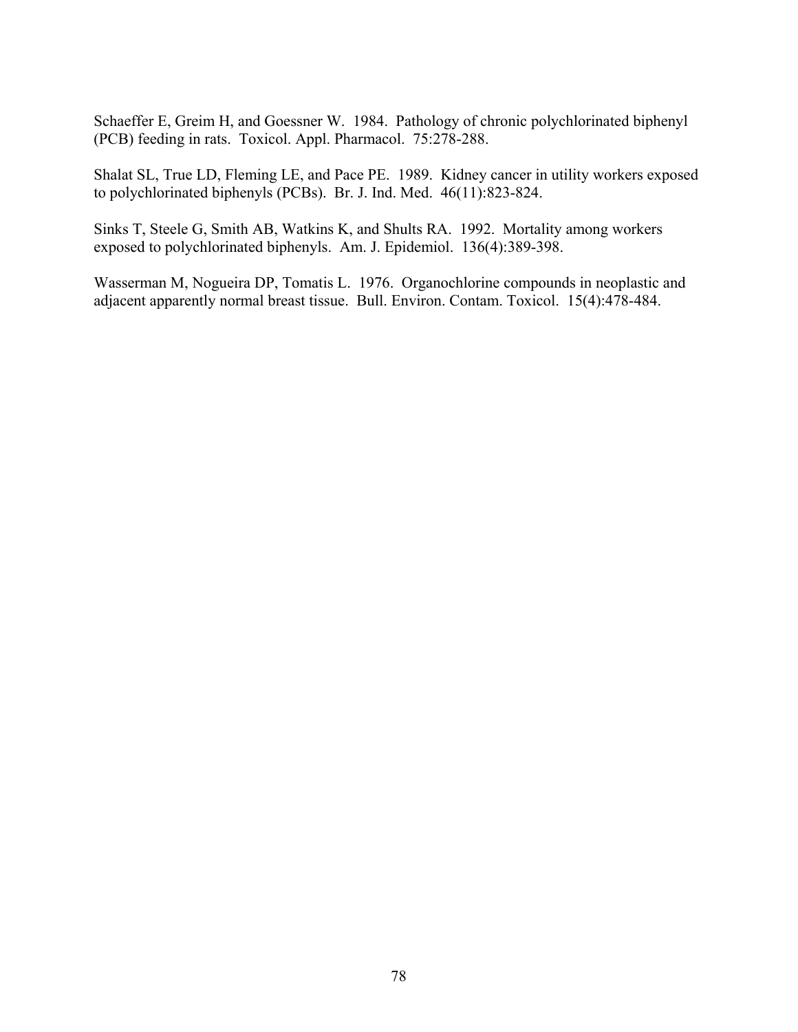Schaeffer E, Greim H, and Goessner W. 1984. Pathology of chronic polychlorinated biphenyl (PCB) feeding in rats. Toxicol. Appl. Pharmacol. 75:278-288.

Shalat SL, True LD, Fleming LE, and Pace PE. 1989. Kidney cancer in utility workers exposed to polychlorinated biphenyls (PCBs). Br. J. Ind. Med. 46(11):823-824.

Sinks T, Steele G, Smith AB, Watkins K, and Shults RA. 1992. Mortality among workers exposed to polychlorinated biphenyls. Am. J. Epidemiol. 136(4):389-398.

Wasserman M, Nogueira DP, Tomatis L. 1976. Organochlorine compounds in neoplastic and adjacent apparently normal breast tissue. Bull. Environ. Contam. Toxicol. 15(4):478-484.